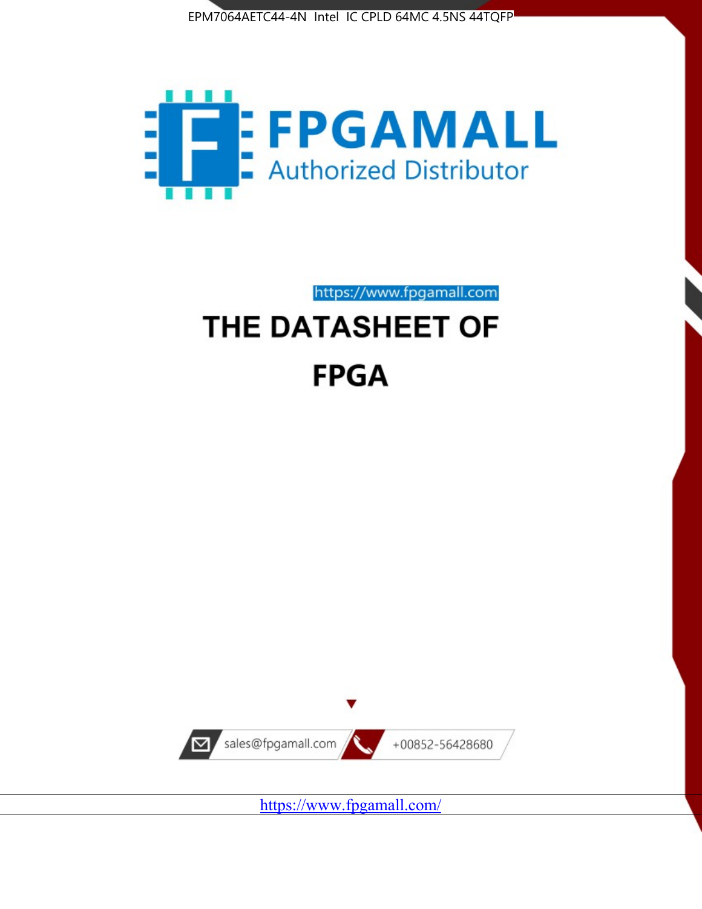EPM7064AETC44-4N Intel IC CPLD 64MC 4.5NS 44TQFP

FPGAMALL

Authorized Distributor

https://www.fpgamall.com

# THE DATASHEET OF

# FPGA

sales@fpgamall.com

+00852-56428680

https://www.fpgamall.com/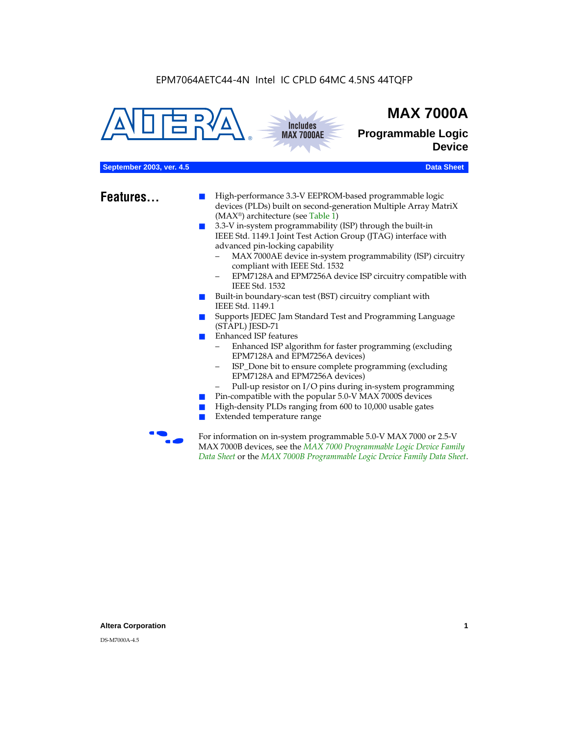EPM7064AETC44-4N Intel IC CPLD 64MC 4.5NS 44TQFP

# MAX 7000A

## Programmable Logic Device

Includes MAX 7000AE

**September 2003, ver. 4.5** **Data Sheet**

## Features...

- High-performance 3.3-V EEPROM-based programmable logic devices (PLDs) built on second-generation Multiple Array MatriX (MAX®) architecture (see Table 1)
- 3.3-V in-system programmability (ISP) through the built-in IEEE Std. 1149.1 Joint Test Action Group (JTAG) interface with advanced pin-locking capability
  - MAX 7000AE device in-system programmability (ISP) circuitry compliant with IEEE Std. 1532
  - EPM7128A and EPM7256A device ISP circuitry compatible with IEEE Std. 1532
- Built-in boundary-scan test (BST) circuitry compliant with IEEE Std. 1149.1
- Supports JEDEC Jam Standard Test and Programming Language (STAPL) JESD-71
- Enhanced ISP features
  - Enhanced ISP algorithm for faster programming (excluding EPM7128A and EPM7256A devices)
  - ISP_Done bit to ensure complete programming (excluding EPM7128A and EPM7256A devices)
  - Pull-up resistor on I/O pins during in-system programming
- Pin-compatible with the popular 5.0-V MAX 7000S devices
- High-density PLDs ranging from 600 to 10,000 usable gates
- Extended temperature range

For information on in-system programmable 5.0-V MAX 7000 or 2.5-V MAX 7000B devices, see the *MAX 7000 Programmable Logic Device Family Data Sheet* or the *MAX 7000B Programmable Logic Device Family Data Sheet*.

DS-M7000A-4.5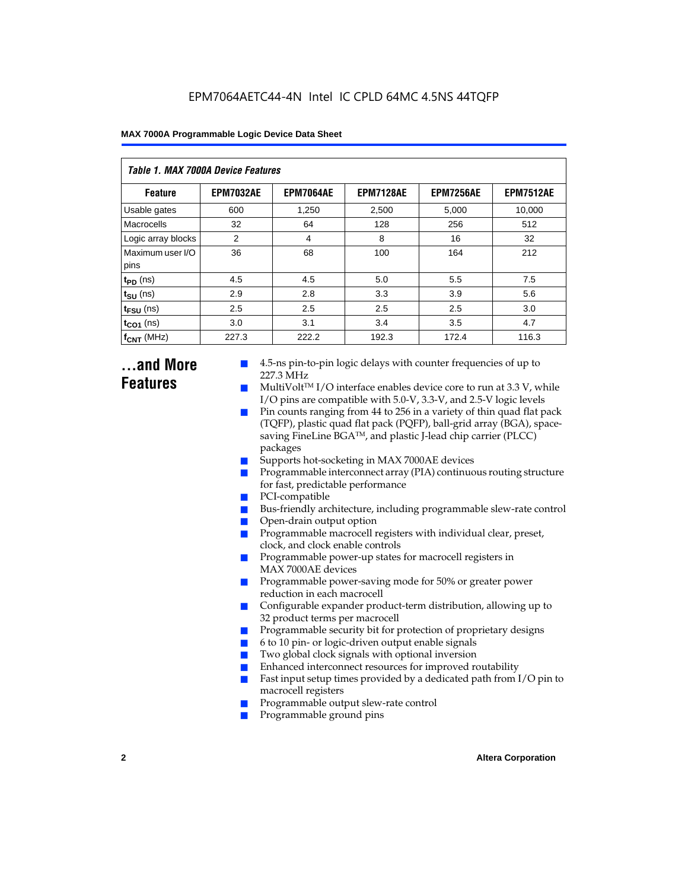*Table 1. MAX 7000A Device Features*

| Feature | EPM7032AE | EPM7064AE | EPM7128AE | EPM7256AE | EPM7512AE |
|---|---|---|---|---|---|
| Usable gates | 600 | 1,250 | 2,500 | 5,000 | 10,000 |
| Macrocells | 32 | 64 | 128 | 256 | 512 |
| Logic array blocks | 2 | 4 | 8 | 16 | 32 |
| Maximum user I/O pins | 36 | 68 | 100 | 164 | 212 |
| $t_{PD}$ (ns) | 4.5 | 4.5 | 5.0 | 5.5 | 7.5 |
| $t_{SU}$ (ns) | 2.9 | 2.8 | 3.3 | 3.9 | 5.6 |
| $t_{FSU}$ (ns) | 2.5 | 2.5 | 2.5 | 2.5 | 3.0 |
| $t_{CO1}$ (ns) | 3.0 | 3.1 | 3.4 | 3.5 | 4.7 |
| $f_{CNT}$ (MHz) | 227.3 | 222.2 | 192.3 | 172.4 | 116.3 |

## ...and More Features

- 4.5-ns pin-to-pin logic delays with counter frequencies of up to 227.3 MHz
- MultiVolt™ I/O interface enables device core to run at 3.3 V, while I/O pins are compatible with 5.0-V, 3.3-V, and 2.5-V logic levels
- Pin counts ranging from 44 to 256 in a variety of thin quad flat pack (TQFP), plastic quad flat pack (PQFP), ball-grid array (BGA), space-saving FineLine BGA™, and plastic J-lead chip carrier (PLCC) packages
- Supports hot-socketing in MAX 7000AE devices
- Programmable interconnect array (PIA) continuous routing structure for fast, predictable performance
- PCI-compatible
- Bus-friendly architecture, including programmable slew-rate control
- Open-drain output option
- Programmable macrocell registers with individual clear, preset, clock, and clock enable controls
- Programmable power-up states for macrocell registers in MAX 7000AE devices
- Programmable power-saving mode for 50% or greater power reduction in each macrocell
- Configurable expander product-term distribution, allowing up to 32 product terms per macrocell
- Programmable security bit for protection of proprietary designs
- 6 to 10 pin- or logic-driven output enable signals
- Two global clock signals with optional inversion
- Enhanced interconnect resources for improved routability
- Fast input setup times provided by a dedicated path from I/O pin to macrocell registers
- Programmable output slew-rate control
- Programmable ground pins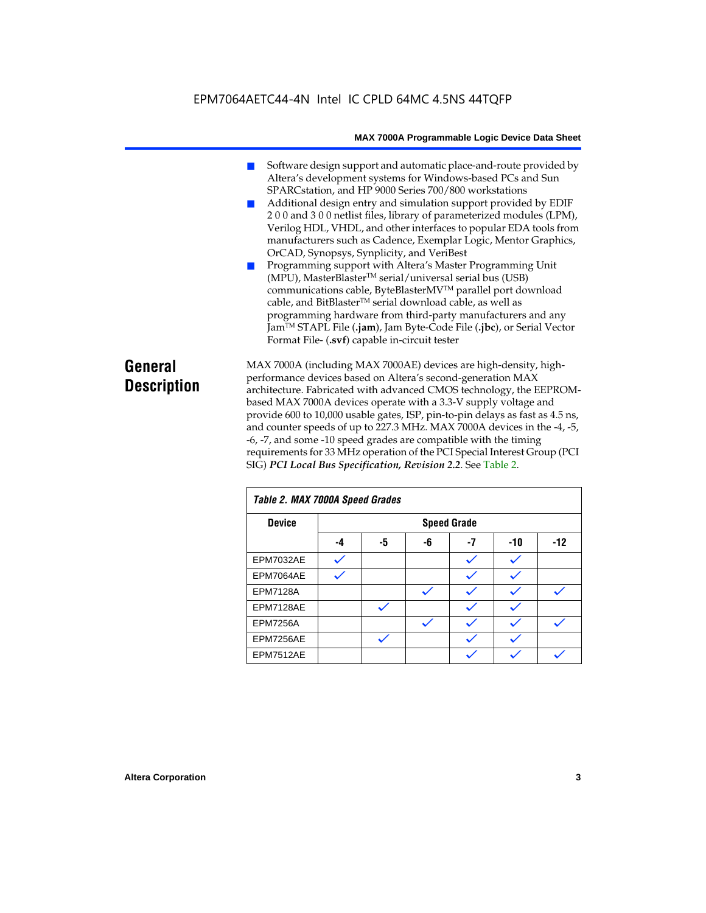- Software design support and automatic place-and-route provided by Altera's development systems for Windows-based PCs and Sun SPARCstation, and HP 9000 Series 700/800 workstations
- Additional design entry and simulation support provided by EDIF 2 0 0 and 3 0 0 netlist files, library of parameterized modules (LPM), Verilog HDL, VHDL, and other interfaces to popular EDA tools from manufacturers such as Cadence, Exemplar Logic, Mentor Graphics, OrCAD, Synopsys, Synplicity, and VeriBest
- Programming support with Altera's Master Programming Unit (MPU), MasterBlaster™ serial/universal serial bus (USB) communications cable, ByteBlasterMV™ parallel port download cable, and BitBlaster™ serial download cable, as well as programming hardware from third-party manufacturers and any Jam™ STAPL File (**.jam**), Jam Byte-Code File (**.jbc**), or Serial Vector Format File- (**.svf**) capable in-circuit tester

## General Description

MAX 7000A (including MAX 7000AE) devices are high-density, high-performance devices based on Altera's second-generation MAX architecture. Fabricated with advanced CMOS technology, the EEPROM-based MAX 7000A devices operate with a 3.3-V supply voltage and provide 600 to 10,000 usable gates, ISP, pin-to-pin delays as fast as 4.5 ns, and counter speeds of up to 227.3 MHz. MAX 7000A devices in the -4, -5, -6, -7, and some -10 speed grades are compatible with the timing requirements for 33 MHz operation of the PCI Special Interest Group (PCI SIG) ***PCI Local Bus Specification, Revision 2.2***. See Table 2.

*Table 2. MAX 7000A Speed Grades*

| Device | Speed Grade | | | | | |
|---|---|---|---|---|---|---|
| | -4 | -5 | -6 | -7 | -10 | -12 |
| EPM7032AE | ✓ | | | ✓ | ✓ | |
| EPM7064AE | ✓ | | | ✓ | ✓ | |
| EPM7128A | | | ✓ | ✓ | ✓ | ✓ |
| EPM7128AE | | ✓ | | ✓ | ✓ | |
| EPM7256A | | | ✓ | ✓ | ✓ | ✓ |
| EPM7256AE | | ✓ | | ✓ | ✓ | |
| EPM7512AE | | | | ✓ | ✓ | ✓ |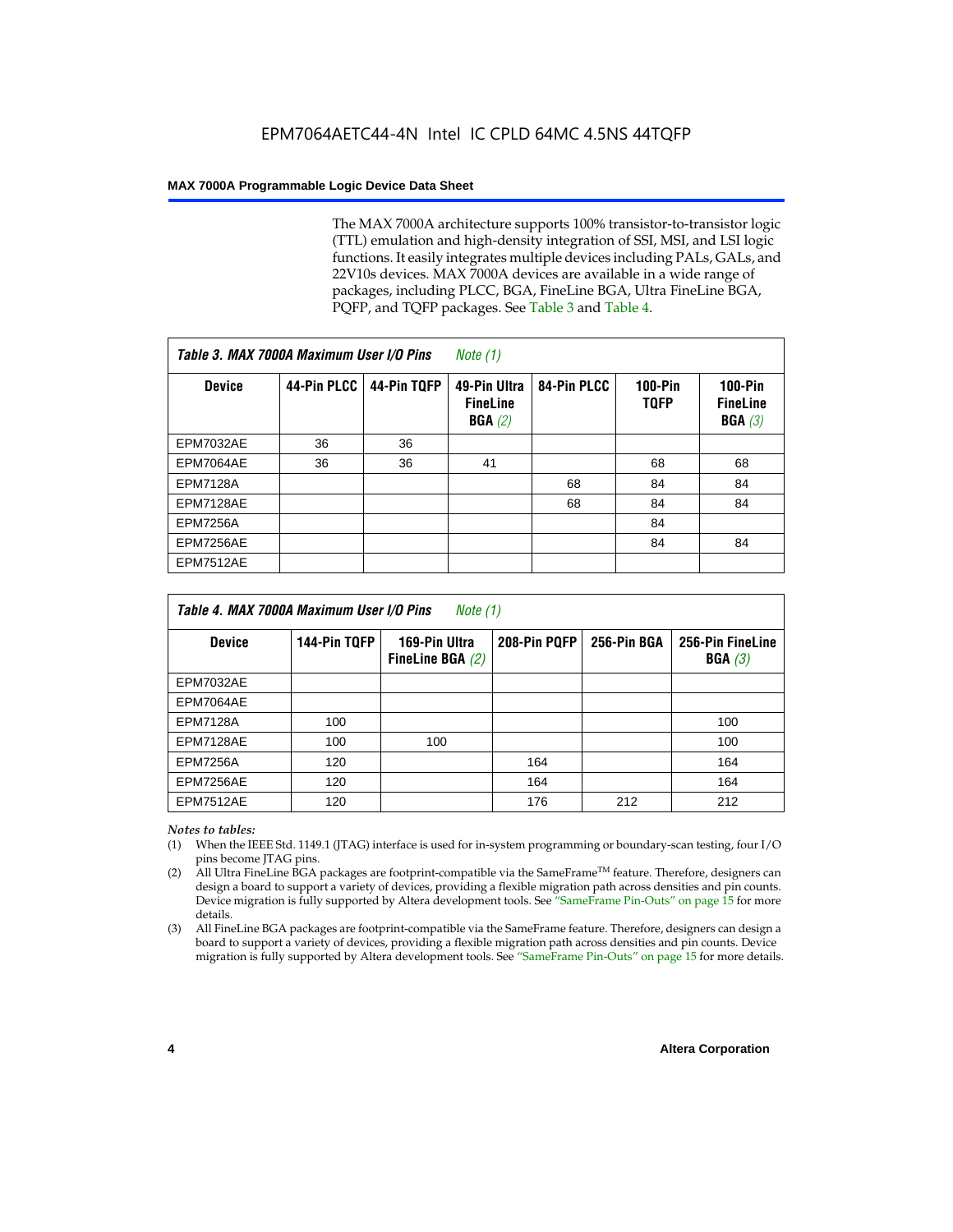The MAX 7000A architecture supports 100% transistor-to-transistor logic (TTL) emulation and high-density integration of SSI, MSI, and LSI logic functions. It easily integrates multiple devices including PALs, GALs, and 22V10s devices. MAX 7000A devices are available in a wide range of packages, including PLCC, BGA, FineLine BGA, Ultra FineLine BGA, PQFP, and TQFP packages. See Table 3 and Table 4.

*Table 3. MAX 7000A Maximum User I/O Pins Note (1)*

| Device | 44-Pin PLCC | 44-Pin TQFP | 49-Pin Ultra FineLine BGA *(2)* | 84-Pin PLCC | 100-Pin TQFP | 100-Pin FineLine BGA *(3)* |
|---|---|---|---|---|---|---|
| EPM7032AE | 36 | 36 | | | | |
| EPM7064AE | 36 | 36 | 41 | | 68 | 68 |
| EPM7128A | | | | 68 | 84 | 84 |
| EPM7128AE | | | | 68 | 84 | 84 |
| EPM7256A | | | | | 84 | |
| EPM7256AE | | | | | 84 | 84 |
| EPM7512AE | | | | | | |

*Table 4. MAX 7000A Maximum User I/O Pins Note (1)*

| Device | 144-Pin TQFP | 169-Pin Ultra FineLine BGA *(2)* | 208-Pin PQFP | 256-Pin BGA | 256-Pin FineLine BGA *(3)* |
|---|---|---|---|---|---|
| EPM7032AE | | | | | |
| EPM7064AE | | | | | |
| EPM7128A | 100 | | | | 100 |
| EPM7128AE | 100 | 100 | | | 100 |
| EPM7256A | 120 | | 164 | | 164 |
| EPM7256AE | 120 | | 164 | | 164 |
| EPM7512AE | 120 | | 176 | 212 | 212 |

*Notes to tables:*

(1) When the IEEE Std. 1149.1 (JTAG) interface is used for in-system programming or boundary-scan testing, four I/O pins become JTAG pins.

(2) All Ultra FineLine BGA packages are footprint-compatible via the SameFrame™ feature. Therefore, designers can design a board to support a variety of devices, providing a flexible migration path across densities and pin counts. Device migration is fully supported by Altera development tools. See "SameFrame Pin-Outs" on page 15 for more details.

(3) All FineLine BGA packages are footprint-compatible via the SameFrame feature. Therefore, designers can design a board to support a variety of devices, providing a flexible migration path across densities and pin counts. Device migration is fully supported by Altera development tools. See "SameFrame Pin-Outs" on page 15 for more details.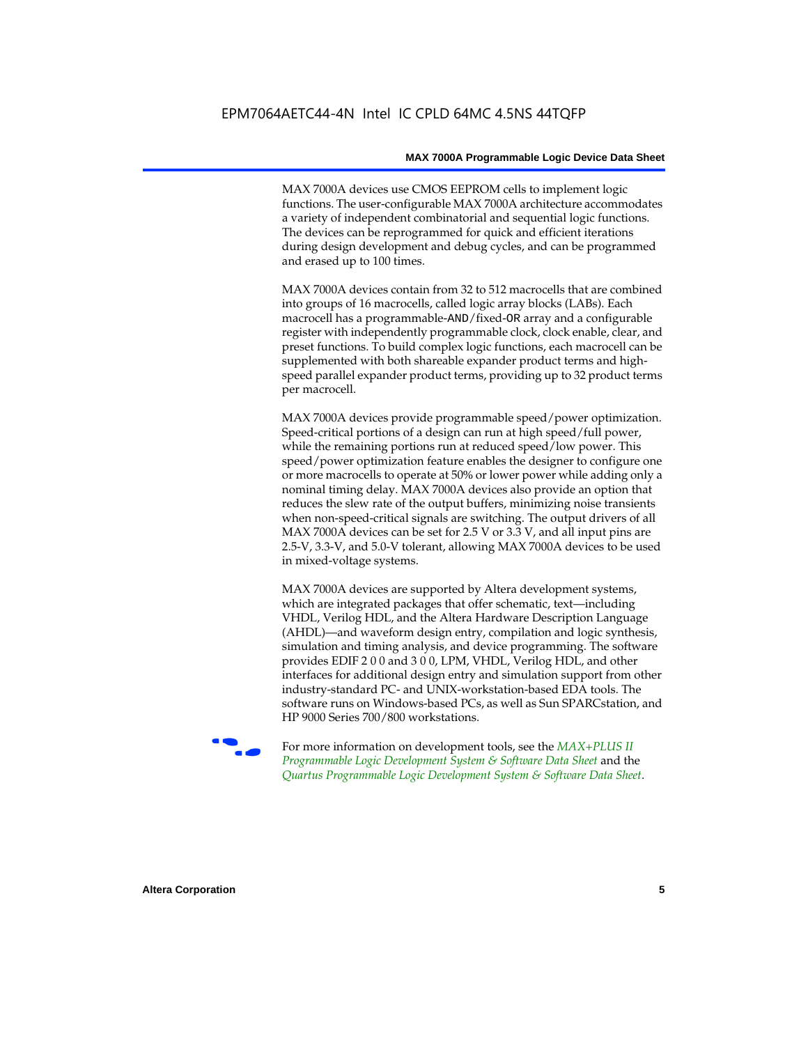MAX 7000A devices use CMOS EEPROM cells to implement logic functions. The user-configurable MAX 7000A architecture accommodates a variety of independent combinatorial and sequential logic functions. The devices can be reprogrammed for quick and efficient iterations during design development and debug cycles, and can be programmed and erased up to 100 times.

MAX 7000A devices contain from 32 to 512 macrocells that are combined into groups of 16 macrocells, called logic array blocks (LABs). Each macrocell has a programmable-AND/fixed-OR array and a configurable register with independently programmable clock, clock enable, clear, and preset functions. To build complex logic functions, each macrocell can be supplemented with both shareable expander product terms and high-speed parallel expander product terms, providing up to 32 product terms per macrocell.

MAX 7000A devices provide programmable speed/power optimization. Speed-critical portions of a design can run at high speed/full power, while the remaining portions run at reduced speed/low power. This speed/power optimization feature enables the designer to configure one or more macrocells to operate at 50% or lower power while adding only a nominal timing delay. MAX 7000A devices also provide an option that reduces the slew rate of the output buffers, minimizing noise transients when non-speed-critical signals are switching. The output drivers of all MAX 7000A devices can be set for 2.5 V or 3.3 V, and all input pins are 2.5-V, 3.3-V, and 5.0-V tolerant, allowing MAX 7000A devices to be used in mixed-voltage systems.

MAX 7000A devices are supported by Altera development systems, which are integrated packages that offer schematic, text—including VHDL, Verilog HDL, and the Altera Hardware Description Language (AHDL)—and waveform design entry, compilation and logic synthesis, simulation and timing analysis, and device programming. The software provides EDIF 2 0 0 and 3 0 0, LPM, VHDL, Verilog HDL, and other interfaces for additional design entry and simulation support from other industry-standard PC- and UNIX-workstation-based EDA tools. The software runs on Windows-based PCs, as well as Sun SPARCstation, and HP 9000 Series 700/800 workstations.

For more information on development tools, see the *MAX+PLUS II Programmable Logic Development System & Software Data Sheet* and the *Quartus Programmable Logic Development System & Software Data Sheet*.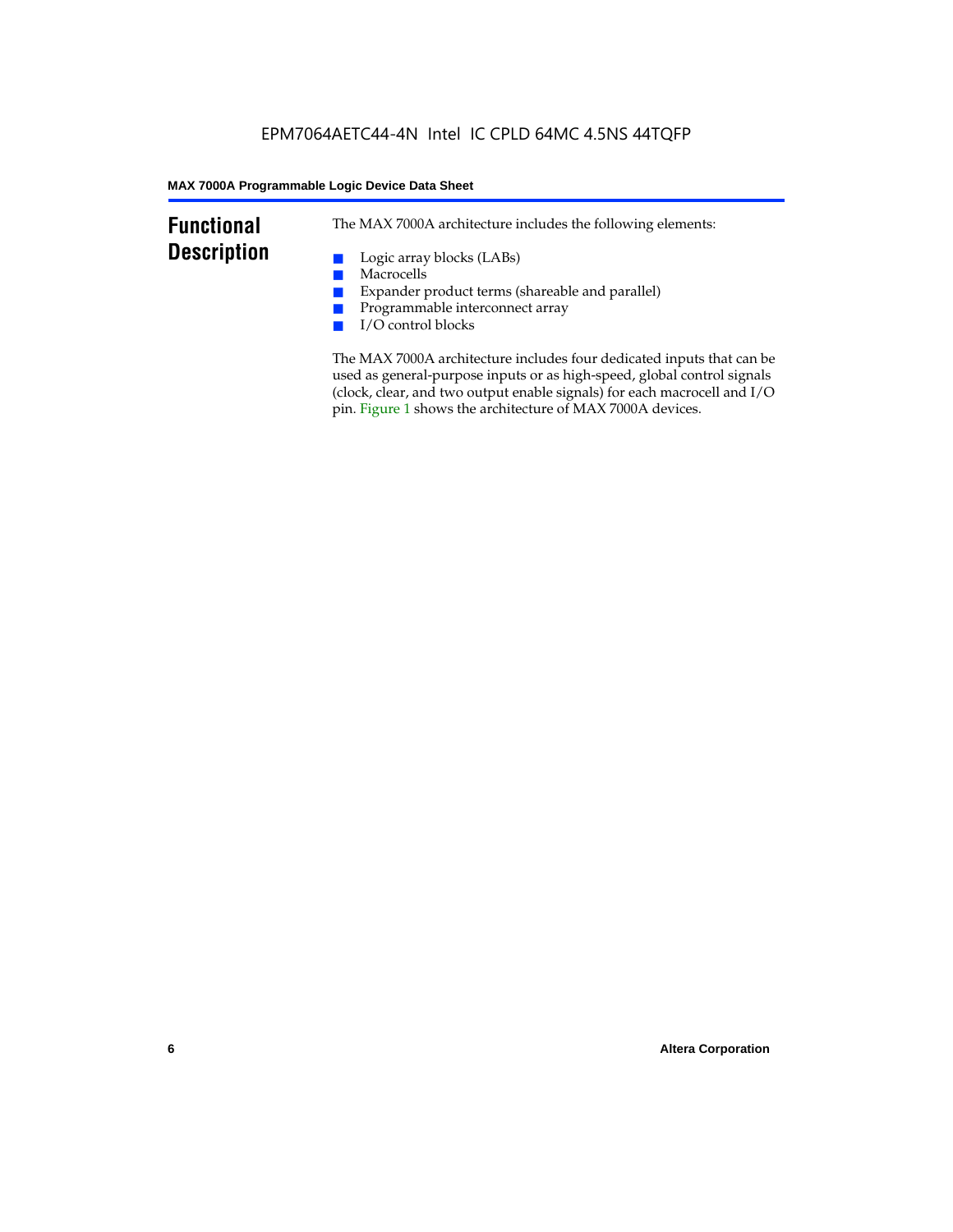## Functional Description

The MAX 7000A architecture includes the following elements:

- Logic array blocks (LABs)
- Macrocells
- Expander product terms (shareable and parallel)
- Programmable interconnect array
- I/O control blocks

The MAX 7000A architecture includes four dedicated inputs that can be used as general-purpose inputs or as high-speed, global control signals (clock, clear, and two output enable signals) for each macrocell and I/O pin. Figure 1 shows the architecture of MAX 7000A devices.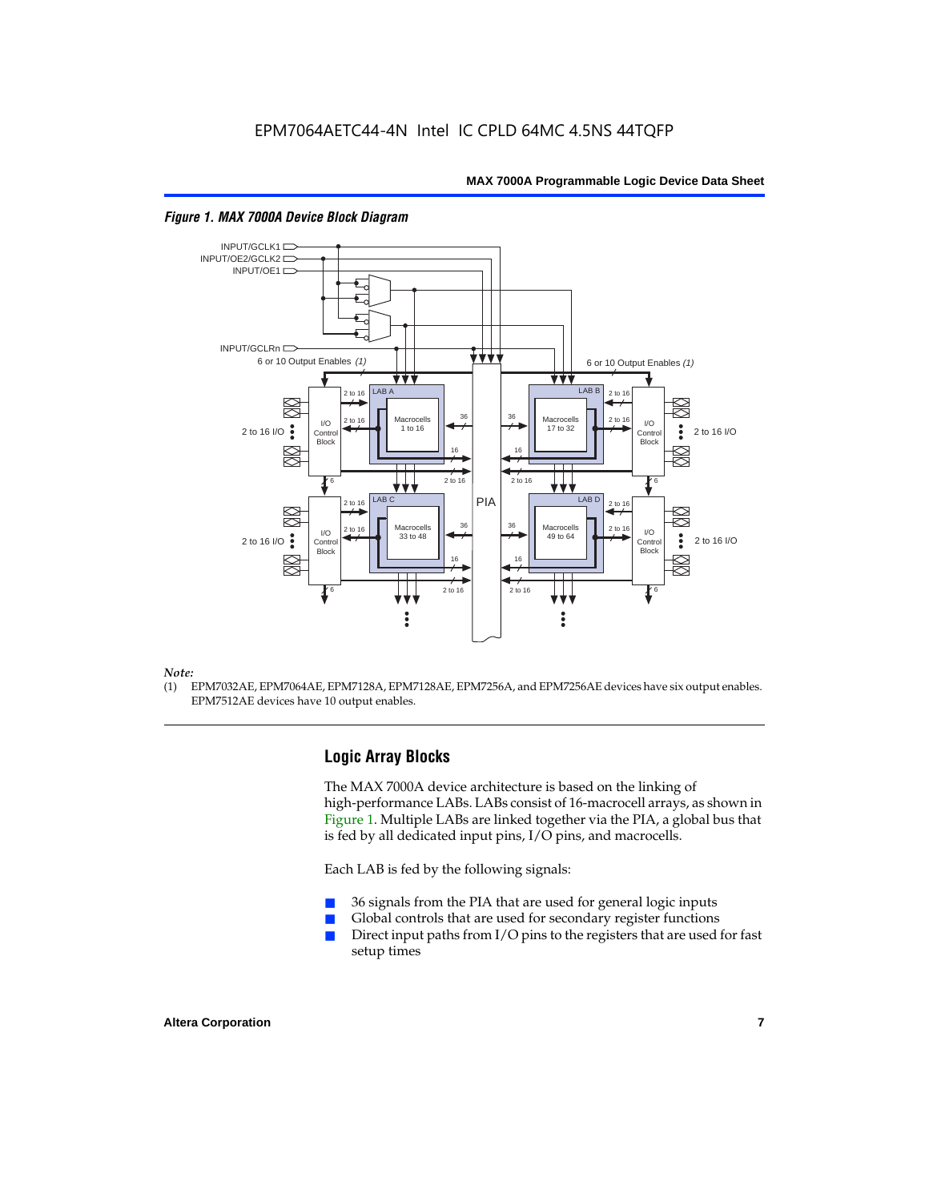*Figure 1. MAX 7000A Device Block Diagram*

*Note:*

(1) EPM7032AE, EPM7064AE, EPM7128A, EPM7128AE, EPM7256A, and EPM7256AE devices have six output enables. EPM7512AE devices have 10 output enables.

## Logic Array Blocks

The MAX 7000A device architecture is based on the linking of high-performance LABs. LABs consist of 16-macrocell arrays, as shown in Figure 1. Multiple LABs are linked together via the PIA, a global bus that is fed by all dedicated input pins, I/O pins, and macrocells.

Each LAB is fed by the following signals:

- 36 signals from the PIA that are used for general logic inputs
- Global controls that are used for secondary register functions
- Direct input paths from I/O pins to the registers that are used for fast setup times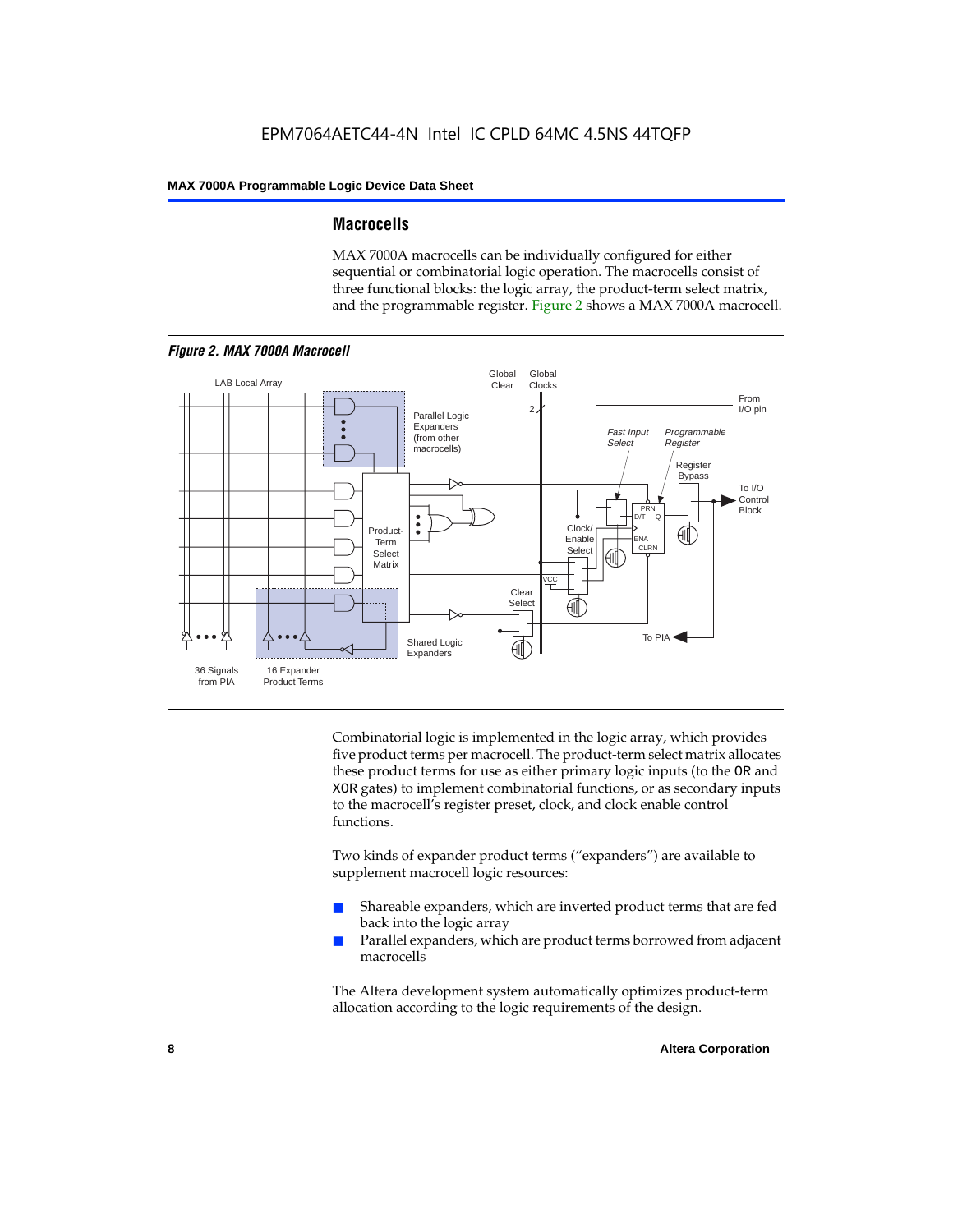## Macrocells

MAX 7000A macrocells can be individually configured for either sequential or combinatorial logic operation. The macrocells consist of three functional blocks: the logic array, the product-term select matrix, and the programmable register. Figure 2 shows a MAX 7000A macrocell.

*Figure 2. MAX 7000A Macrocell*

Combinatorial logic is implemented in the logic array, which provides five product terms per macrocell. The product-term select matrix allocates these product terms for use as either primary logic inputs (to the OR and XOR gates) to implement combinatorial functions, or as secondary inputs to the macrocell's register preset, clock, and clock enable control functions.

Two kinds of expander product terms ("expanders") are available to supplement macrocell logic resources:

- Shareable expanders, which are inverted product terms that are fed back into the logic array
- Parallel expanders, which are product terms borrowed from adjacent macrocells

The Altera development system automatically optimizes product-term allocation according to the logic requirements of the design.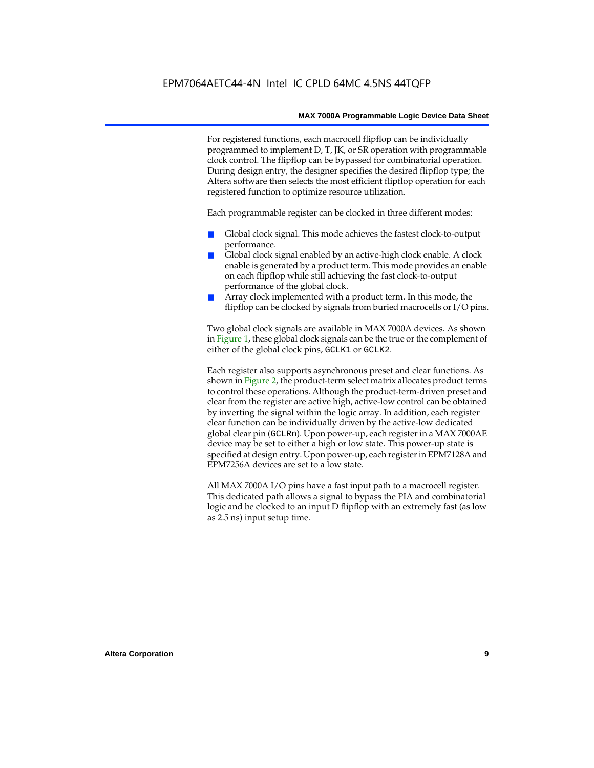For registered functions, each macrocell flipflop can be individually programmed to implement D, T, JK, or SR operation with programmable clock control. The flipflop can be bypassed for combinatorial operation. During design entry, the designer specifies the desired flipflop type; the Altera software then selects the most efficient flipflop operation for each registered function to optimize resource utilization.

Each programmable register can be clocked in three different modes:

- Global clock signal. This mode achieves the fastest clock-to-output performance.
- Global clock signal enabled by an active-high clock enable. A clock enable is generated by a product term. This mode provides an enable on each flipflop while still achieving the fast clock-to-output performance of the global clock.
- Array clock implemented with a product term. In this mode, the flipflop can be clocked by signals from buried macrocells or I/O pins.

Two global clock signals are available in MAX 7000A devices. As shown in Figure 1, these global clock signals can be the true or the complement of either of the global clock pins, `GCLK1` or `GCLK2`.

Each register also supports asynchronous preset and clear functions. As shown in Figure 2, the product-term select matrix allocates product terms to control these operations. Although the product-term-driven preset and clear from the register are active high, active-low control can be obtained by inverting the signal within the logic array. In addition, each register clear function can be individually driven by the active-low dedicated global clear pin (`GCLRn`). Upon power-up, each register in a MAX 7000AE device may be set to either a high or low state. This power-up state is specified at design entry. Upon power-up, each register in EPM7128A and EPM7256A devices are set to a low state.

All MAX 7000A I/O pins have a fast input path to a macrocell register. This dedicated path allows a signal to bypass the PIA and combinatorial logic and be clocked to an input D flipflop with an extremely fast (as low as 2.5 ns) input setup time.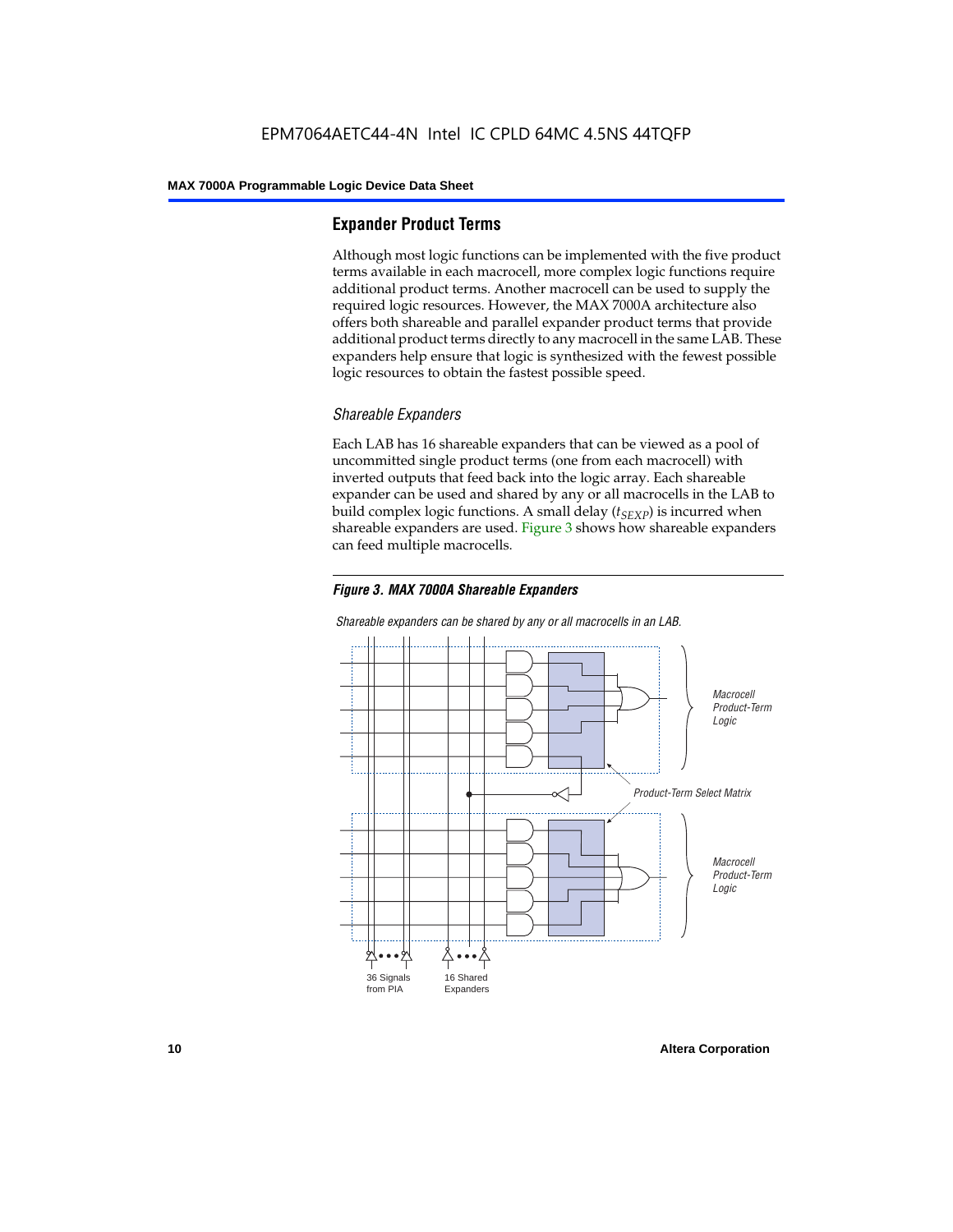## Expander Product Terms

Although most logic functions can be implemented with the five product terms available in each macrocell, more complex logic functions require additional product terms. Another macrocell can be used to supply the required logic resources. However, the MAX 7000A architecture also offers both shareable and parallel expander product terms that provide additional product terms directly to any macrocell in the same LAB. These expanders help ensure that logic is synthesized with the fewest possible logic resources to obtain the fastest possible speed.

### *Shareable Expanders*

Each LAB has 16 shareable expanders that can be viewed as a pool of uncommitted single product terms (one from each macrocell) with inverted outputs that feed back into the logic array. Each shareable expander can be used and shared by any or all macrocells in the LAB to build complex logic functions. A small delay ($t_{SEXP}$) is incurred when shareable expanders are used. Figure 3 shows how shareable expanders can feed multiple macrocells.

***Figure 3. MAX 7000A Shareable Expanders***

*Shareable expanders can be shared by any or all macrocells in an LAB.*

*Macrocell Product-Term Logic*

*Product-Term Select Matrix*

*Macrocell Product-Term Logic*

36 Signals from PIA

16 Shared Expanders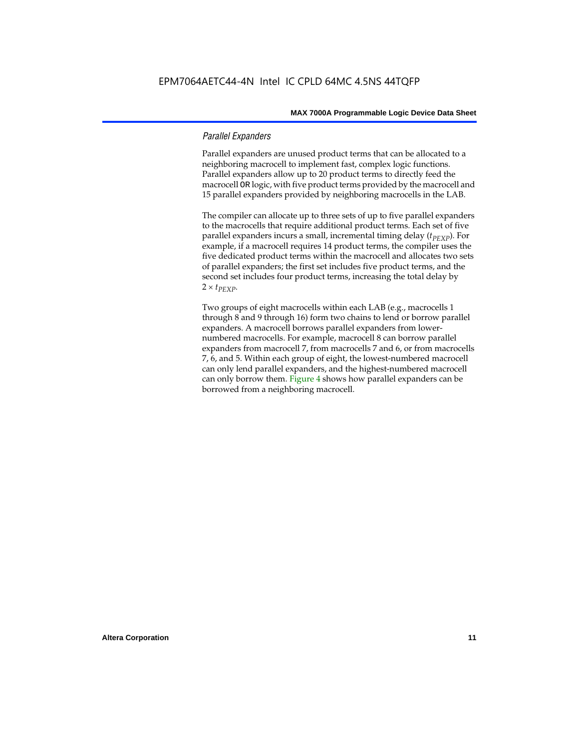### *Parallel Expanders*

Parallel expanders are unused product terms that can be allocated to a neighboring macrocell to implement fast, complex logic functions. Parallel expanders allow up to 20 product terms to directly feed the macrocell OR logic, with five product terms provided by the macrocell and 15 parallel expanders provided by neighboring macrocells in the LAB.

The compiler can allocate up to three sets of up to five parallel expanders to the macrocells that require additional product terms. Each set of five parallel expanders incurs a small, incremental timing delay ($t_{PEXP}$). For example, if a macrocell requires 14 product terms, the compiler uses the five dedicated product terms within the macrocell and allocates two sets of parallel expanders; the first set includes five product terms, and the second set includes four product terms, increasing the total delay by $2 \times t_{PEXP}$.

Two groups of eight macrocells within each LAB (e.g., macrocells 1 through 8 and 9 through 16) form two chains to lend or borrow parallel expanders. A macrocell borrows parallel expanders from lower-numbered macrocells. For example, macrocell 8 can borrow parallel expanders from macrocell 7, from macrocells 7 and 6, or from macrocells 7, 6, and 5. Within each group of eight, the lowest-numbered macrocell can only lend parallel expanders, and the highest-numbered macrocell can only borrow them. Figure 4 shows how parallel expanders can be borrowed from a neighboring macrocell.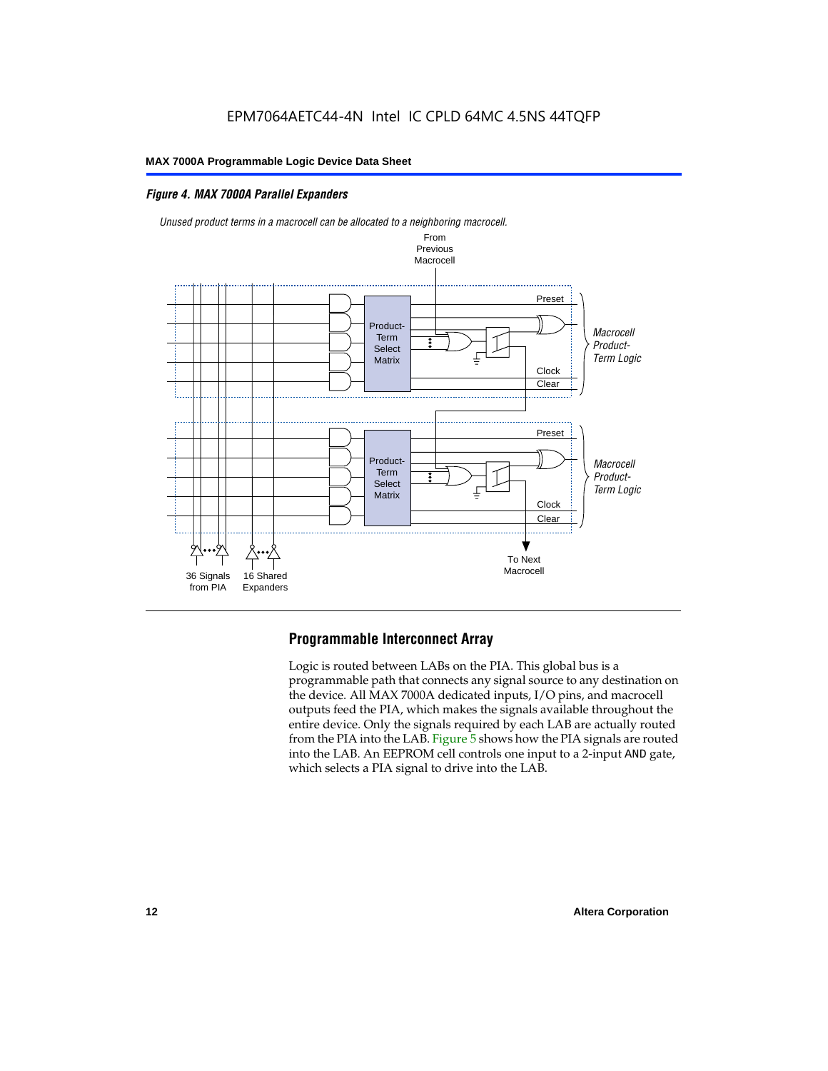*Figure 4. MAX 7000A Parallel Expanders*

*Unused product terms in a macrocell can be allocated to a neighboring macrocell.*

From Previous Macrocell

Preset

Product-Term Select Matrix

*Macrocell Product-Term Logic*

Clock

Clear

Preset

Product-Term Select Matrix

*Macrocell Product-Term Logic*

Clock

Clear

36 Signals from PIA

16 Shared Expanders

To Next Macrocell

## Programmable Interconnect Array

Logic is routed between LABs on the PIA. This global bus is a programmable path that connects any signal source to any destination on the device. All MAX 7000A dedicated inputs, I/O pins, and macrocell outputs feed the PIA, which makes the signals available throughout the entire device. Only the signals required by each LAB are actually routed from the PIA into the LAB. Figure 5 shows how the PIA signals are routed into the LAB. An EEPROM cell controls one input to a 2-input AND gate, which selects a PIA signal to drive into the LAB.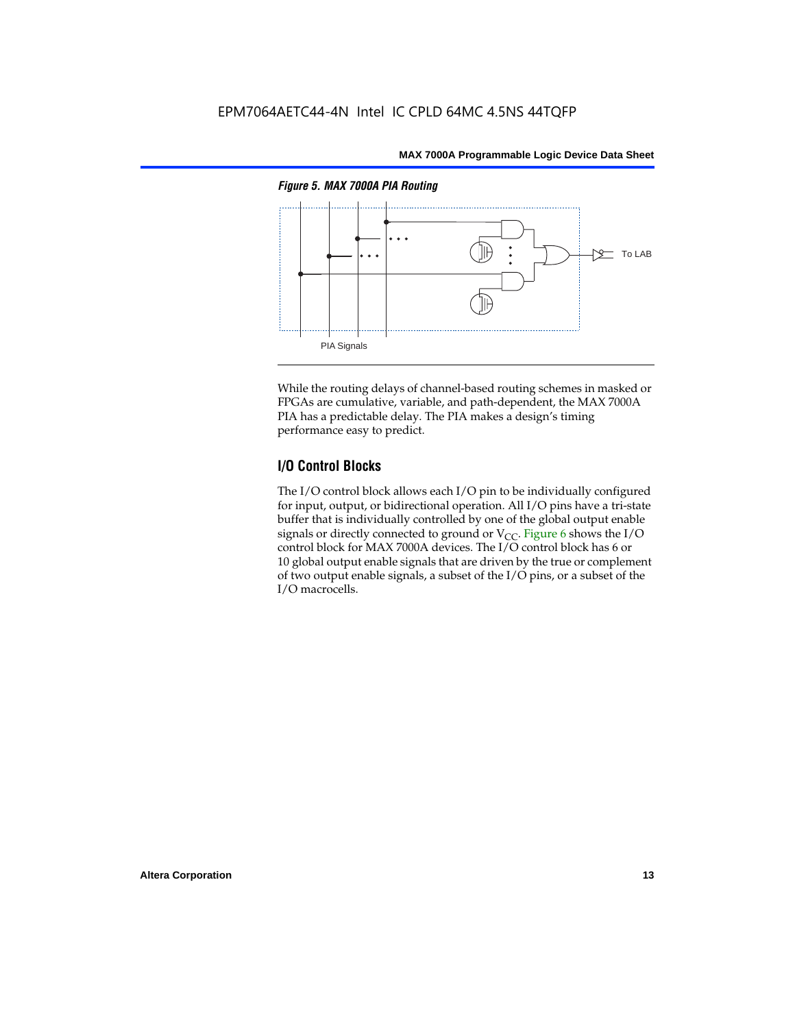*Figure 5. MAX 7000A PIA Routing*

PIA Signals

To LAB

While the routing delays of channel-based routing schemes in masked or FPGAs are cumulative, variable, and path-dependent, the MAX 7000A PIA has a predictable delay. The PIA makes a design's timing performance easy to predict.

## I/O Control Blocks

The I/O control block allows each I/O pin to be individually configured for input, output, or bidirectional operation. All I/O pins have a tri-state buffer that is individually controlled by one of the global output enable signals or directly connected to ground or $V_{CC}$. Figure 6 shows the I/O control block for MAX 7000A devices. The I/O control block has 6 or 10 global output enable signals that are driven by the true or complement of two output enable signals, a subset of the I/O pins, or a subset of the I/O macrocells.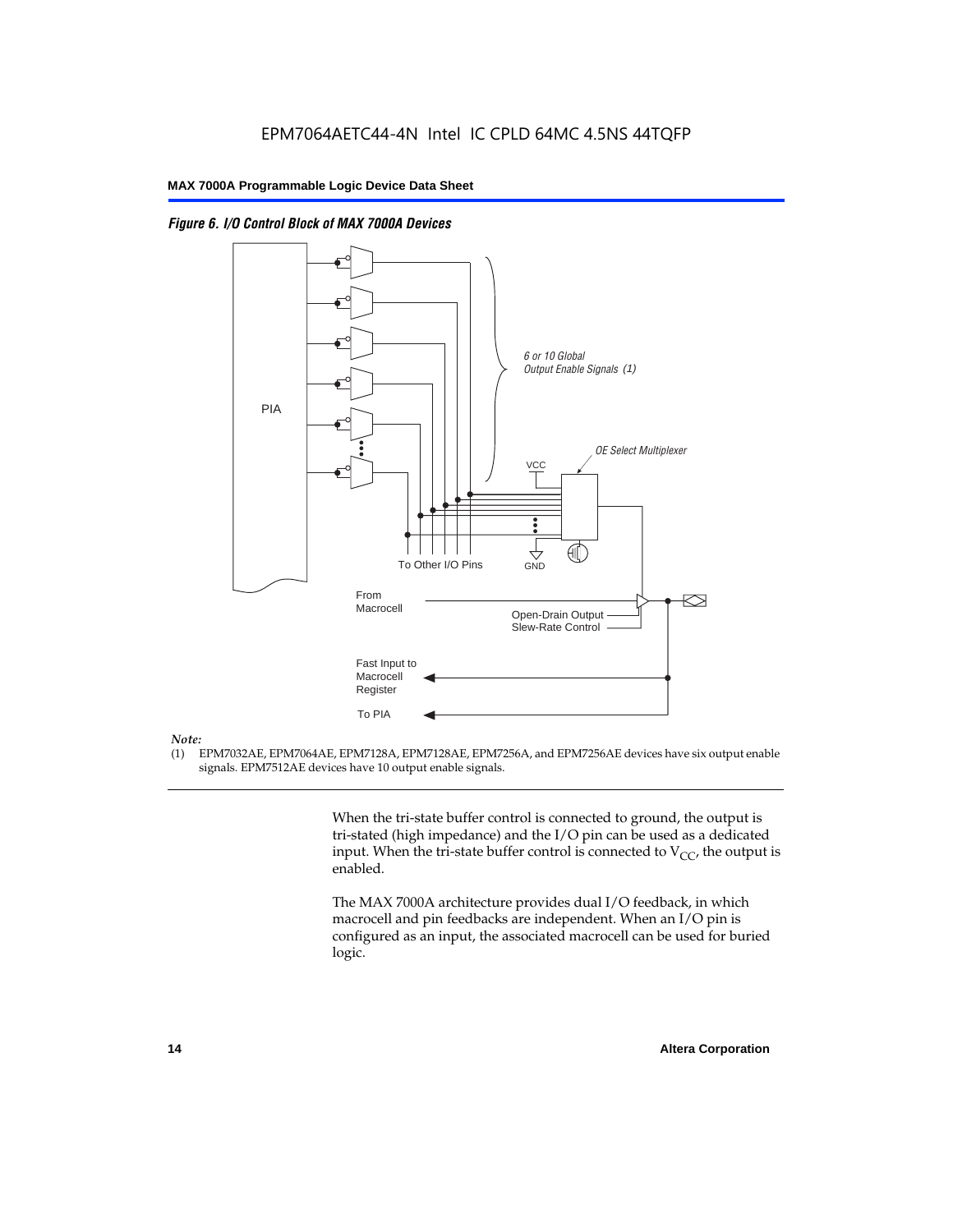*Figure 6. I/O Control Block of MAX 7000A Devices*

*Note:*

(1) EPM7032AE, EPM7064AE, EPM7128A, EPM7128AE, EPM7256A, and EPM7256AE devices have six output enable signals. EPM7512AE devices have 10 output enable signals.

When the tri-state buffer control is connected to ground, the output is tri-stated (high impedance) and the I/O pin can be used as a dedicated input. When the tri-state buffer control is connected to $V_{CC}$, the output is enabled.

The MAX 7000A architecture provides dual I/O feedback, in which macrocell and pin feedbacks are independent. When an I/O pin is configured as an input, the associated macrocell can be used for buried logic.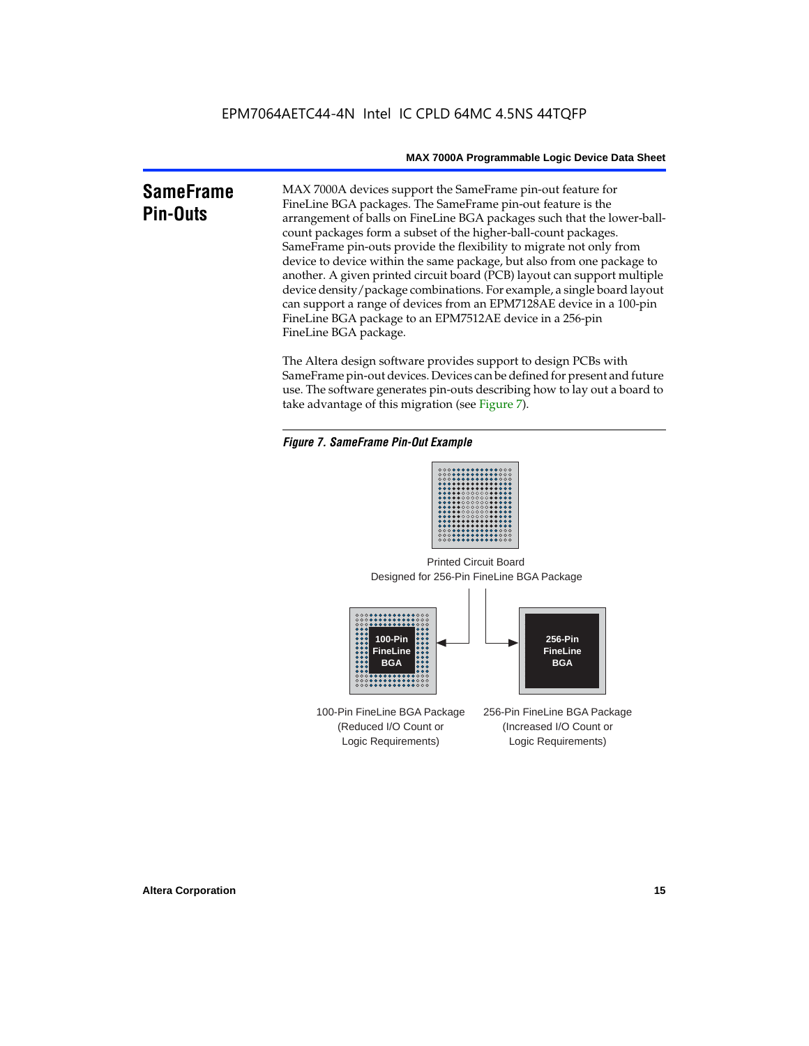## SameFrame Pin-Outs

MAX 7000A devices support the SameFrame pin-out feature for FineLine BGA packages. The SameFrame pin-out feature is the arrangement of balls on FineLine BGA packages such that the lower-ball-count packages form a subset of the higher-ball-count packages. SameFrame pin-outs provide the flexibility to migrate not only from device to device within the same package, but also from one package to another. A given printed circuit board (PCB) layout can support multiple device density/package combinations. For example, a single board layout can support a range of devices from an EPM7128AE device in a 100-pin FineLine BGA package to an EPM7512AE device in a 256-pin FineLine BGA package.

The Altera design software provides support to design PCBs with SameFrame pin-out devices. Devices can be defined for present and future use. The software generates pin-outs describing how to lay out a board to take advantage of this migration (see Figure 7).

*Figure 7. SameFrame Pin-Out Example*

Printed Circuit Board Designed for 256-Pin FineLine BGA Package

100-Pin FineLine BGA

256-Pin FineLine BGA

100-Pin FineLine BGA Package (Reduced I/O Count or Logic Requirements)

256-Pin FineLine BGA Package (Increased I/O Count or Logic Requirements)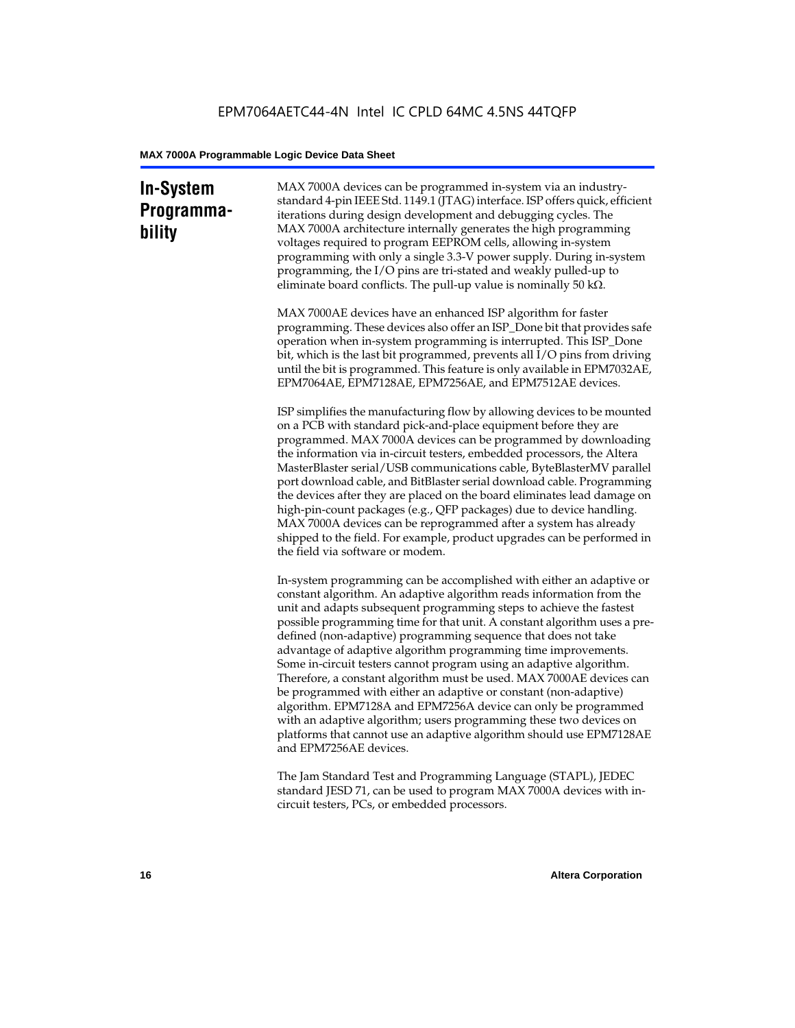## In-System Programmability

MAX 7000A devices can be programmed in-system via an industry-standard 4-pin IEEE Std. 1149.1 (JTAG) interface. ISP offers quick, efficient iterations during design development and debugging cycles. The MAX 7000A architecture internally generates the high programming voltages required to program EEPROM cells, allowing in-system programming with only a single 3.3-V power supply. During in-system programming, the I/O pins are tri-stated and weakly pulled-up to eliminate board conflicts. The pull-up value is nominally 50 kΩ.

MAX 7000AE devices have an enhanced ISP algorithm for faster programming. These devices also offer an ISP_Done bit that provides safe operation when in-system programming is interrupted. This ISP_Done bit, which is the last bit programmed, prevents all I/O pins from driving until the bit is programmed. This feature is only available in EPM7032AE, EPM7064AE, EPM7128AE, EPM7256AE, and EPM7512AE devices.

ISP simplifies the manufacturing flow by allowing devices to be mounted on a PCB with standard pick-and-place equipment before they are programmed. MAX 7000A devices can be programmed by downloading the information via in-circuit testers, embedded processors, the Altera MasterBlaster serial/USB communications cable, ByteBlasterMV parallel port download cable, and BitBlaster serial download cable. Programming the devices after they are placed on the board eliminates lead damage on high-pin-count packages (e.g., QFP packages) due to device handling. MAX 7000A devices can be reprogrammed after a system has already shipped to the field. For example, product upgrades can be performed in the field via software or modem.

In-system programming can be accomplished with either an adaptive or constant algorithm. An adaptive algorithm reads information from the unit and adapts subsequent programming steps to achieve the fastest possible programming time for that unit. A constant algorithm uses a pre-defined (non-adaptive) programming sequence that does not take advantage of adaptive algorithm programming time improvements. Some in-circuit testers cannot program using an adaptive algorithm. Therefore, a constant algorithm must be used. MAX 7000AE devices can be programmed with either an adaptive or constant (non-adaptive) algorithm. EPM7128A and EPM7256A device can only be programmed with an adaptive algorithm; users programming these two devices on platforms that cannot use an adaptive algorithm should use EPM7128AE and EPM7256AE devices.

The Jam Standard Test and Programming Language (STAPL), JEDEC standard JESD 71, can be used to program MAX 7000A devices with in-circuit testers, PCs, or embedded processors.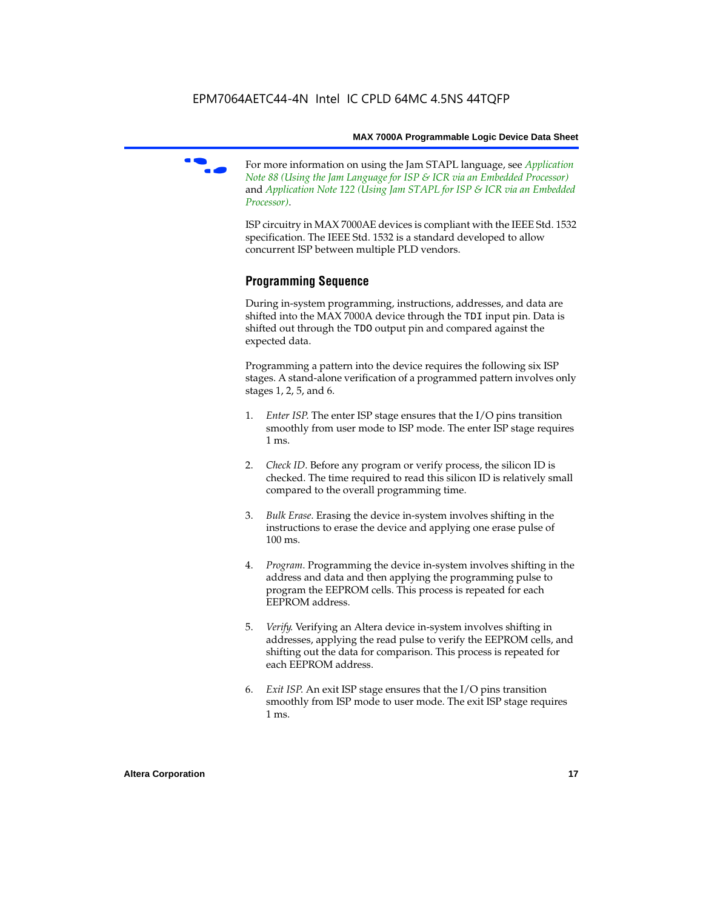For more information on using the Jam STAPL language, see *Application Note 88 (Using the Jam Language for ISP & ICR via an Embedded Processor)* and *Application Note 122 (Using Jam STAPL for ISP & ICR via an Embedded Processor)*.

ISP circuitry in MAX 7000AE devices is compliant with the IEEE Std. 1532 specification. The IEEE Std. 1532 is a standard developed to allow concurrent ISP between multiple PLD vendors.

## Programming Sequence

During in-system programming, instructions, addresses, and data are shifted into the MAX 7000A device through the `TDI` input pin. Data is shifted out through the `TDO` output pin and compared against the expected data.

Programming a pattern into the device requires the following six ISP stages. A stand-alone verification of a programmed pattern involves only stages 1, 2, 5, and 6.

1. *Enter ISP*. The enter ISP stage ensures that the I/O pins transition smoothly from user mode to ISP mode. The enter ISP stage requires 1 ms.

2. *Check ID*. Before any program or verify process, the silicon ID is checked. The time required to read this silicon ID is relatively small compared to the overall programming time.

3. *Bulk Erase*. Erasing the device in-system involves shifting in the instructions to erase the device and applying one erase pulse of 100 ms.

4. *Program*. Programming the device in-system involves shifting in the address and data and then applying the programming pulse to program the EEPROM cells. This process is repeated for each EEPROM address.

5. *Verify*. Verifying an Altera device in-system involves shifting in addresses, applying the read pulse to verify the EEPROM cells, and shifting out the data for comparison. This process is repeated for each EEPROM address.

6. *Exit ISP*. An exit ISP stage ensures that the I/O pins transition smoothly from ISP mode to user mode. The exit ISP stage requires 1 ms.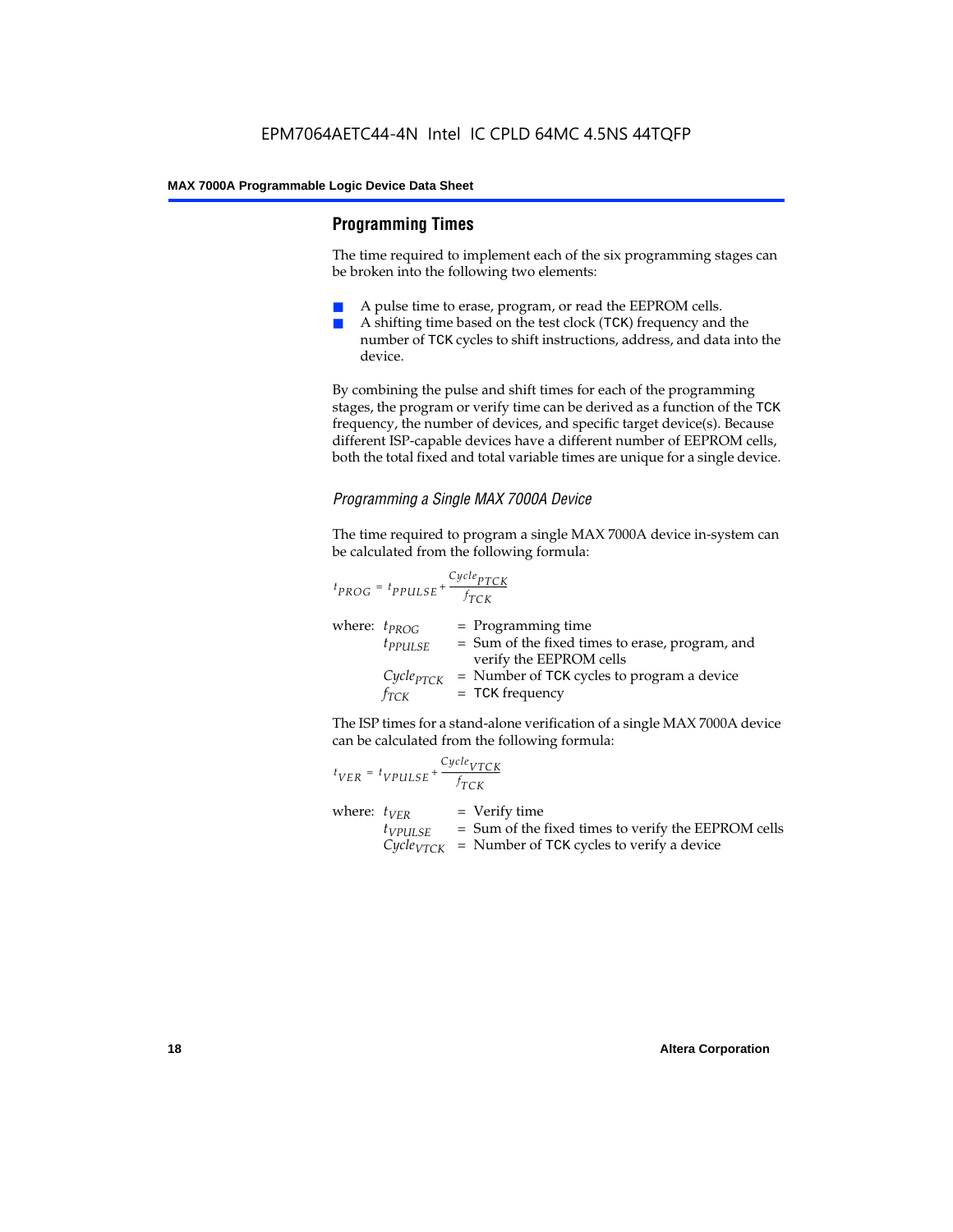## Programming Times

The time required to implement each of the six programming stages can be broken into the following two elements:

- A pulse time to erase, program, or read the EEPROM cells.
- A shifting time based on the test clock (TCK) frequency and the number of TCK cycles to shift instructions, address, and data into the device.

By combining the pulse and shift times for each of the programming stages, the program or verify time can be derived as a function of the TCK frequency, the number of devices, and specific target device(s). Because different ISP-capable devices have a different number of EEPROM cells, both the total fixed and total variable times are unique for a single device.

### *Programming a Single MAX 7000A Device*

The time required to program a single MAX 7000A device in-system can be calculated from the following formula:

$$t_{PROG} = t_{PPULSE} + \frac{Cycle_{PTCK}}{f_{TCK}}$$

where: $t_{PROG}$ = Programming time
$t_{PPULSE}$ = Sum of the fixed times to erase, program, and verify the EEPROM cells
$Cycle_{PTCK}$ = Number of TCK cycles to program a device
$f_{TCK}$ = TCK frequency

The ISP times for a stand-alone verification of a single MAX 7000A device can be calculated from the following formula:

$$t_{VER} = t_{VPULSE} + \frac{Cycle_{VTCK}}{f_{TCK}}$$

where: $t_{VER}$ = Verify time
$t_{VPULSE}$ = Sum of the fixed times to verify the EEPROM cells
$Cycle_{VTCK}$ = Number of TCK cycles to verify a device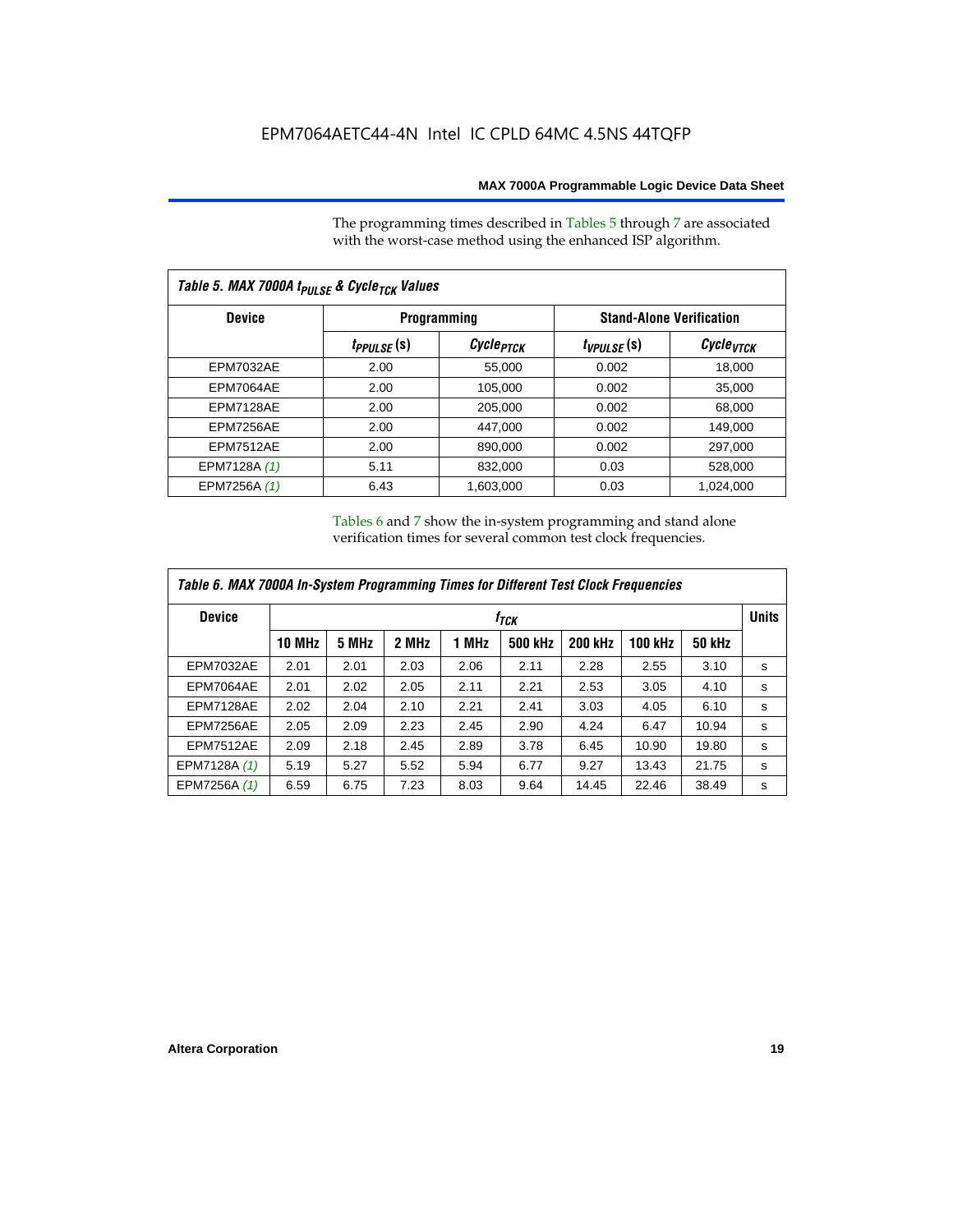The programming times described in Tables 5 through 7 are associated with the worst-case method using the enhanced ISP algorithm.

**Table 5. MAX 7000A $t_{PULSE}$ & $Cycle_{TCK}$ Values**

| Device | Programming | | Stand-Alone Verification | |
|---|---|---|---|---|
| | $t_{PPULSE}$ (s) | $Cycle_{PTCK}$ | $t_{VPULSE}$ (s) | $Cycle_{VTCK}$ |
| EPM7032AE | 2.00 | 55,000 | 0.002 | 18,000 |
| EPM7064AE | 2.00 | 105,000 | 0.002 | 35,000 |
| EPM7128AE | 2.00 | 205,000 | 0.002 | 68,000 |
| EPM7256AE | 2.00 | 447,000 | 0.002 | 149,000 |
| EPM7512AE | 2.00 | 890,000 | 0.002 | 297,000 |
| EPM7128A *(1)* | 5.11 | 832,000 | 0.03 | 528,000 |
| EPM7256A *(1)* | 6.43 | 1,603,000 | 0.03 | 1,024,000 |

Tables 6 and 7 show the in-system programming and stand alone verification times for several common test clock frequencies.

**Table 6. MAX 7000A In-System Programming Times for Different Test Clock Frequencies**

| Device | $f_{TCK}$ | | | | | | | | Units |
|---|---|---|---|---|---|---|---|---|---|
| | 10 MHz | 5 MHz | 2 MHz | 1 MHz | 500 kHz | 200 kHz | 100 kHz | 50 kHz | |
| EPM7032AE | 2.01 | 2.01 | 2.03 | 2.06 | 2.11 | 2.28 | 2.55 | 3.10 | s |
| EPM7064AE | 2.01 | 2.02 | 2.05 | 2.11 | 2.21 | 2.53 | 3.05 | 4.10 | s |
| EPM7128AE | 2.02 | 2.04 | 2.10 | 2.21 | 2.41 | 3.03 | 4.05 | 6.10 | s |
| EPM7256AE | 2.05 | 2.09 | 2.23 | 2.45 | 2.90 | 4.24 | 6.47 | 10.94 | s |
| EPM7512AE | 2.09 | 2.18 | 2.45 | 2.89 | 3.78 | 6.45 | 10.90 | 19.80 | s |
| EPM7128A *(1)* | 5.19 | 5.27 | 5.52 | 5.94 | 6.77 | 9.27 | 13.43 | 21.75 | s |
| EPM7256A *(1)* | 6.59 | 6.75 | 7.23 | 8.03 | 9.64 | 14.45 | 22.46 | 38.49 | s |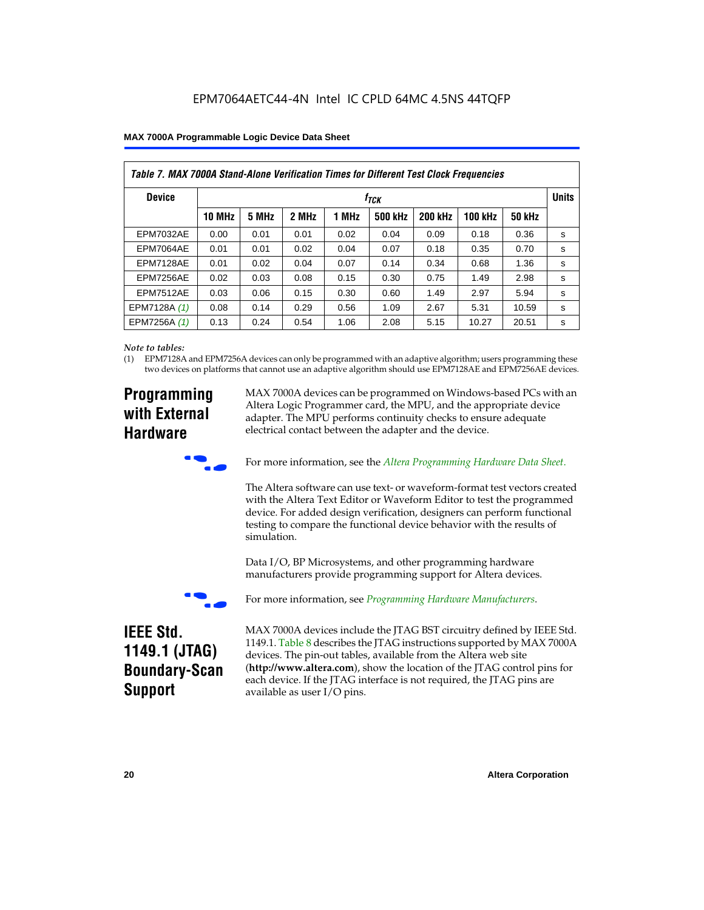*Table 7. MAX 7000A Stand-Alone Verification Times for Different Test Clock Frequencies*

| Device | $f_{TCK}$ | | | | | | | | Units |
|---|---|---|---|---|---|---|---|---|---|
| | 10 MHz | 5 MHz | 2 MHz | 1 MHz | 500 kHz | 200 kHz | 100 kHz | 50 kHz | |
| EPM7032AE | 0.00 | 0.01 | 0.01 | 0.02 | 0.04 | 0.09 | 0.18 | 0.36 | s |
| EPM7064AE | 0.01 | 0.01 | 0.02 | 0.04 | 0.07 | 0.18 | 0.35 | 0.70 | s |
| EPM7128AE | 0.01 | 0.02 | 0.04 | 0.07 | 0.14 | 0.34 | 0.68 | 1.36 | s |
| EPM7256AE | 0.02 | 0.03 | 0.08 | 0.15 | 0.30 | 0.75 | 1.49 | 2.98 | s |
| EPM7512AE | 0.03 | 0.06 | 0.15 | 0.30 | 0.60 | 1.49 | 2.97 | 5.94 | s |
| EPM7128A *(1)* | 0.08 | 0.14 | 0.29 | 0.56 | 1.09 | 2.67 | 5.31 | 10.59 | s |
| EPM7256A *(1)* | 0.13 | 0.24 | 0.54 | 1.06 | 2.08 | 5.15 | 10.27 | 20.51 | s |

*Note to tables:*

(1) EPM7128A and EPM7256A devices can only be programmed with an adaptive algorithm; users programming these two devices on platforms that cannot use an adaptive algorithm should use EPM7128AE and EPM7256AE devices.

## Programming with External Hardware

MAX 7000A devices can be programmed on Windows-based PCs with an Altera Logic Programmer card, the MPU, and the appropriate device adapter. The MPU performs continuity checks to ensure adequate electrical contact between the adapter and the device.

For more information, see the *Altera Programming Hardware Data Sheet.*

The Altera software can use text- or waveform-format test vectors created with the Altera Text Editor or Waveform Editor to test the programmed device. For added design verification, designers can perform functional testing to compare the functional device behavior with the results of simulation.

Data I/O, BP Microsystems, and other programming hardware manufacturers provide programming support for Altera devices.

For more information, see *Programming Hardware Manufacturers*.

## IEEE Std. 1149.1 (JTAG) Boundary-Scan Support

MAX 7000A devices include the JTAG BST circuitry defined by IEEE Std. 1149.1. Table 8 describes the JTAG instructions supported by MAX 7000A devices. The pin-out tables, available from the Altera web site (**http://www.altera.com**), show the location of the JTAG control pins for each device. If the JTAG interface is not required, the JTAG pins are available as user I/O pins.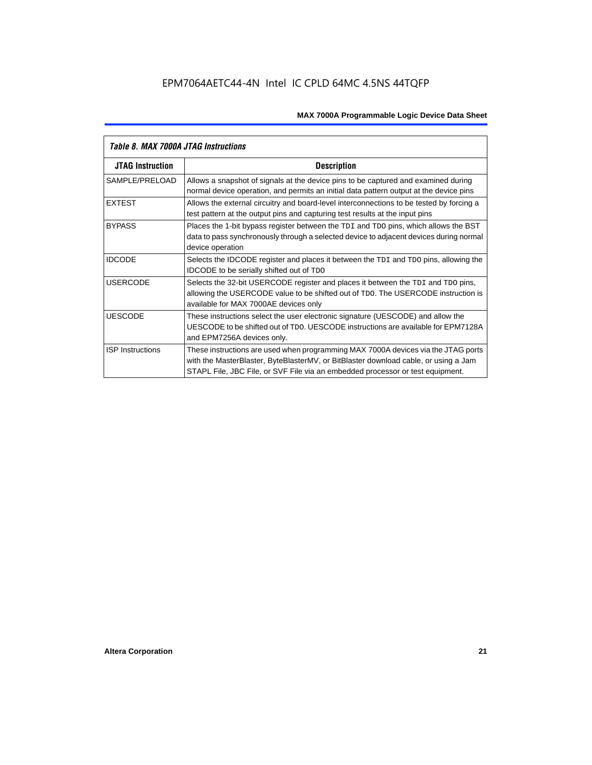**Table 8. MAX 7000A JTAG Instructions**

| JTAG Instruction | Description |
| --- | --- |
| SAMPLE/PRELOAD | Allows a snapshot of signals at the device pins to be captured and examined during normal device operation, and permits an initial data pattern output at the device pins |
| EXTEST | Allows the external circuitry and board-level interconnections to be tested by forcing a test pattern at the output pins and capturing test results at the input pins |
| BYPASS | Places the 1-bit bypass register between the TDI and TDO pins, which allows the BST data to pass synchronously through a selected device to adjacent devices during normal device operation |
| IDCODE | Selects the IDCODE register and places it between the TDI and TDO pins, allowing the IDCODE to be serially shifted out of TDO |
| USERCODE | Selects the 32-bit USERCODE register and places it between the TDI and TDO pins, allowing the USERCODE value to be shifted out of TDO. The USERCODE instruction is available for MAX 7000AE devices only |
| UESCODE | These instructions select the user electronic signature (UESCODE) and allow the UESCODE to be shifted out of TDO. UESCODE instructions are available for EPM7128A and EPM7256A devices only. |
| ISP Instructions | These instructions are used when programming MAX 7000A devices via the JTAG ports with the MasterBlaster, ByteBlasterMV, or BitBlaster download cable, or using a Jam STAPL File, JBC File, or SVF File via an embedded processor or test equipment. |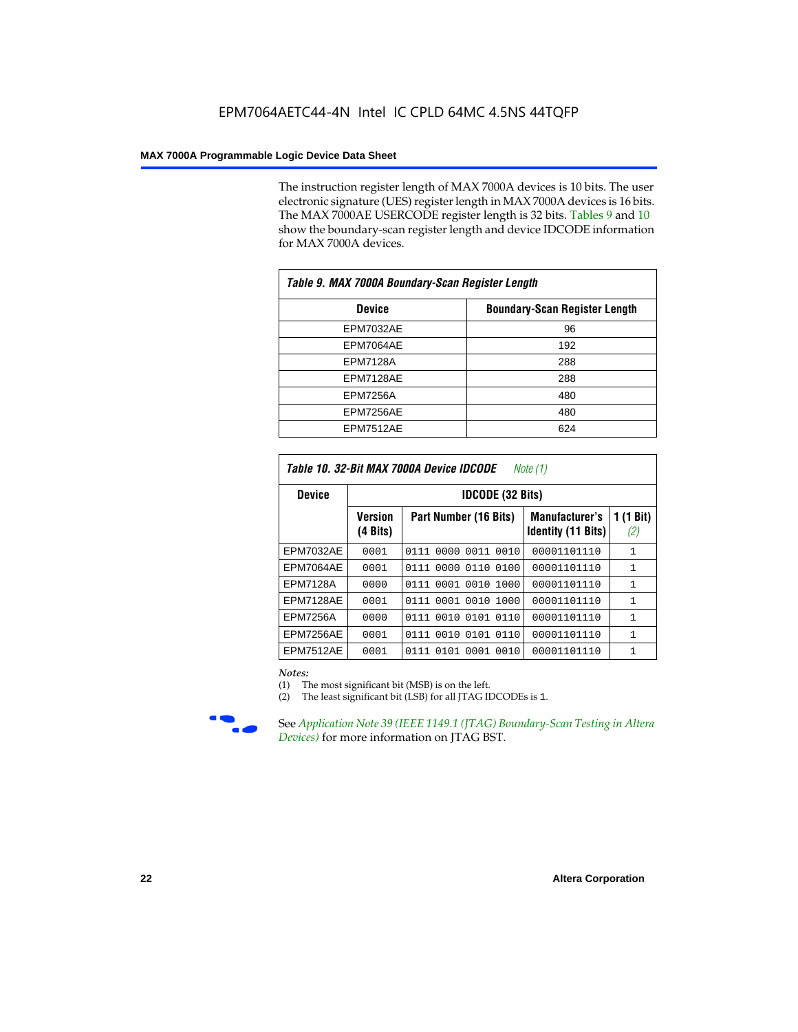The instruction register length of MAX 7000A devices is 10 bits. The user electronic signature (UES) register length in MAX 7000A devices is 16 bits. The MAX 7000AE USERCODE register length is 32 bits. Tables 9 and 10 show the boundary-scan register length and device IDCODE information for MAX 7000A devices.

*Table 9. MAX 7000A Boundary-Scan Register Length*

| Device | Boundary-Scan Register Length |
|---|---|
| EPM7032AE | 96 |
| EPM7064AE | 192 |
| EPM7128A | 288 |
| EPM7128AE | 288 |
| EPM7256A | 480 |
| EPM7256AE | 480 |
| EPM7512AE | 624 |

*Table 10. 32-Bit MAX 7000A Device IDCODE* *Note (1)*

| Device | IDCODE (32 Bits) | | | |
|---|---|---|---|---|
| | Version (4 Bits) | Part Number (16 Bits) | Manufacturer's Identity (11 Bits) | 1 (1 Bit) *(2)* |
| EPM7032AE | 0001 | 0111 0000 0011 0010 | 00001101110 | 1 |
| EPM7064AE | 0001 | 0111 0000 0110 0100 | 00001101110 | 1 |
| EPM7128A | 0000 | 0111 0001 0010 1000 | 00001101110 | 1 |
| EPM7128AE | 0001 | 0111 0001 0010 1000 | 00001101110 | 1 |
| EPM7256A | 0000 | 0111 0010 0101 0110 | 00001101110 | 1 |
| EPM7256AE | 0001 | 0111 0010 0101 0110 | 00001101110 | 1 |
| EPM7512AE | 0001 | 0111 0101 0001 0010 | 00001101110 | 1 |

*Notes:*

(1) The most significant bit (MSB) is on the left.

(2) The least significant bit (LSB) for all JTAG IDCODEs is 1.

See *Application Note 39 (IEEE 1149.1 (JTAG) Boundary-Scan Testing in Altera Devices)* for more information on JTAG BST.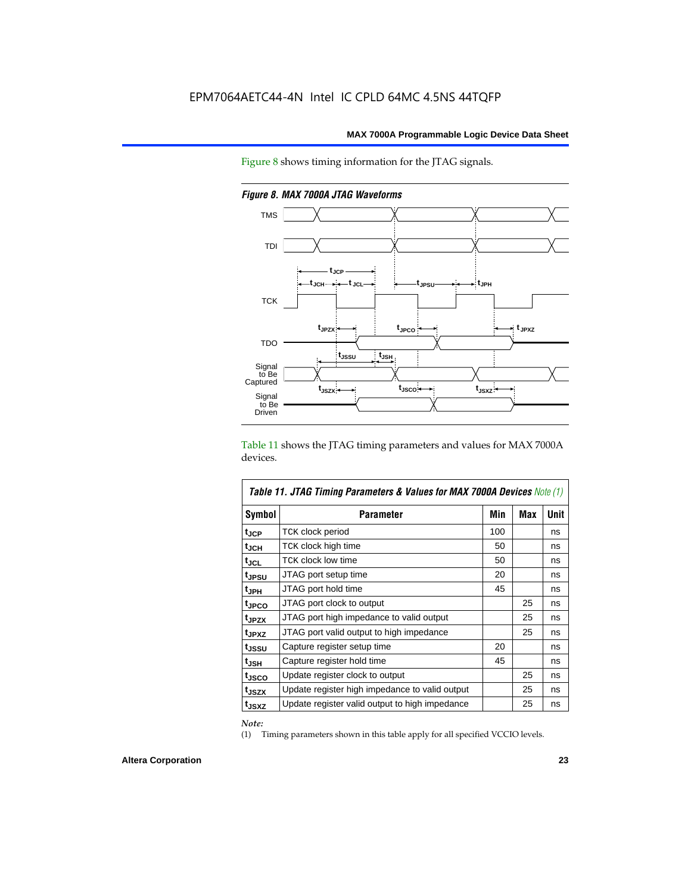Figure 8 shows timing information for the JTAG signals.

*Figure 8. MAX 7000A JTAG Waveforms*

Table 11 shows the JTAG timing parameters and values for MAX 7000A devices.

*Table 11. JTAG Timing Parameters & Values for MAX 7000A Devices Note (1)*

| Symbol | Parameter | Min | Max | Unit |
|---|---|---|---|---|
| $t_{JCP}$ | TCK clock period | 100 | | ns |
| $t_{JCH}$ | TCK clock high time | 50 | | ns |
| $t_{JCL}$ | TCK clock low time | 50 | | ns |
| $t_{JPSU}$ | JTAG port setup time | 20 | | ns |
| $t_{JPH}$ | JTAG port hold time | 45 | | ns |
| $t_{JPCO}$ | JTAG port clock to output | | 25 | ns |
| $t_{JPZX}$ | JTAG port high impedance to valid output | | 25 | ns |
| $t_{JPXZ}$ | JTAG port valid output to high impedance | | 25 | ns |
| $t_{JSSU}$ | Capture register setup time | 20 | | ns |
| $t_{JSH}$ | Capture register hold time | 45 | | ns |
| $t_{JSCO}$ | Update register clock to output | | 25 | ns |
| $t_{JSZX}$ | Update register high impedance to valid output | | 25 | ns |
| $t_{JSXZ}$ | Update register valid output to high impedance | | 25 | ns |

*Note:*

(1) Timing parameters shown in this table apply for all specified VCCIO levels.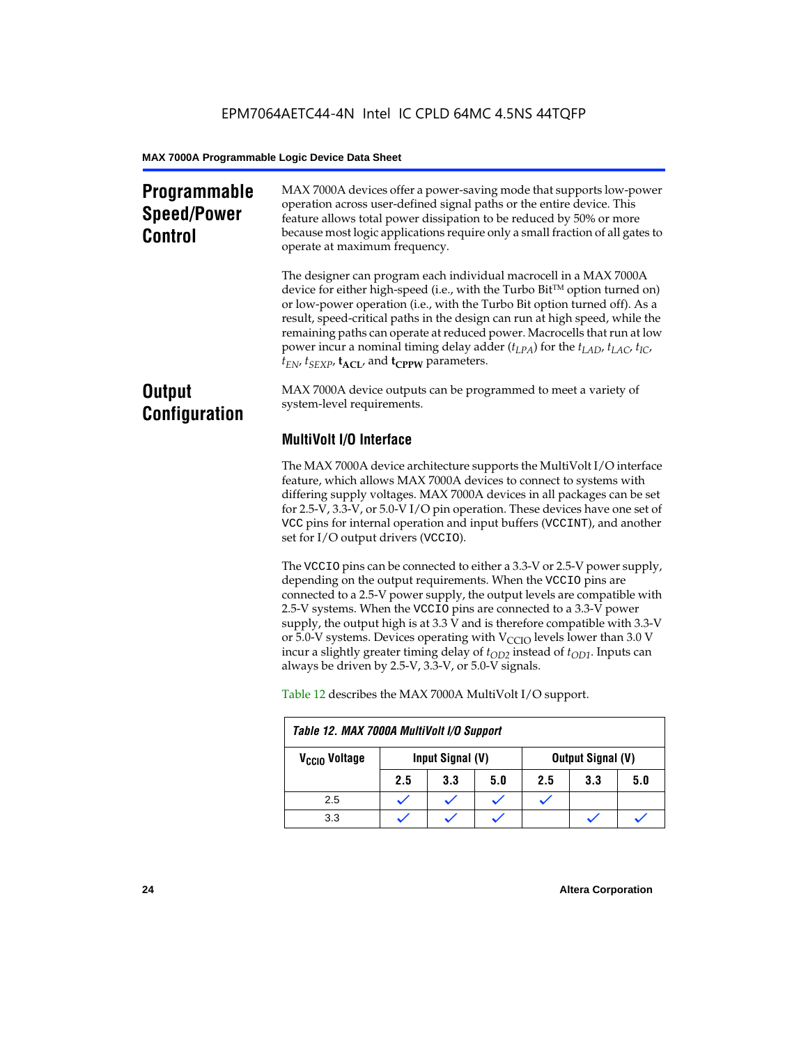## Programmable Speed/Power Control

MAX 7000A devices offer a power-saving mode that supports low-power operation across user-defined signal paths or the entire device. This feature allows total power dissipation to be reduced by 50% or more because most logic applications require only a small fraction of all gates to operate at maximum frequency.

The designer can program each individual macrocell in a MAX 7000A device for either high-speed (i.e., with the Turbo Bit™ option turned on) or low-power operation (i.e., with the Turbo Bit option turned off). As a result, speed-critical paths in the design can run at high speed, while the remaining paths can operate at reduced power. Macrocells that run at low power incur a nominal timing delay adder ($t_{LPA}$) for the $t_{LAD}$, $t_{LAC}$, $t_{IC}$, $t_{EN}$, $t_{SEXP}$, $\mathbf{t_{ACL}}$, and $\mathbf{t_{CPPW}}$ parameters.

## Output Configuration

MAX 7000A device outputs can be programmed to meet a variety of system-level requirements.

### MultiVolt I/O Interface

The MAX 7000A device architecture supports the MultiVolt I/O interface feature, which allows MAX 7000A devices to connect to systems with differing supply voltages. MAX 7000A devices in all packages can be set for 2.5-V, 3.3-V, or 5.0-V I/O pin operation. These devices have one set of VCC pins for internal operation and input buffers (VCCINT), and another set for I/O output drivers (VCCIO).

The VCCIO pins can be connected to either a 3.3-V or 2.5-V power supply, depending on the output requirements. When the VCCIO pins are connected to a 2.5-V power supply, the output levels are compatible with 2.5-V systems. When the VCCIO pins are connected to a 3.3-V power supply, the output high is at 3.3 V and is therefore compatible with 3.3-V or 5.0-V systems. Devices operating with $V_{CCIO}$ levels lower than 3.0 V incur a slightly greater timing delay of $t_{OD2}$ instead of $t_{OD1}$. Inputs can always be driven by 2.5-V, 3.3-V, or 5.0-V signals.

Table 12 describes the MAX 7000A MultiVolt I/O support.

*Table 12. MAX 7000A MultiVolt I/O Support*

| $V_{CCIO}$ Voltage | Input Signal (V) | | | Output Signal (V) | | |
|---|---|---|---|---|---|---|
| | 2.5 | 3.3 | 5.0 | 2.5 | 3.3 | 5.0 |
| 2.5 | ✓ | ✓ | ✓ | ✓ | | |
| 3.3 | ✓ | ✓ | ✓ | | ✓ | ✓ |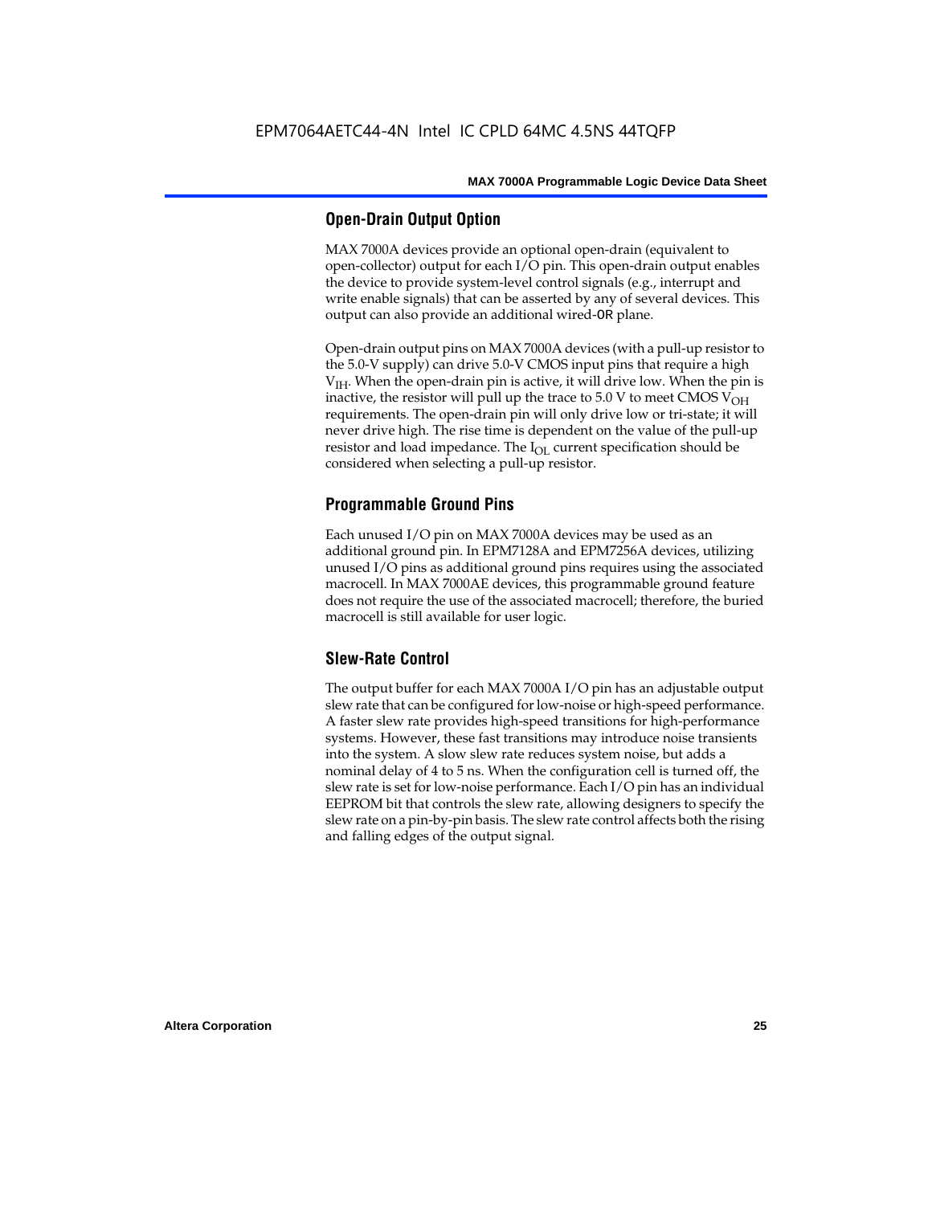## Open-Drain Output Option

MAX 7000A devices provide an optional open-drain (equivalent to open-collector) output for each I/O pin. This open-drain output enables the device to provide system-level control signals (e.g., interrupt and write enable signals) that can be asserted by any of several devices. This output can also provide an additional wired-OR plane.

Open-drain output pins on MAX 7000A devices (with a pull-up resistor to the 5.0-V supply) can drive 5.0-V CMOS input pins that require a high $V_{IH}$. When the open-drain pin is active, it will drive low. When the pin is inactive, the resistor will pull up the trace to 5.0 V to meet CMOS $V_{OH}$ requirements. The open-drain pin will only drive low or tri-state; it will never drive high. The rise time is dependent on the value of the pull-up resistor and load impedance. The $I_{OL}$ current specification should be considered when selecting a pull-up resistor.

## Programmable Ground Pins

Each unused I/O pin on MAX 7000A devices may be used as an additional ground pin. In EPM7128A and EPM7256A devices, utilizing unused I/O pins as additional ground pins requires using the associated macrocell. In MAX 7000AE devices, this programmable ground feature does not require the use of the associated macrocell; therefore, the buried macrocell is still available for user logic.

## Slew-Rate Control

The output buffer for each MAX 7000A I/O pin has an adjustable output slew rate that can be configured for low-noise or high-speed performance. A faster slew rate provides high-speed transitions for high-performance systems. However, these fast transitions may introduce noise transients into the system. A slow slew rate reduces system noise, but adds a nominal delay of 4 to 5 ns. When the configuration cell is turned off, the slew rate is set for low-noise performance. Each I/O pin has an individual EEPROM bit that controls the slew rate, allowing designers to specify the slew rate on a pin-by-pin basis. The slew rate control affects both the rising and falling edges of the output signal.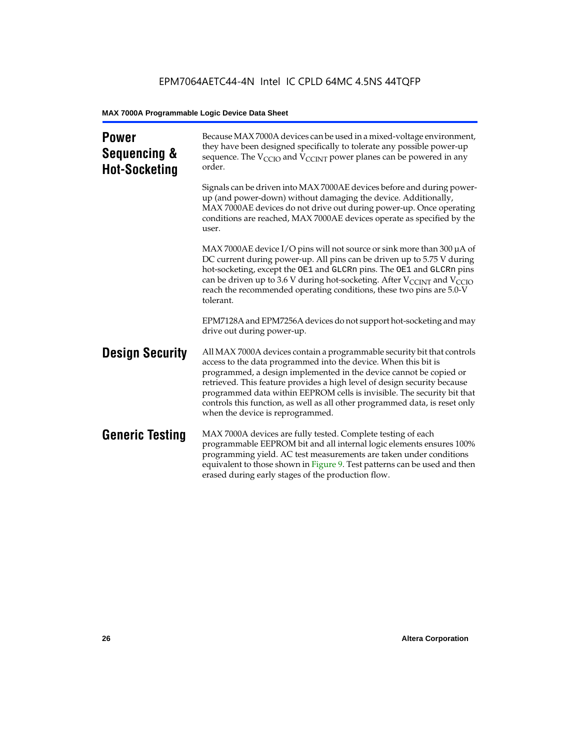## Power Sequencing & Hot-Socketing

Because MAX 7000A devices can be used in a mixed-voltage environment, they have been designed specifically to tolerate any possible power-up sequence. The $V_{CCIO}$ and $V_{CCINT}$ power planes can be powered in any order.

Signals can be driven into MAX 7000AE devices before and during power-up (and power-down) without damaging the device. Additionally, MAX 7000AE devices do not drive out during power-up. Once operating conditions are reached, MAX 7000AE devices operate as specified by the user.

MAX 7000AE device I/O pins will not source or sink more than 300 µA of DC current during power-up. All pins can be driven up to 5.75 V during hot-socketing, except the `OE1` and `GLCRn` pins. The `OE1` and `GLCRn` pins can be driven up to 3.6 V during hot-socketing. After $V_{CCINT}$ and $V_{CCIO}$ reach the recommended operating conditions, these two pins are 5.0-V tolerant.

EPM7128A and EPM7256A devices do not support hot-socketing and may drive out during power-up.

## Design Security

All MAX 7000A devices contain a programmable security bit that controls access to the data programmed into the device. When this bit is programmed, a design implemented in the device cannot be copied or retrieved. This feature provides a high level of design security because programmed data within EEPROM cells is invisible. The security bit that controls this function, as well as all other programmed data, is reset only when the device is reprogrammed.

## Generic Testing

MAX 7000A devices are fully tested. Complete testing of each programmable EEPROM bit and all internal logic elements ensures 100% programming yield. AC test measurements are taken under conditions equivalent to those shown in Figure 9. Test patterns can be used and then erased during early stages of the production flow.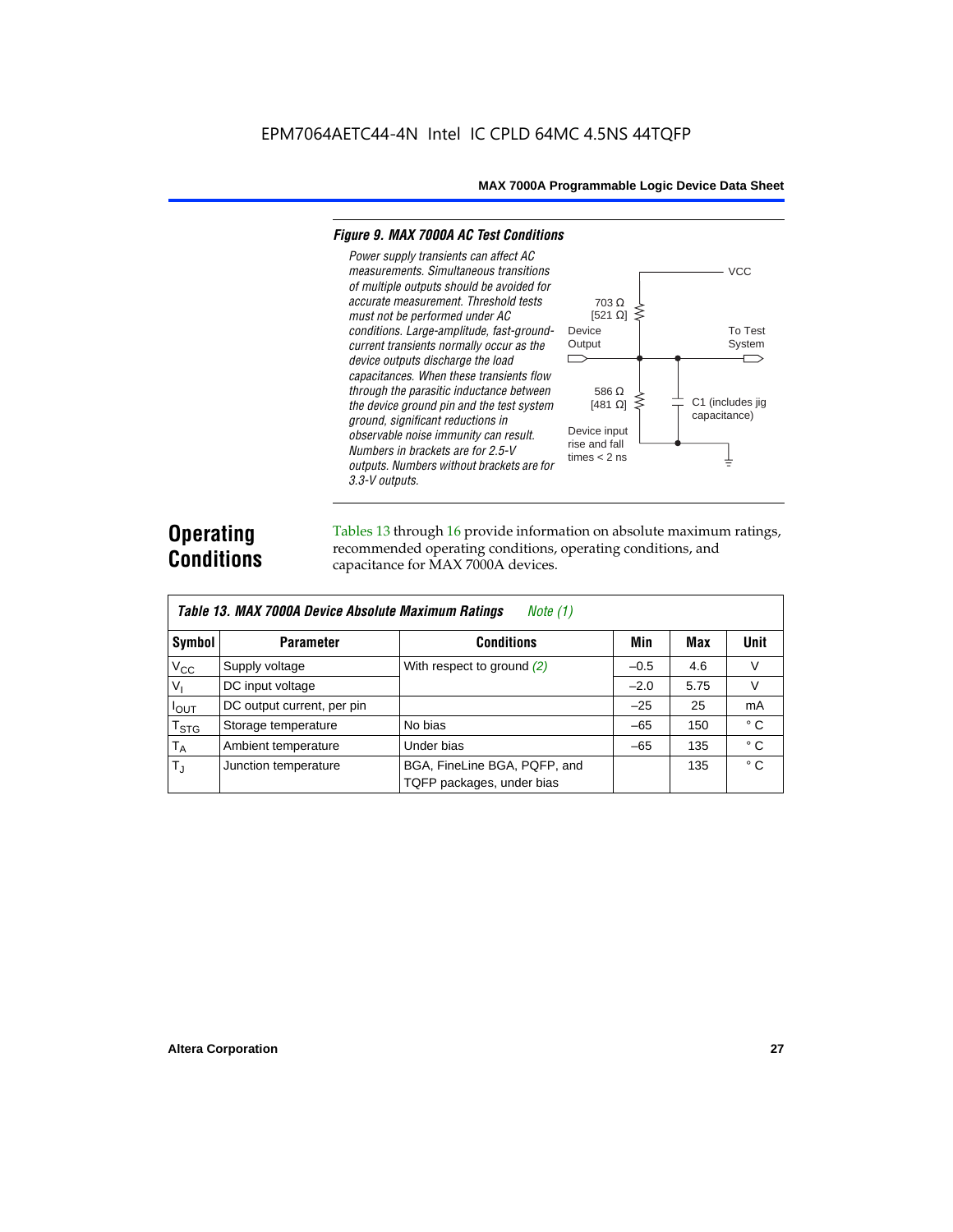### *Figure 9. MAX 7000A AC Test Conditions*

*Power supply transients can affect AC measurements. Simultaneous transitions of multiple outputs should be avoided for accurate measurement. Threshold tests must not be performed under AC conditions. Large-amplitude, fast-ground-current transients normally occur as the device outputs discharge the load capacitances. When these transients flow through the parasitic inductance between the device ground pin and the test system ground, significant reductions in observable noise immunity can result. Numbers in brackets are for 2.5-V outputs. Numbers without brackets are for 3.3-V outputs.*

VCC

703 Ω [521 Ω]

Device Output

To Test System

586 Ω [481 Ω]

C1 (includes jig capacitance)

Device input rise and fall times < 2 ns

## Operating Conditions

Tables 13 through 16 provide information on absolute maximum ratings, recommended operating conditions, operating conditions, and capacitance for MAX 7000A devices.

**Table 13. MAX 7000A Device Absolute Maximum Ratings** *Note (1)*

| Symbol | Parameter | Conditions | Min | Max | Unit |
|---|---|---|---|---|---|
| $V_{CC}$ | Supply voltage | With respect to ground *(2)* | –0.5 | 4.6 | V |
| $V_I$ | DC input voltage | | –2.0 | 5.75 | V |
| $I_{OUT}$ | DC output current, per pin | | –25 | 25 | mA |
| $T_{STG}$ | Storage temperature | No bias | –65 | 150 | ° C |
| $T_A$ | Ambient temperature | Under bias | –65 | 135 | ° C |
| $T_J$ | Junction temperature | BGA, FineLine BGA, PQFP, and TQFP packages, under bias | | 135 | ° C |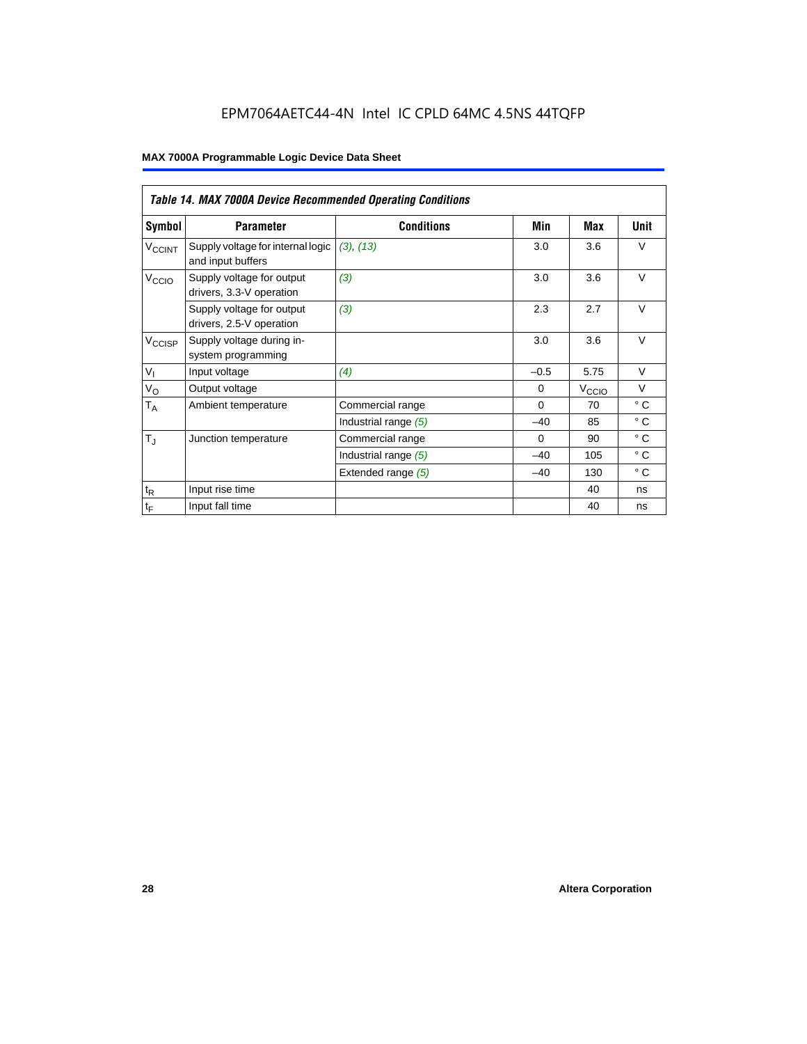**Table 14. MAX 7000A Device Recommended Operating Conditions**

| Symbol | Parameter | Conditions | Min | Max | Unit |
|---|---|---|---|---|---|
| $V_{CCINT}$ | Supply voltage for internal logic and input buffers | *(3), (13)* | 3.0 | 3.6 | V |
| $V_{CCIO}$ | Supply voltage for output drivers, 3.3-V operation | *(3)* | 3.0 | 3.6 | V |
| | Supply voltage for output drivers, 2.5-V operation | *(3)* | 2.3 | 2.7 | V |
| $V_{CCISP}$ | Supply voltage during in-system programming | | 3.0 | 3.6 | V |
| $V_I$ | Input voltage | *(4)* | –0.5 | 5.75 | V |
| $V_O$ | Output voltage | | 0 | $V_{CCIO}$ | V |
| $T_A$ | Ambient temperature | Commercial range | 0 | 70 | ° C |
| | | Industrial range *(5)* | –40 | 85 | ° C |
| $T_J$ | Junction temperature | Commercial range | 0 | 90 | ° C |
| | | Industrial range *(5)* | –40 | 105 | ° C |
| | | Extended range *(5)* | –40 | 130 | ° C |
| $t_R$ | Input rise time | | | 40 | ns |
| $t_F$ | Input fall time | | | 40 | ns |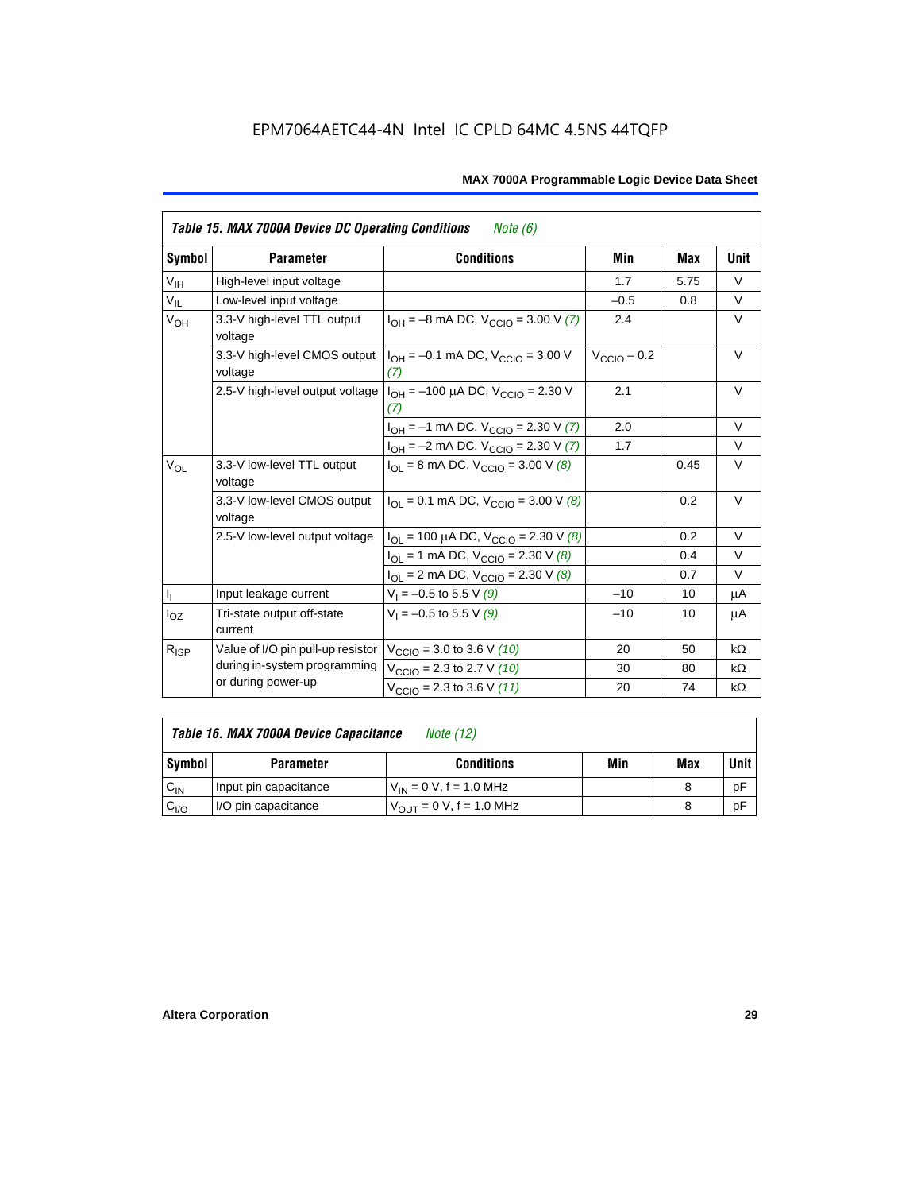EPM7064AETC44-4N Intel IC CPLD 64MC 4.5NS 44TQFP

**Table 15. MAX 7000A Device DC Operating Conditions** *Note (6)*

| Symbol | Parameter | Conditions | Min | Max | Unit |
|---|---|---|---|---|---|
| $V_{IH}$ | High-level input voltage | | 1.7 | 5.75 | V |
| $V_{IL}$ | Low-level input voltage | | –0.5 | 0.8 | V |
| $V_{OH}$ | 3.3-V high-level TTL output voltage | $I_{OH}$ = –8 mA DC, $V_{CCIO}$ = 3.00 V *(7)* | 2.4 | | V |
| | 3.3-V high-level CMOS output voltage | $I_{OH}$ = –0.1 mA DC, $V_{CCIO}$ = 3.00 V *(7)* | $V_{CCIO}$ – 0.2 | | V |
| | 2.5-V high-level output voltage | $I_{OH}$ = –100 µA DC, $V_{CCIO}$ = 2.30 V *(7)* | 2.1 | | V |
| | | $I_{OH}$ = –1 mA DC, $V_{CCIO}$ = 2.30 V *(7)* | 2.0 | | V |
| | | $I_{OH}$ = –2 mA DC, $V_{CCIO}$ = 2.30 V *(7)* | 1.7 | | V |
| $V_{OL}$ | 3.3-V low-level TTL output voltage | $I_{OL}$ = 8 mA DC, $V_{CCIO}$ = 3.00 V *(8)* | | 0.45 | V |
| | 3.3-V low-level CMOS output voltage | $I_{OL}$ = 0.1 mA DC, $V_{CCIO}$ = 3.00 V *(8)* | | 0.2 | V |
| | 2.5-V low-level output voltage | $I_{OL}$ = 100 µA DC, $V_{CCIO}$ = 2.30 V *(8)* | | 0.2 | V |
| | | $I_{OL}$ = 1 mA DC, $V_{CCIO}$ = 2.30 V *(8)* | | 0.4 | V |
| | | $I_{OL}$ = 2 mA DC, $V_{CCIO}$ = 2.30 V *(8)* | | 0.7 | V |
| $I_I$ | Input leakage current | $V_I$ = –0.5 to 5.5 V *(9)* | –10 | 10 | µA |
| $I_{OZ}$ | Tri-state output off-state current | $V_I$ = –0.5 to 5.5 V *(9)* | –10 | 10 | µA |
| $R_{ISP}$ | Value of I/O pin pull-up resistor during in-system programming or during power-up | $V_{CCIO}$ = 3.0 to 3.6 V *(10)* | 20 | 50 | kΩ |
| | | $V_{CCIO}$ = 2.3 to 2.7 V *(10)* | 30 | 80 | kΩ |
| | | $V_{CCIO}$ = 2.3 to 3.6 V *(11)* | 20 | 74 | kΩ |

**Table 16. MAX 7000A Device Capacitance** *Note (12)*

| Symbol | Parameter | Conditions | Min | Max | Unit |
|---|---|---|---|---|---|
| $C_{IN}$ | Input pin capacitance | $V_{IN}$ = 0 V, f = 1.0 MHz | | 8 | pF |
| $C_{I/O}$ | I/O pin capacitance | $V_{OUT}$ = 0 V, f = 1.0 MHz | | 8 | pF |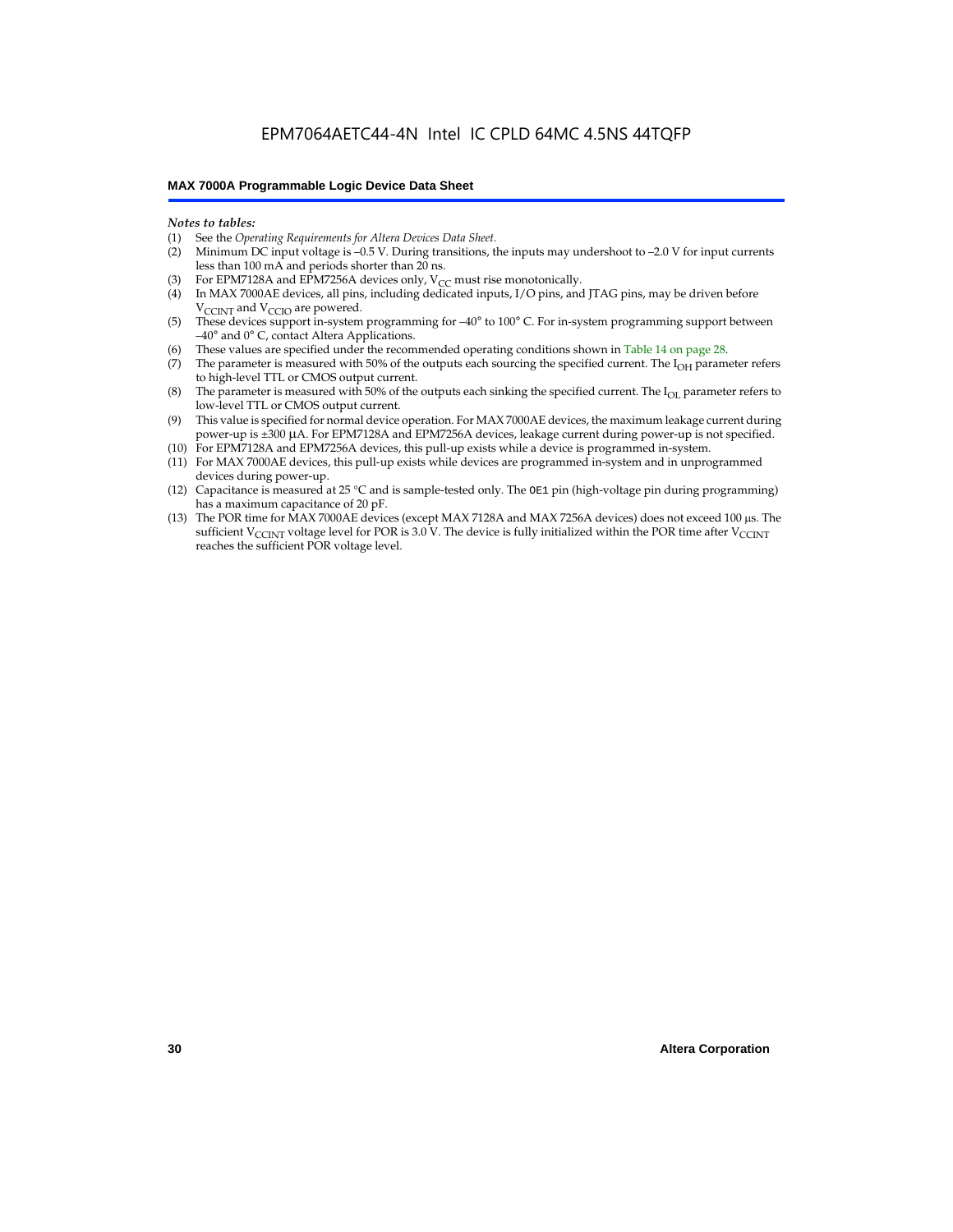*Notes to tables:*

(1) See the *Operating Requirements for Altera Devices Data Sheet*.
(2) Minimum DC input voltage is –0.5 V. During transitions, the inputs may undershoot to –2.0 V for input currents less than 100 mA and periods shorter than 20 ns.
(3) For EPM7128A and EPM7256A devices only, $V_{CC}$ must rise monotonically.
(4) In MAX 7000AE devices, all pins, including dedicated inputs, I/O pins, and JTAG pins, may be driven before $V_{CCINT}$ and $V_{CCIO}$ are powered.
(5) These devices support in-system programming for –40° to 100° C. For in-system programming support between –40° and 0° C, contact Altera Applications.
(6) These values are specified under the recommended operating conditions shown in Table 14 on page 28.
(7) The parameter is measured with 50% of the outputs each sourcing the specified current. The $I_{OH}$ parameter refers to high-level TTL or CMOS output current.
(8) The parameter is measured with 50% of the outputs each sinking the specified current. The $I_{OL}$ parameter refers to low-level TTL or CMOS output current.
(9) This value is specified for normal device operation. For MAX 7000AE devices, the maximum leakage current during power-up is ±300 µA. For EPM7128A and EPM7256A devices, leakage current during power-up is not specified.
(10) For EPM7128A and EPM7256A devices, this pull-up exists while a device is programmed in-system.
(11) For MAX 7000AE devices, this pull-up exists while devices are programmed in-system and in unprogrammed devices during power-up.
(12) Capacitance is measured at 25 °C and is sample-tested only. The `OE1` pin (high-voltage pin during programming) has a maximum capacitance of 20 pF.
(13) The POR time for MAX 7000AE devices (except MAX 7128A and MAX 7256A devices) does not exceed 100 µs. The sufficient $V_{CCINT}$ voltage level for POR is 3.0 V. The device is fully initialized within the POR time after $V_{CCINT}$ reaches the sufficient POR voltage level.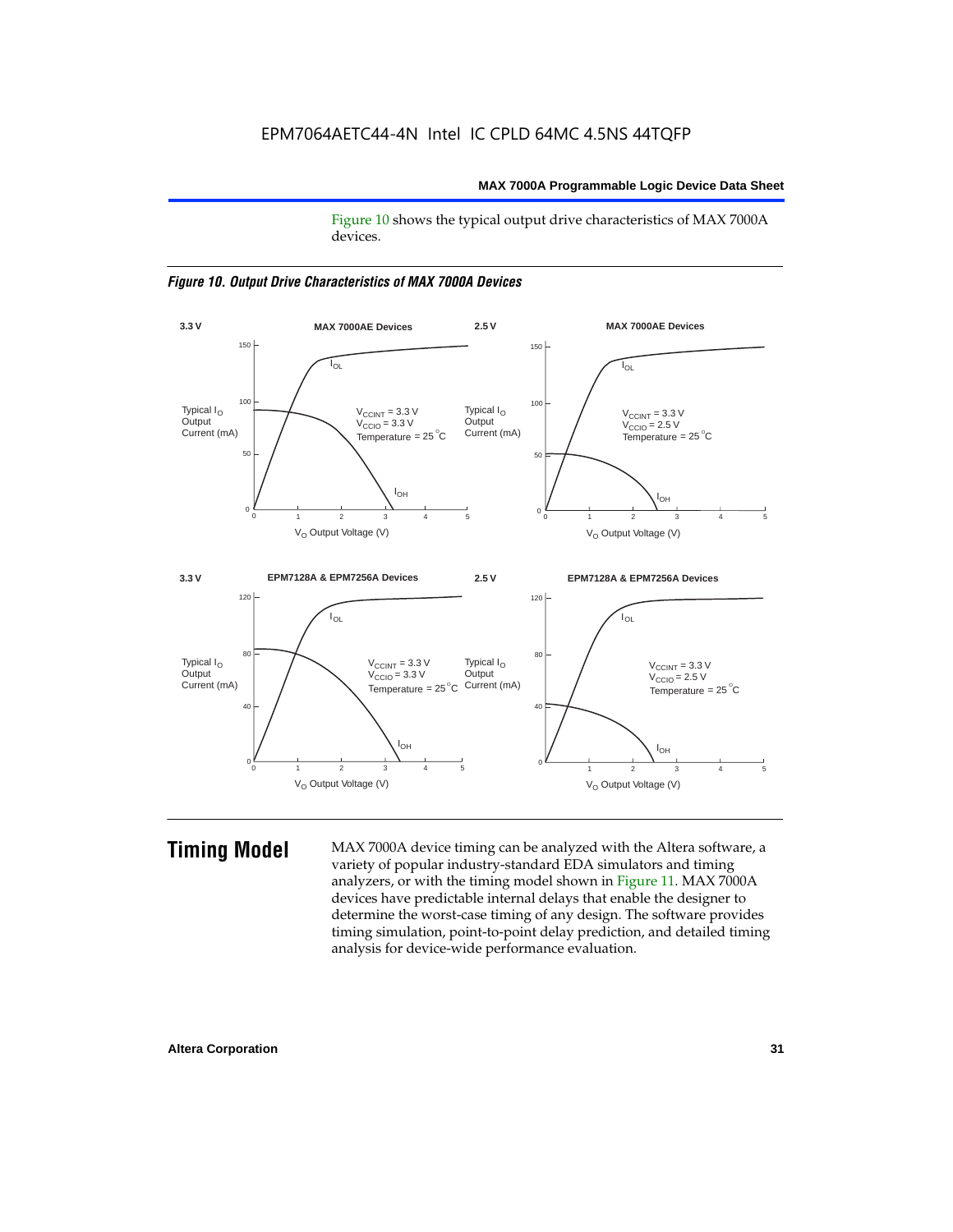Figure 10 shows the typical output drive characteristics of MAX 7000A devices.

*Figure 10. Output Drive Characteristics of MAX 7000A Devices*

## Timing Model

MAX 7000A device timing can be analyzed with the Altera software, a variety of popular industry-standard EDA simulators and timing analyzers, or with the timing model shown in Figure 11. MAX 7000A devices have predictable internal delays that enable the designer to determine the worst-case timing of any design. The software provides timing simulation, point-to-point delay prediction, and detailed timing analysis for device-wide performance evaluation.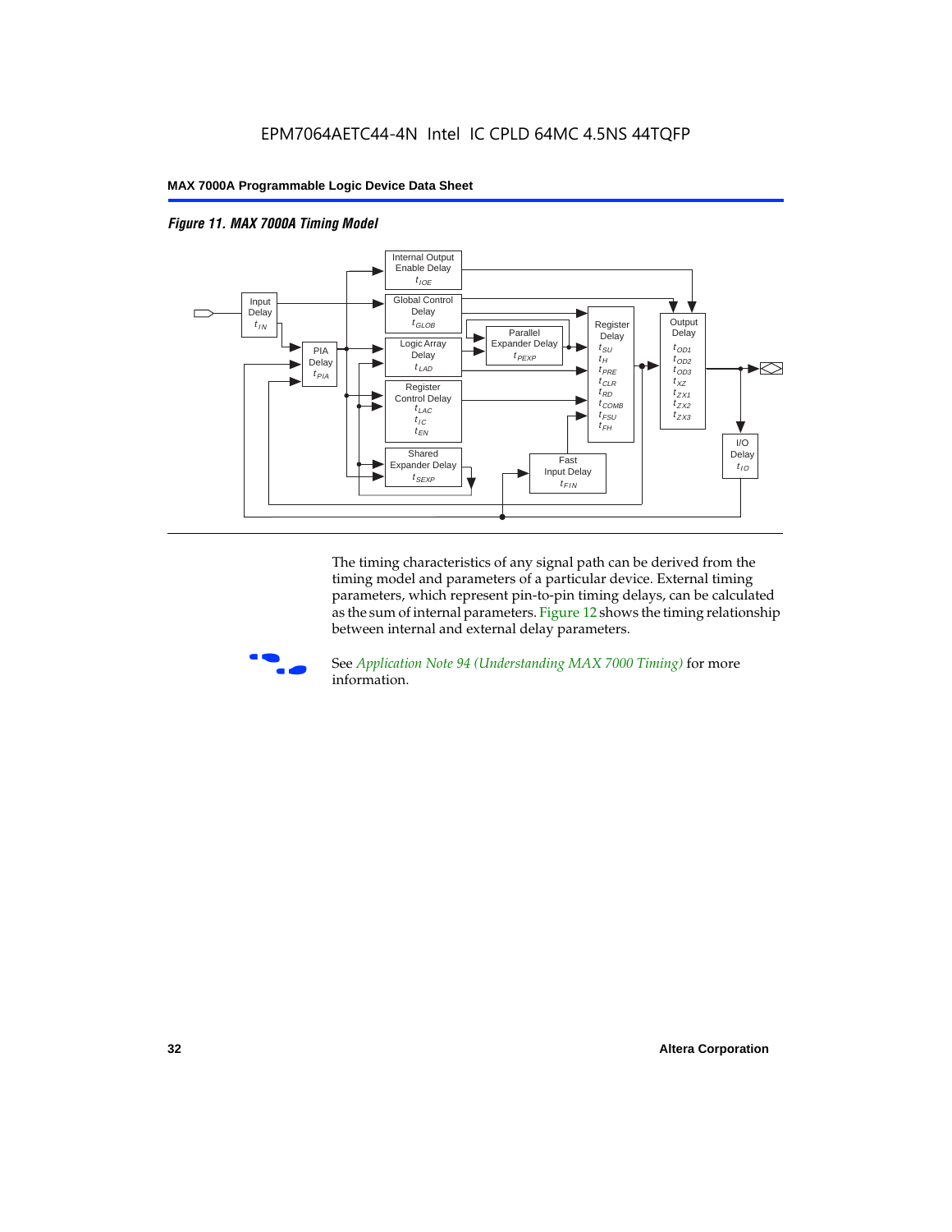*Figure 11. MAX 7000A Timing Model*

The timing characteristics of any signal path can be derived from the timing model and parameters of a particular device. External timing parameters, which represent pin-to-pin timing delays, can be calculated as the sum of internal parameters. Figure 12 shows the timing relationship between internal and external delay parameters.

See *Application Note 94 (Understanding MAX 7000 Timing)* for more information.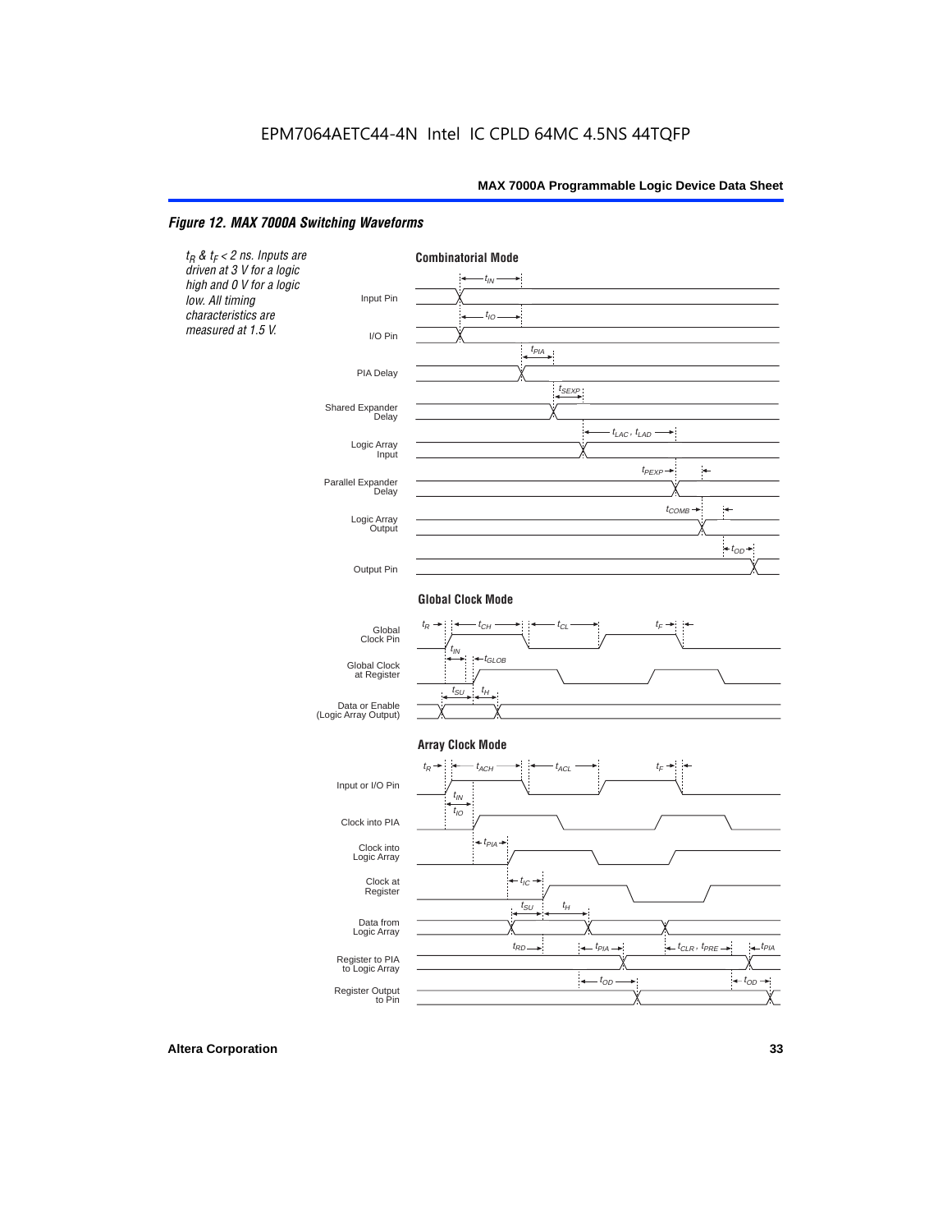EPM7064AETC44-4N Intel IC CPLD 64MC 4.5NS 44TQFP

### *Figure 12. MAX 7000A Switching Waveforms*

*$t_R$ & $t_F$ < 2 ns. Inputs are driven at 3 V for a logic high and 0 V for a logic low. All timing characteristics are measured at 1.5 V.*

**Combinatorial Mode**

Input Pin — $t_{IN}$

I/O Pin — $t_{IO}$

PIA Delay — $t_{PIA}$

Shared Expander Delay — $t_{SEXP}$

Logic Array Input — $t_{LAC}$, $t_{LAD}$

Parallel Expander Delay — $t_{PEXP}$

Logic Array Output — $t_{COMB}$

Output Pin — $t_{OD}$

**Global Clock Mode**

Global Clock Pin — $t_R$, $t_{CH}$, $t_{CL}$, $t_F$

Global Clock at Register — $t_{IN}$, $t_{GLOB}$

Data or Enable (Logic Array Output) — $t_{SU}$, $t_H$

**Array Clock Mode**

Input or I/O Pin — $t_R$, $t_{ACH}$, $t_{ACL}$, $t_F$

Clock into PIA — $t_{IN}$, $t_{IO}$

Clock into Logic Array — $t_{PIA}$

Clock at Register — $t_{IC}$

Data from Logic Array — $t_{SU}$, $t_H$

Register to PIA to Logic Array — $t_{RD}$, $t_{PIA}$, $t_{CLR}$, $t_{PRE}$, $t_{PIA}$

Register Output to Pin — $t_{OD}$, $t_{OD}$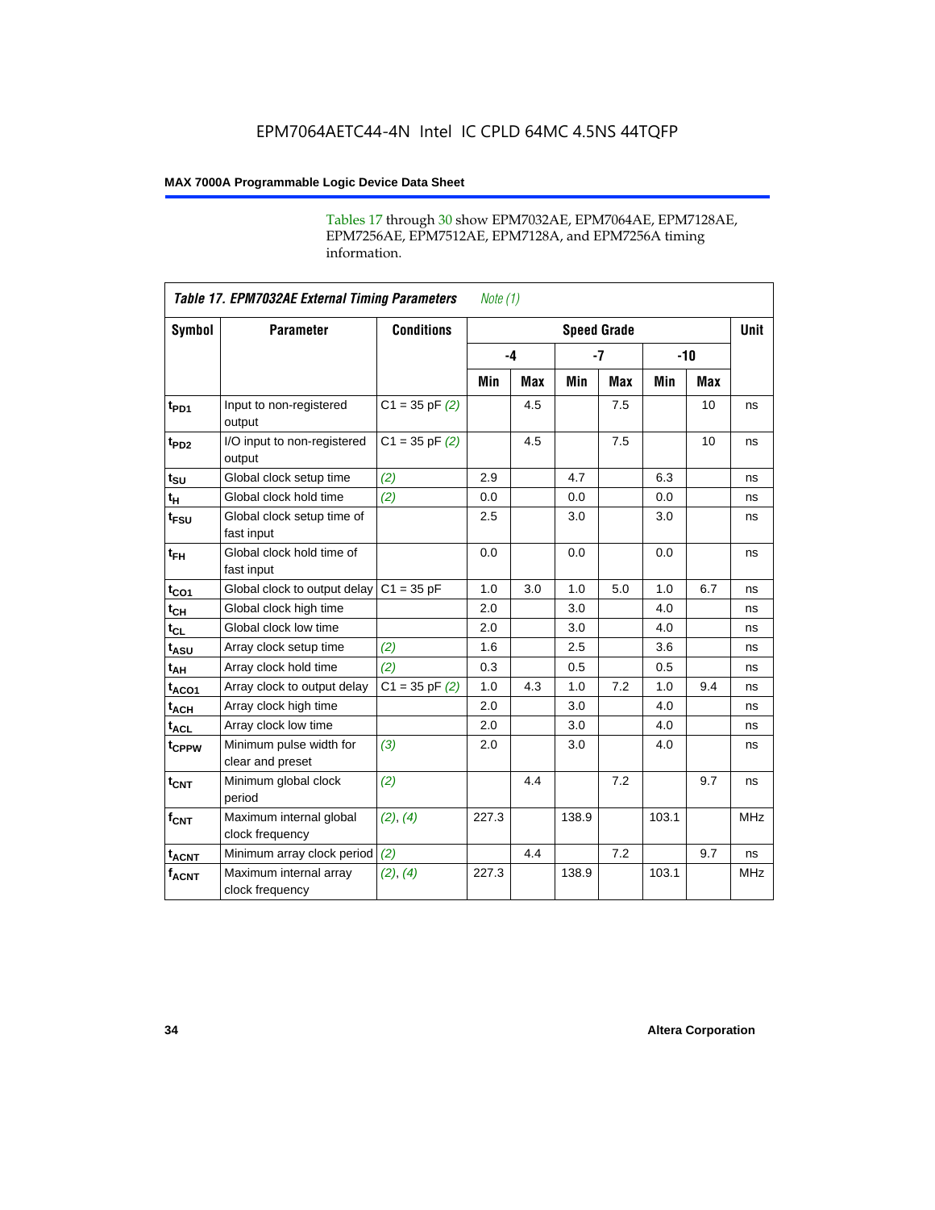EPM7064AETC44-4N Intel IC CPLD 64MC 4.5NS 44TQFP

Tables 17 through 30 show EPM7032AE, EPM7064AE, EPM7128AE, EPM7256AE, EPM7512AE, EPM7128A, and EPM7256A timing information.

| *Table 17. EPM7032AE External Timing Parameters* *Note (1)* | | | | | | | | | |
|---|---|---|---|---|---|---|---|---|---|
| **Symbol** | **Parameter** | **Conditions** | **Speed Grade** | | | | | | **Unit** |
| | | | **-4** | | **-7** | | **-10** | | |
| | | | **Min** | **Max** | **Min** | **Max** | **Min** | **Max** | |
| $t_{PD1}$ | Input to non-registered output | C1 = 35 pF *(2)* | | 4.5 | | 7.5 | | 10 | ns |
| $t_{PD2}$ | I/O input to non-registered output | C1 = 35 pF *(2)* | | 4.5 | | 7.5 | | 10 | ns |
| $t_{SU}$ | Global clock setup time | *(2)* | 2.9 | | 4.7 | | 6.3 | | ns |
| $t_{H}$ | Global clock hold time | *(2)* | 0.0 | | 0.0 | | 0.0 | | ns |
| $t_{FSU}$ | Global clock setup time of fast input | | 2.5 | | 3.0 | | 3.0 | | ns |
| $t_{FH}$ | Global clock hold time of fast input | | 0.0 | | 0.0 | | 0.0 | | ns |
| $t_{CO1}$ | Global clock to output delay | C1 = 35 pF | 1.0 | 3.0 | 1.0 | 5.0 | 1.0 | 6.7 | ns |
| $t_{CH}$ | Global clock high time | | 2.0 | | 3.0 | | 4.0 | | ns |
| $t_{CL}$ | Global clock low time | | 2.0 | | 3.0 | | 4.0 | | ns |
| $t_{ASU}$ | Array clock setup time | *(2)* | 1.6 | | 2.5 | | 3.6 | | ns |
| $t_{AH}$ | Array clock hold time | *(2)* | 0.3 | | 0.5 | | 0.5 | | ns |
| $t_{ACO1}$ | Array clock to output delay | C1 = 35 pF *(2)* | 1.0 | 4.3 | 1.0 | 7.2 | 1.0 | 9.4 | ns |
| $t_{ACH}$ | Array clock high time | | 2.0 | | 3.0 | | 4.0 | | ns |
| $t_{ACL}$ | Array clock low time | | 2.0 | | 3.0 | | 4.0 | | ns |
| $t_{CPPW}$ | Minimum pulse width for clear and preset | *(3)* | 2.0 | | 3.0 | | 4.0 | | ns |
| $t_{CNT}$ | Minimum global clock period | *(2)* | | 4.4 | | 7.2 | | 9.7 | ns |
| $f_{CNT}$ | Maximum internal global clock frequency | *(2)*, *(4)* | 227.3 | | 138.9 | | 103.1 | | MHz |
| $t_{ACNT}$ | Minimum array clock period | *(2)* | | 4.4 | | 7.2 | | 9.7 | ns |
| $f_{ACNT}$ | Maximum internal array clock frequency | *(2)*, *(4)* | 227.3 | | 138.9 | | 103.1 | | MHz |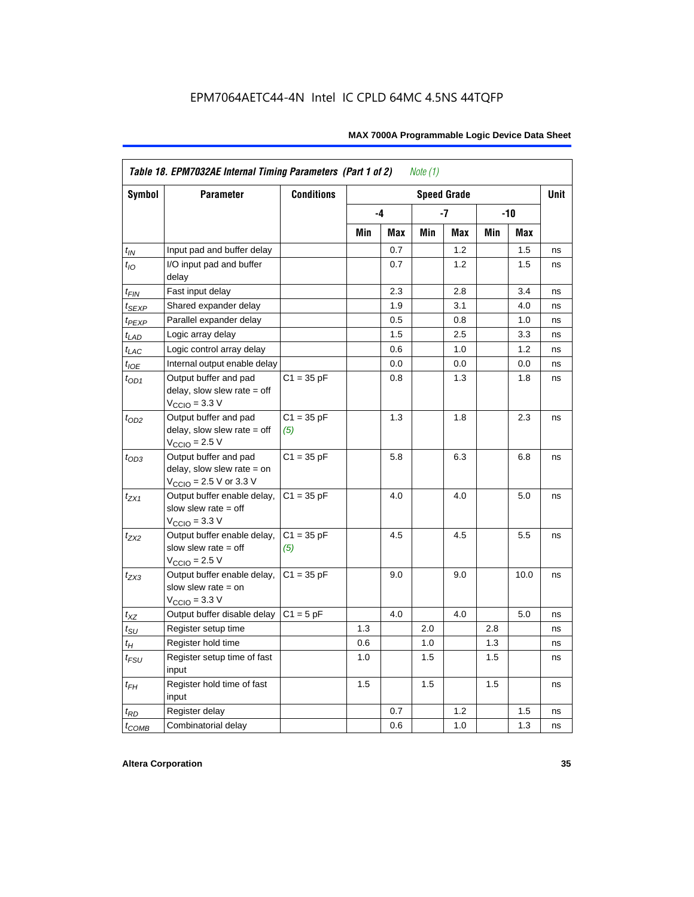EPM7064AETC44-4N Intel IC CPLD 64MC 4.5NS 44TQFP

| Table 18. EPM7032AE Internal Timing Parameters (Part 1 of 2) *Note (1)* | | | | | | | | | |
|---|---|---|---|---|---|---|---|---|---|
| Symbol | Parameter | Conditions | Speed Grade | | | | | | Unit |
| | | | -4 | | -7 | | -10 | | |
| | | | Min | Max | Min | Max | Min | Max | |
| $t_{IN}$ | Input pad and buffer delay | | | 0.7 | | 1.2 | | 1.5 | ns |
| $t_{IO}$ | I/O input pad and buffer delay | | | 0.7 | | 1.2 | | 1.5 | ns |
| $t_{FIN}$ | Fast input delay | | | 2.3 | | 2.8 | | 3.4 | ns |
| $t_{SEXP}$ | Shared expander delay | | | 1.9 | | 3.1 | | 4.0 | ns |
| $t_{PEXP}$ | Parallel expander delay | | | 0.5 | | 0.8 | | 1.0 | ns |
| $t_{LAD}$ | Logic array delay | | | 1.5 | | 2.5 | | 3.3 | ns |
| $t_{LAC}$ | Logic control array delay | | | 0.6 | | 1.0 | | 1.2 | ns |
| $t_{IOE}$ | Internal output enable delay | | | 0.0 | | 0.0 | | 0.0 | ns |
| $t_{OD1}$ | Output buffer and pad delay, slow slew rate = off $V_{CCIO}$ = 3.3 V | C1 = 35 pF | | 0.8 | | 1.3 | | 1.8 | ns |
| $t_{OD2}$ | Output buffer and pad delay, slow slew rate = off $V_{CCIO}$ = 2.5 V | C1 = 35 pF *(5)* | | 1.3 | | 1.8 | | 2.3 | ns |
| $t_{OD3}$ | Output buffer and pad delay, slow slew rate = on $V_{CCIO}$ = 2.5 V or 3.3 V | C1 = 35 pF | | 5.8 | | 6.3 | | 6.8 | ns |
| $t_{ZX1}$ | Output buffer enable delay, slow slew rate = off $V_{CCIO}$ = 3.3 V | C1 = 35 pF | | 4.0 | | 4.0 | | 5.0 | ns |
| $t_{ZX2}$ | Output buffer enable delay, slow slew rate = off $V_{CCIO}$ = 2.5 V | C1 = 35 pF *(5)* | | 4.5 | | 4.5 | | 5.5 | ns |
| $t_{ZX3}$ | Output buffer enable delay, slow slew rate = on $V_{CCIO}$ = 3.3 V | C1 = 35 pF | | 9.0 | | 9.0 | | 10.0 | ns |
| $t_{XZ}$ | Output buffer disable delay | C1 = 5 pF | | 4.0 | | 4.0 | | 5.0 | ns |
| $t_{SU}$ | Register setup time | | 1.3 | | 2.0 | | 2.8 | | ns |
| $t_H$ | Register hold time | | 0.6 | | 1.0 | | 1.3 | | ns |
| $t_{FSU}$ | Register setup time of fast input | | 1.0 | | 1.5 | | 1.5 | | ns |
| $t_{FH}$ | Register hold time of fast input | | 1.5 | | 1.5 | | 1.5 | | ns |
| $t_{RD}$ | Register delay | | | 0.7 | | 1.2 | | 1.5 | ns |
| $t_{COMB}$ | Combinatorial delay | | | 0.6 | | 1.0 | | 1.3 | ns |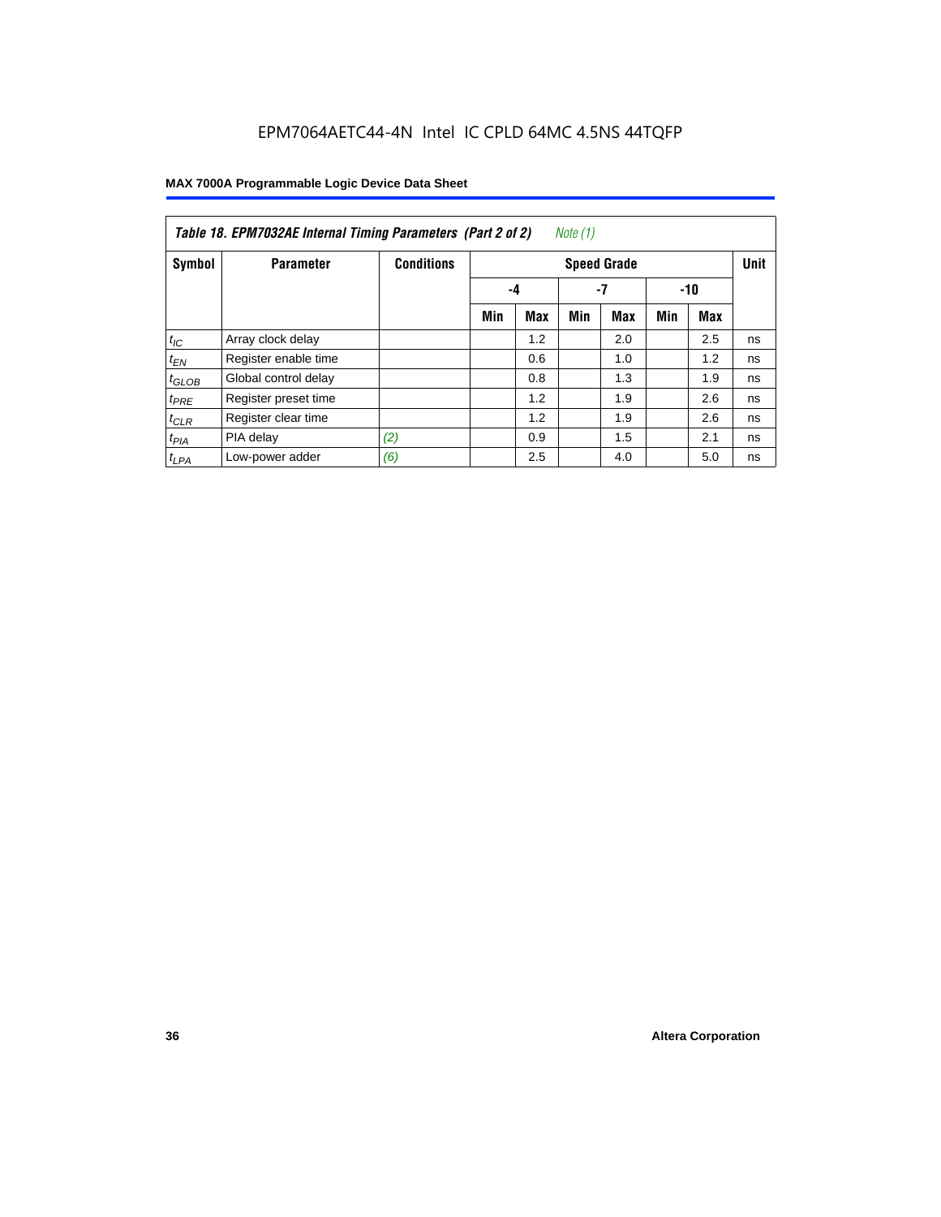**Table 18. EPM7032AE Internal Timing Parameters (Part 2 of 2)** *Note (1)*

| Symbol | Parameter | Conditions | Speed Grade | | | | | | Unit |
|---|---|---|---|---|---|---|---|---|---|
| | | | -4 | | -7 | | -10 | | |
| | | | Min | Max | Min | Max | Min | Max | |
| $t_{IC}$ | Array clock delay | | | 1.2 | | 2.0 | | 2.5 | ns |
| $t_{EN}$ | Register enable time | | | 0.6 | | 1.0 | | 1.2 | ns |
| $t_{GLOB}$ | Global control delay | | | 0.8 | | 1.3 | | 1.9 | ns |
| $t_{PRE}$ | Register preset time | | | 1.2 | | 1.9 | | 2.6 | ns |
| $t_{CLR}$ | Register clear time | | | 1.2 | | 1.9 | | 2.6 | ns |
| $t_{PIA}$ | PIA delay | *(2)* | | 0.9 | | 1.5 | | 2.1 | ns |
| $t_{LPA}$ | Low-power adder | *(6)* | | 2.5 | | 4.0 | | 5.0 | ns |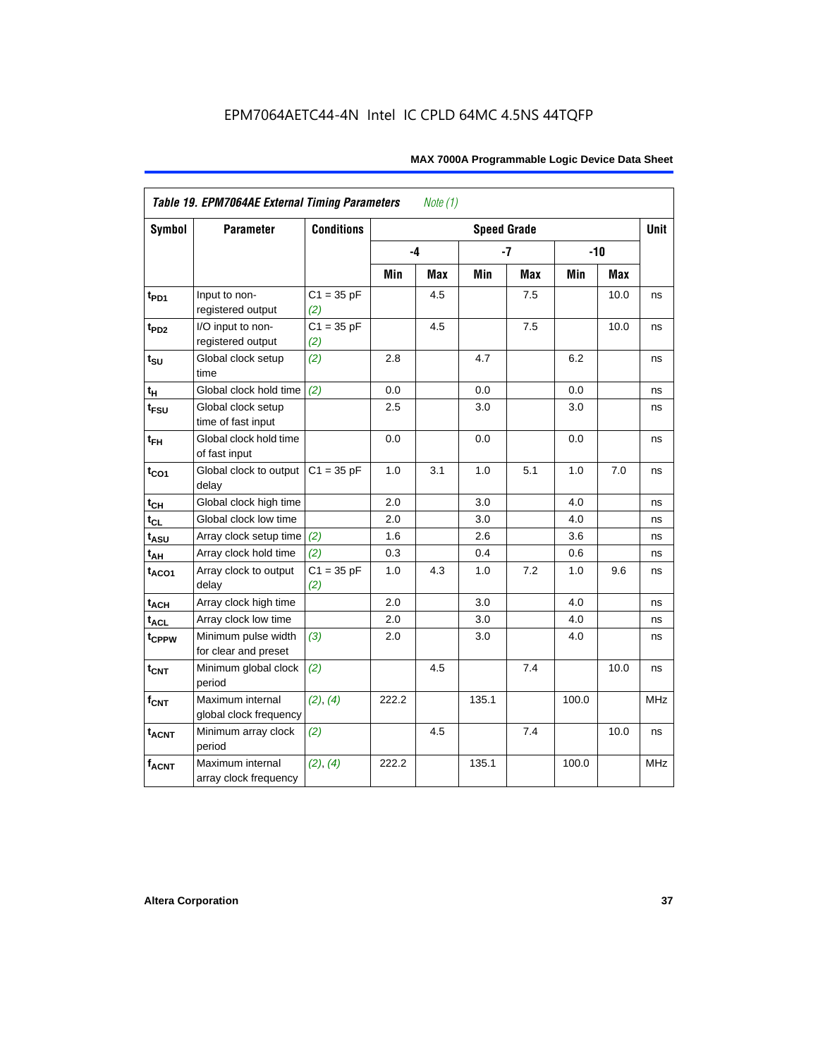EPM7064AETC44-4N Intel IC CPLD 64MC 4.5NS 44TQFP

| *Table 19. EPM7064AE External Timing Parameters* *Note (1)* | | | | | | | | | |
|---|---|---|---|---|---|---|---|---|---|
| **Symbol** | **Parameter** | **Conditions** | **Speed Grade** | | | | | | **Unit** |
| | | | **-4** | | **-7** | | **-10** | | |
| | | | **Min** | **Max** | **Min** | **Max** | **Min** | **Max** | |
| $t_{PD1}$ | Input to non-registered output | C1 = 35 pF *(2)* | | 4.5 | | 7.5 | | 10.0 | ns |
| $t_{PD2}$ | I/O input to non-registered output | C1 = 35 pF *(2)* | | 4.5 | | 7.5 | | 10.0 | ns |
| $t_{SU}$ | Global clock setup time | *(2)* | 2.8 | | 4.7 | | 6.2 | | ns |
| $t_{H}$ | Global clock hold time | *(2)* | 0.0 | | 0.0 | | 0.0 | | ns |
| $t_{FSU}$ | Global clock setup time of fast input | | 2.5 | | 3.0 | | 3.0 | | ns |
| $t_{FH}$ | Global clock hold time of fast input | | 0.0 | | 0.0 | | 0.0 | | ns |
| $t_{CO1}$ | Global clock to output delay | C1 = 35 pF | 1.0 | 3.1 | 1.0 | 5.1 | 1.0 | 7.0 | ns |
| $t_{CH}$ | Global clock high time | | 2.0 | | 3.0 | | 4.0 | | ns |
| $t_{CL}$ | Global clock low time | | 2.0 | | 3.0 | | 4.0 | | ns |
| $t_{ASU}$ | Array clock setup time | *(2)* | 1.6 | | 2.6 | | 3.6 | | ns |
| $t_{AH}$ | Array clock hold time | *(2)* | 0.3 | | 0.4 | | 0.6 | | ns |
| $t_{ACO1}$ | Array clock to output delay | C1 = 35 pF *(2)* | 1.0 | 4.3 | 1.0 | 7.2 | 1.0 | 9.6 | ns |
| $t_{ACH}$ | Array clock high time | | 2.0 | | 3.0 | | 4.0 | | ns |
| $t_{ACL}$ | Array clock low time | | 2.0 | | 3.0 | | 4.0 | | ns |
| $t_{CPPW}$ | Minimum pulse width for clear and preset | *(3)* | 2.0 | | 3.0 | | 4.0 | | ns |
| $t_{CNT}$ | Minimum global clock period | *(2)* | | 4.5 | | 7.4 | | 10.0 | ns |
| $f_{CNT}$ | Maximum internal global clock frequency | *(2)*, *(4)* | 222.2 | | 135.1 | | 100.0 | | MHz |
| $t_{ACNT}$ | Minimum array clock period | *(2)* | | 4.5 | | 7.4 | | 10.0 | ns |
| $f_{ACNT}$ | Maximum internal array clock frequency | *(2)*, *(4)* | 222.2 | | 135.1 | | 100.0 | | MHz |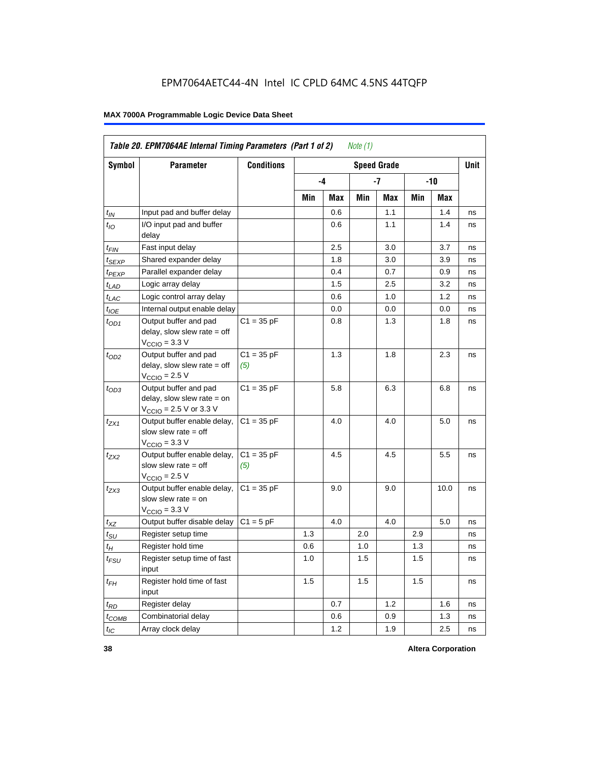EPM7064AETC44-4N Intel IC CPLD 64MC 4.5NS 44TQFP

**MAX 7000A Programmable Logic Device Data Sheet**

*Table 20. EPM7064AE Internal Timing Parameters (Part 1 of 2) Note (1)*

| Symbol | Parameter | Conditions | Speed Grade | | | | | | Unit |
|---|---|---|---|---|---|---|---|---|---|
| | | | -4 | | -7 | | -10 | | |
| | | | Min | Max | Min | Max | Min | Max | |
| $t_{IN}$ | Input pad and buffer delay | | | 0.6 | | 1.1 | | 1.4 | ns |
| $t_{IO}$ | I/O input pad and buffer delay | | | 0.6 | | 1.1 | | 1.4 | ns |
| $t_{FIN}$ | Fast input delay | | | 2.5 | | 3.0 | | 3.7 | ns |
| $t_{SEXP}$ | Shared expander delay | | | 1.8 | | 3.0 | | 3.9 | ns |
| $t_{PEXP}$ | Parallel expander delay | | | 0.4 | | 0.7 | | 0.9 | ns |
| $t_{LAD}$ | Logic array delay | | | 1.5 | | 2.5 | | 3.2 | ns |
| $t_{LAC}$ | Logic control array delay | | | 0.6 | | 1.0 | | 1.2 | ns |
| $t_{IOE}$ | Internal output enable delay | | | 0.0 | | 0.0 | | 0.0 | ns |
| $t_{OD1}$ | Output buffer and pad delay, slow slew rate = off $V_{CCIO}$ = 3.3 V | C1 = 35 pF | | 0.8 | | 1.3 | | 1.8 | ns |
| $t_{OD2}$ | Output buffer and pad delay, slow slew rate = off $V_{CCIO}$ = 2.5 V | C1 = 35 pF *(5)* | | 1.3 | | 1.8 | | 2.3 | ns |
| $t_{OD3}$ | Output buffer and pad delay, slow slew rate = on $V_{CCIO}$ = 2.5 V or 3.3 V | C1 = 35 pF | | 5.8 | | 6.3 | | 6.8 | ns |
| $t_{ZX1}$ | Output buffer enable delay, slow slew rate = off $V_{CCIO}$ = 3.3 V | C1 = 35 pF | | 4.0 | | 4.0 | | 5.0 | ns |
| $t_{ZX2}$ | Output buffer enable delay, slow slew rate = off $V_{CCIO}$ = 2.5 V | C1 = 35 pF *(5)* | | 4.5 | | 4.5 | | 5.5 | ns |
| $t_{ZX3}$ | Output buffer enable delay, slow slew rate = on $V_{CCIO}$ = 3.3 V | C1 = 35 pF | | 9.0 | | 9.0 | | 10.0 | ns |
| $t_{XZ}$ | Output buffer disable delay | C1 = 5 pF | | 4.0 | | 4.0 | | 5.0 | ns |
| $t_{SU}$ | Register setup time | | 1.3 | | 2.0 | | 2.9 | | ns |
| $t_{H}$ | Register hold time | | 0.6 | | 1.0 | | 1.3 | | ns |
| $t_{FSU}$ | Register setup time of fast input | | 1.0 | | 1.5 | | 1.5 | | ns |
| $t_{FH}$ | Register hold time of fast input | | 1.5 | | 1.5 | | 1.5 | | ns |
| $t_{RD}$ | Register delay | | | 0.7 | | 1.2 | | 1.6 | ns |
| $t_{COMB}$ | Combinatorial delay | | | 0.6 | | 0.9 | | 1.3 | ns |
| $t_{IC}$ | Array clock delay | | | 1.2 | | 1.9 | | 2.5 | ns |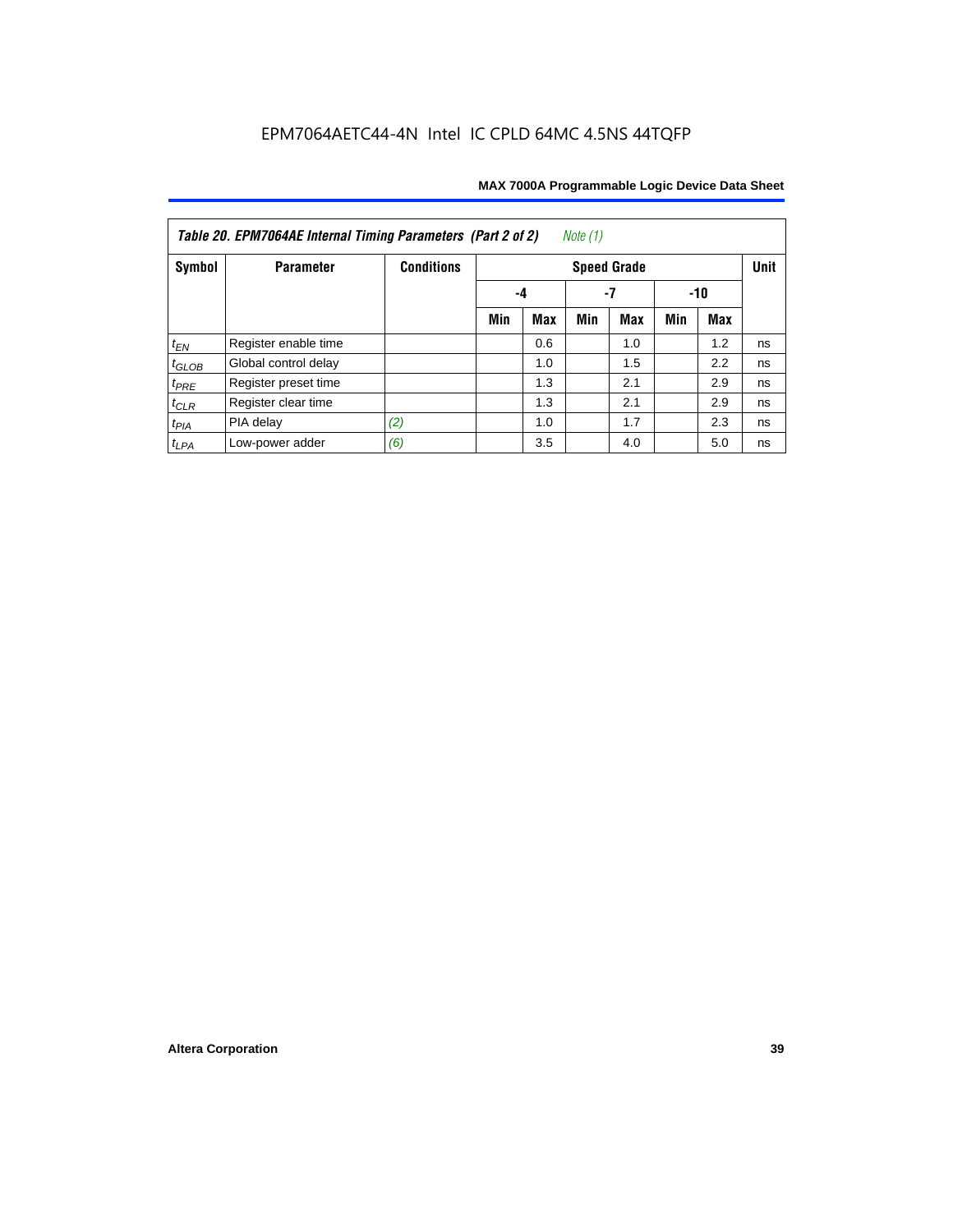**Table 20. EPM7064AE Internal Timing Parameters (Part 2 of 2)** *Note (1)*

| Symbol | Parameter | Conditions | Speed Grade | | | | | | Unit |
|---|---|---|---|---|---|---|---|---|---|
| | | | -4 | | -7 | | -10 | | |
| | | | Min | Max | Min | Max | Min | Max | |
| $t_{EN}$ | Register enable time | | | 0.6 | | 1.0 | | 1.2 | ns |
| $t_{GLOB}$ | Global control delay | | | 1.0 | | 1.5 | | 2.2 | ns |
| $t_{PRE}$ | Register preset time | | | 1.3 | | 2.1 | | 2.9 | ns |
| $t_{CLR}$ | Register clear time | | | 1.3 | | 2.1 | | 2.9 | ns |
| $t_{PIA}$ | PIA delay | *(2)* | | 1.0 | | 1.7 | | 2.3 | ns |
| $t_{LPA}$ | Low-power adder | *(6)* | | 3.5 | | 4.0 | | 5.0 | ns |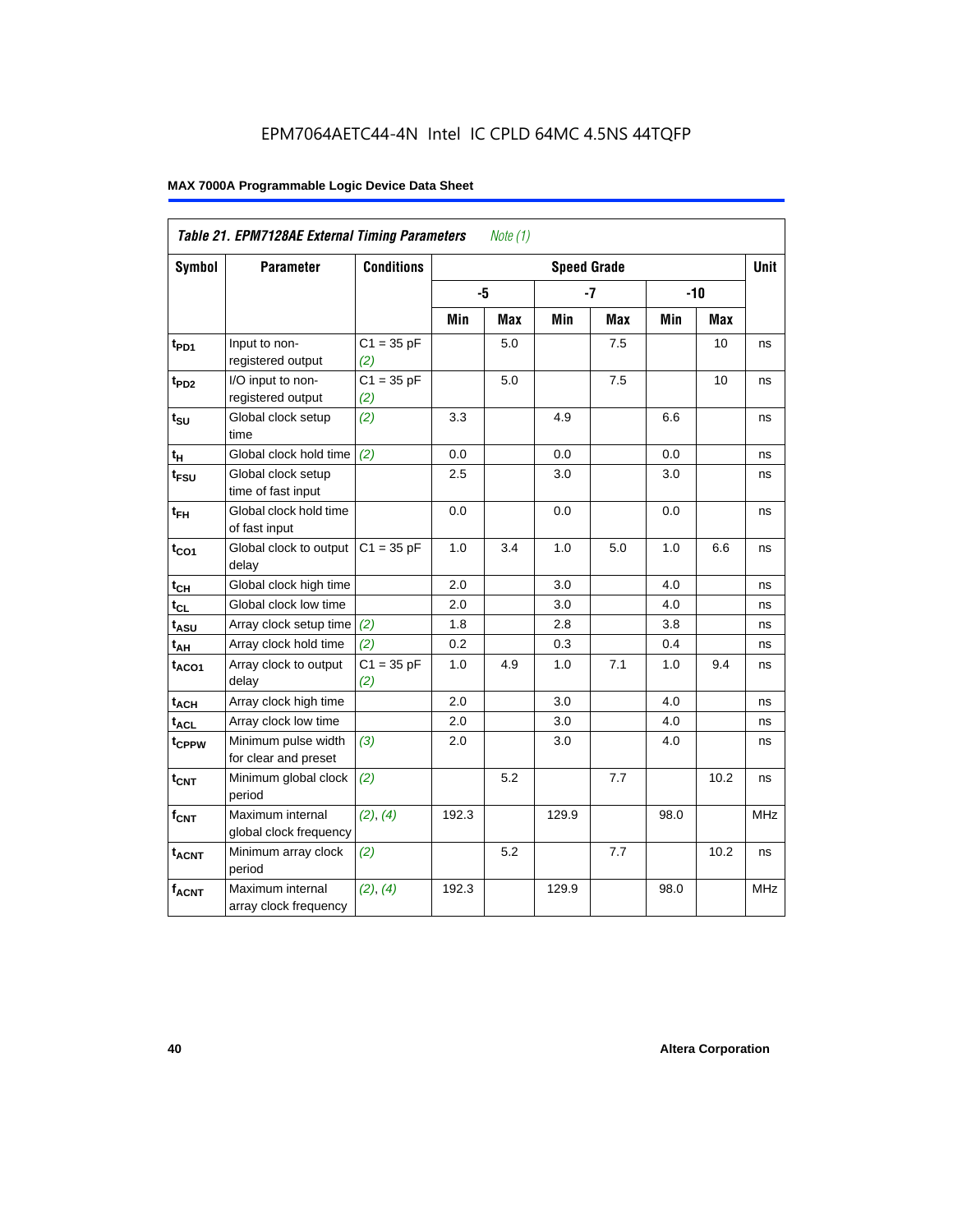EPM7064AETC44-4N Intel IC CPLD 64MC 4.5NS 44TQFP

**MAX 7000A Programmable Logic Device Data Sheet**

*Table 21. EPM7128AE External Timing Parameters* *Note (1)*

| Symbol | Parameter | Conditions | Speed Grade | | | | | | Unit |
|---|---|---|---|---|---|---|---|---|---|
| | | | -5 | | -7 | | -10 | | |
| | | | Min | Max | Min | Max | Min | Max | |
| $t_{PD1}$ | Input to non-registered output | C1 = 35 pF (2) | | 5.0 | | 7.5 | | 10 | ns |
| $t_{PD2}$ | I/O input to non-registered output | C1 = 35 pF (2) | | 5.0 | | 7.5 | | 10 | ns |
| $t_{SU}$ | Global clock setup time | (2) | 3.3 | | 4.9 | | 6.6 | | ns |
| $t_H$ | Global clock hold time | (2) | 0.0 | | 0.0 | | 0.0 | | ns |
| $t_{FSU}$ | Global clock setup time of fast input | | 2.5 | | 3.0 | | 3.0 | | ns |
| $t_{FH}$ | Global clock hold time of fast input | | 0.0 | | 0.0 | | 0.0 | | ns |
| $t_{CO1}$ | Global clock to output delay | C1 = 35 pF | 1.0 | 3.4 | 1.0 | 5.0 | 1.0 | 6.6 | ns |
| $t_{CH}$ | Global clock high time | | 2.0 | | 3.0 | | 4.0 | | ns |
| $t_{CL}$ | Global clock low time | | 2.0 | | 3.0 | | 4.0 | | ns |
| $t_{ASU}$ | Array clock setup time | (2) | 1.8 | | 2.8 | | 3.8 | | ns |
| $t_{AH}$ | Array clock hold time | (2) | 0.2 | | 0.3 | | 0.4 | | ns |
| $t_{ACO1}$ | Array clock to output delay | C1 = 35 pF (2) | 1.0 | 4.9 | 1.0 | 7.1 | 1.0 | 9.4 | ns |
| $t_{ACH}$ | Array clock high time | | 2.0 | | 3.0 | | 4.0 | | ns |
| $t_{ACL}$ | Array clock low time | | 2.0 | | 3.0 | | 4.0 | | ns |
| $t_{CPPW}$ | Minimum pulse width for clear and preset | (3) | 2.0 | | 3.0 | | 4.0 | | ns |
| $t_{CNT}$ | Minimum global clock period | (2) | | 5.2 | | 7.7 | | 10.2 | ns |
| $f_{CNT}$ | Maximum internal global clock frequency | (2), (4) | 192.3 | | 129.9 | | 98.0 | | MHz |
| $t_{ACNT}$ | Minimum array clock period | (2) | | 5.2 | | 7.7 | | 10.2 | ns |
| $f_{ACNT}$ | Maximum internal array clock frequency | (2), (4) | 192.3 | | 129.9 | | 98.0 | | MHz |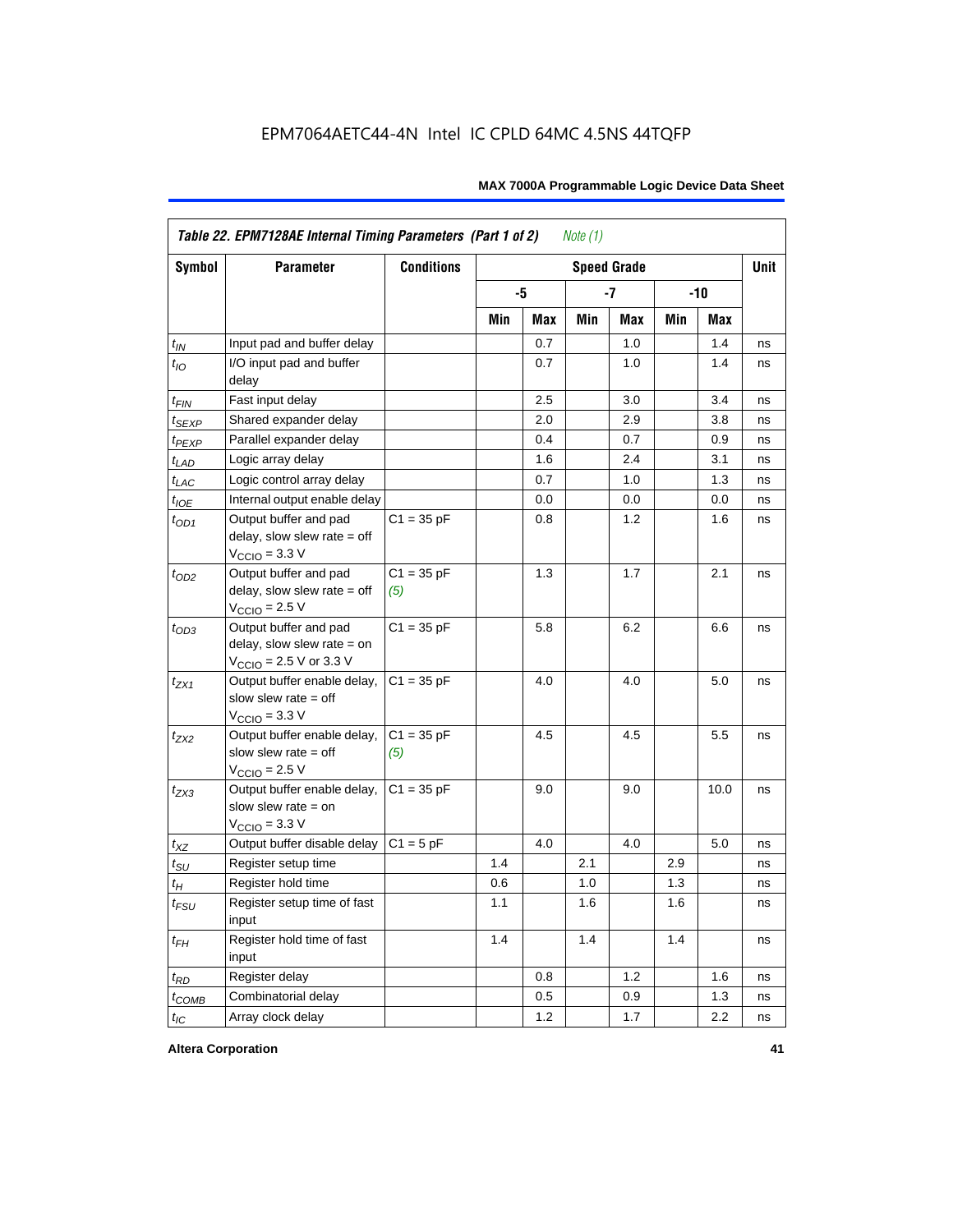*Table 22. EPM7128AE Internal Timing Parameters (Part 1 of 2) Note (1)*

| Symbol | Parameter | Conditions | Speed Grade | | | | | | Unit |
|---|---|---|---|---|---|---|---|---|---|
| | | | -5 | | -7 | | -10 | | |
| | | | Min | Max | Min | Max | Min | Max | |
| $t_{IN}$ | Input pad and buffer delay | | | 0.7 | | 1.0 | | 1.4 | ns |
| $t_{IO}$ | I/O input pad and buffer delay | | | 0.7 | | 1.0 | | 1.4 | ns |
| $t_{FIN}$ | Fast input delay | | | 2.5 | | 3.0 | | 3.4 | ns |
| $t_{SEXP}$ | Shared expander delay | | | 2.0 | | 2.9 | | 3.8 | ns |
| $t_{PEXP}$ | Parallel expander delay | | | 0.4 | | 0.7 | | 0.9 | ns |
| $t_{LAD}$ | Logic array delay | | | 1.6 | | 2.4 | | 3.1 | ns |
| $t_{LAC}$ | Logic control array delay | | | 0.7 | | 1.0 | | 1.3 | ns |
| $t_{IOE}$ | Internal output enable delay | | | 0.0 | | 0.0 | | 0.0 | ns |
| $t_{OD1}$ | Output buffer and pad delay, slow slew rate = off $V_{CCIO}$ = 3.3 V | C1 = 35 pF | | 0.8 | | 1.2 | | 1.6 | ns |
| $t_{OD2}$ | Output buffer and pad delay, slow slew rate = off $V_{CCIO}$ = 2.5 V | C1 = 35 pF *(5)* | | 1.3 | | 1.7 | | 2.1 | ns |
| $t_{OD3}$ | Output buffer and pad delay, slow slew rate = on $V_{CCIO}$ = 2.5 V or 3.3 V | C1 = 35 pF | | 5.8 | | 6.2 | | 6.6 | ns |
| $t_{ZX1}$ | Output buffer enable delay, slow slew rate = off $V_{CCIO}$ = 3.3 V | C1 = 35 pF | | 4.0 | | 4.0 | | 5.0 | ns |
| $t_{ZX2}$ | Output buffer enable delay, slow slew rate = off $V_{CCIO}$ = 2.5 V | C1 = 35 pF *(5)* | | 4.5 | | 4.5 | | 5.5 | ns |
| $t_{ZX3}$ | Output buffer enable delay, slow slew rate = on $V_{CCIO}$ = 3.3 V | C1 = 35 pF | | 9.0 | | 9.0 | | 10.0 | ns |
| $t_{XZ}$ | Output buffer disable delay | C1 = 5 pF | | 4.0 | | 4.0 | | 5.0 | ns |
| $t_{SU}$ | Register setup time | | 1.4 | | 2.1 | | 2.9 | | ns |
| $t_{H}$ | Register hold time | | 0.6 | | 1.0 | | 1.3 | | ns |
| $t_{FSU}$ | Register setup time of fast input | | 1.1 | | 1.6 | | 1.6 | | ns |
| $t_{FH}$ | Register hold time of fast input | | 1.4 | | 1.4 | | 1.4 | | ns |
| $t_{RD}$ | Register delay | | | 0.8 | | 1.2 | | 1.6 | ns |
| $t_{COMB}$ | Combinatorial delay | | | 0.5 | | 0.9 | | 1.3 | ns |
| $t_{IC}$ | Array clock delay | | | 1.2 | | 1.7 | | 2.2 | ns |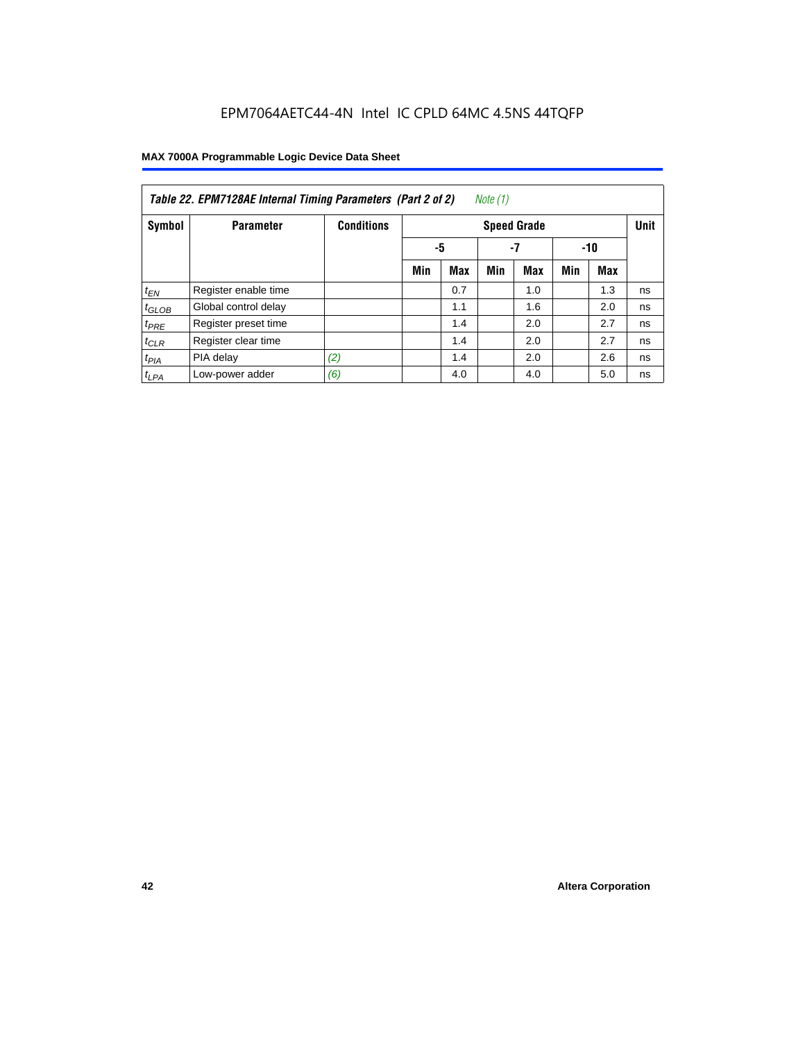**Table 22. EPM7128AE Internal Timing Parameters (Part 2 of 2)** *Note (1)*

| Symbol | Parameter | Conditions | Speed Grade | | | | | | Unit |
|---|---|---|---|---|---|---|---|---|---|
| | | | -5 | | -7 | | -10 | | |
| | | | Min | Max | Min | Max | Min | Max | |
| $t_{EN}$ | Register enable time | | | 0.7 | | 1.0 | | 1.3 | ns |
| $t_{GLOB}$ | Global control delay | | | 1.1 | | 1.6 | | 2.0 | ns |
| $t_{PRE}$ | Register preset time | | | 1.4 | | 2.0 | | 2.7 | ns |
| $t_{CLR}$ | Register clear time | | | 1.4 | | 2.0 | | 2.7 | ns |
| $t_{PIA}$ | PIA delay | *(2)* | | 1.4 | | 2.0 | | 2.6 | ns |
| $t_{LPA}$ | Low-power adder | *(6)* | | 4.0 | | 4.0 | | 5.0 | ns |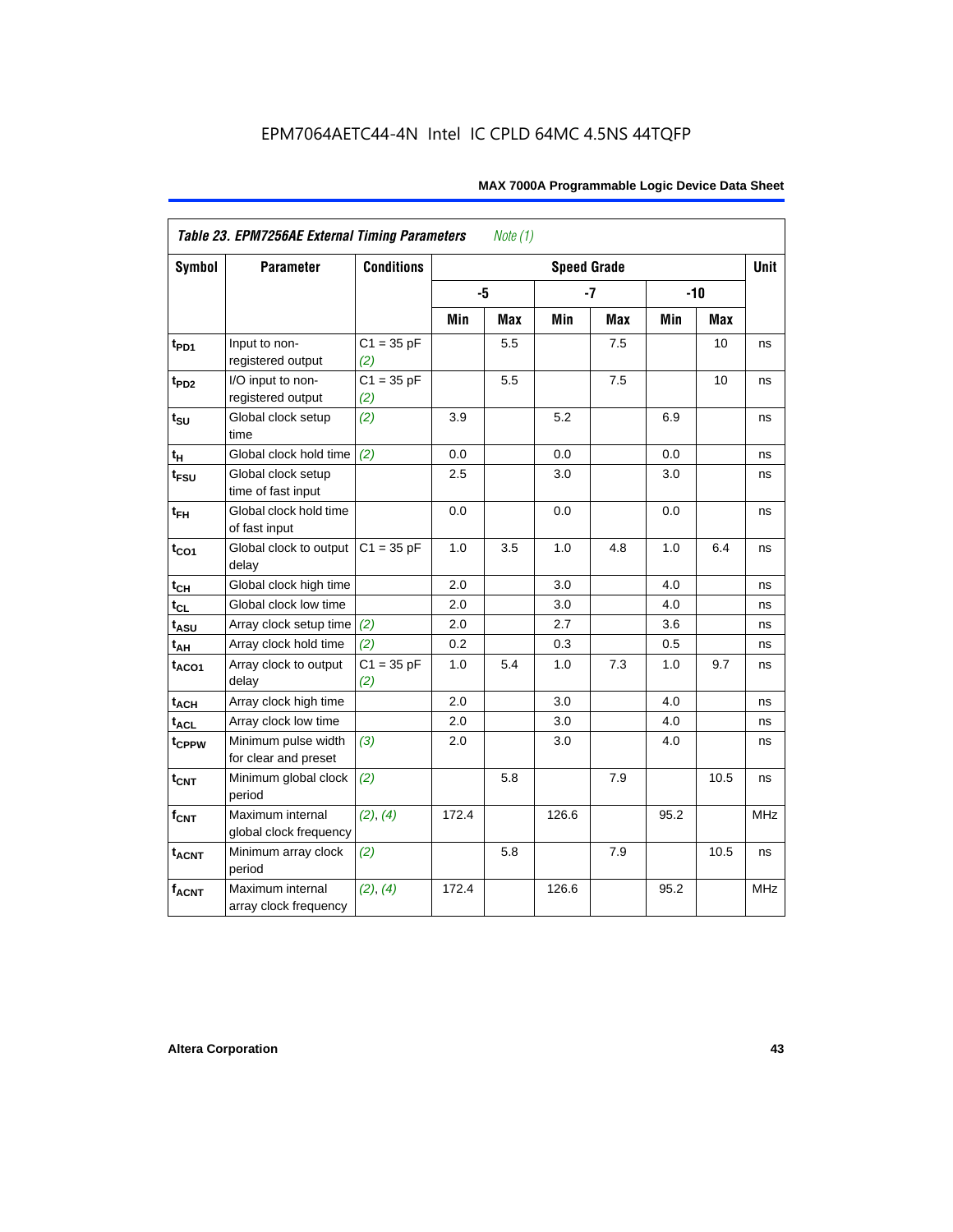| Table 23. EPM7256AE External Timing Parameters *Note (1)* | | | | | | | | | |
|---|---|---|---|---|---|---|---|---|---|
| **Symbol** | **Parameter** | **Conditions** | **Speed Grade** | | | | | | **Unit** |
| | | | **-5** | | **-7** | | **-10** | | |
| | | | **Min** | **Max** | **Min** | **Max** | **Min** | **Max** | |
| $t_{PD1}$ | Input to non-registered output | C1 = 35 pF *(2)* | | 5.5 | | 7.5 | | 10 | ns |
| $t_{PD2}$ | I/O input to non-registered output | C1 = 35 pF *(2)* | | 5.5 | | 7.5 | | 10 | ns |
| $t_{SU}$ | Global clock setup time | *(2)* | 3.9 | | 5.2 | | 6.9 | | ns |
| $t_H$ | Global clock hold time | *(2)* | 0.0 | | 0.0 | | 0.0 | | ns |
| $t_{FSU}$ | Global clock setup time of fast input | | 2.5 | | 3.0 | | 3.0 | | ns |
| $t_{FH}$ | Global clock hold time of fast input | | 0.0 | | 0.0 | | 0.0 | | ns |
| $t_{CO1}$ | Global clock to output delay | C1 = 35 pF | 1.0 | 3.5 | 1.0 | 4.8 | 1.0 | 6.4 | ns |
| $t_{CH}$ | Global clock high time | | 2.0 | | 3.0 | | 4.0 | | ns |
| $t_{CL}$ | Global clock low time | | 2.0 | | 3.0 | | 4.0 | | ns |
| $t_{ASU}$ | Array clock setup time | *(2)* | 2.0 | | 2.7 | | 3.6 | | ns |
| $t_{AH}$ | Array clock hold time | *(2)* | 0.2 | | 0.3 | | 0.5 | | ns |
| $t_{ACO1}$ | Array clock to output delay | C1 = 35 pF *(2)* | 1.0 | 5.4 | 1.0 | 7.3 | 1.0 | 9.7 | ns |
| $t_{ACH}$ | Array clock high time | | 2.0 | | 3.0 | | 4.0 | | ns |
| $t_{ACL}$ | Array clock low time | | 2.0 | | 3.0 | | 4.0 | | ns |
| $t_{CPPW}$ | Minimum pulse width for clear and preset | *(3)* | 2.0 | | 3.0 | | 4.0 | | ns |
| $t_{CNT}$ | Minimum global clock period | *(2)* | | 5.8 | | 7.9 | | 10.5 | ns |
| $f_{CNT}$ | Maximum internal global clock frequency | *(2)*, *(4)* | 172.4 | | 126.6 | | 95.2 | | MHz |
| $t_{ACNT}$ | Minimum array clock period | *(2)* | | 5.8 | | 7.9 | | 10.5 | ns |
| $f_{ACNT}$ | Maximum internal array clock frequency | *(2)*, *(4)* | 172.4 | | 126.6 | | 95.2 | | MHz |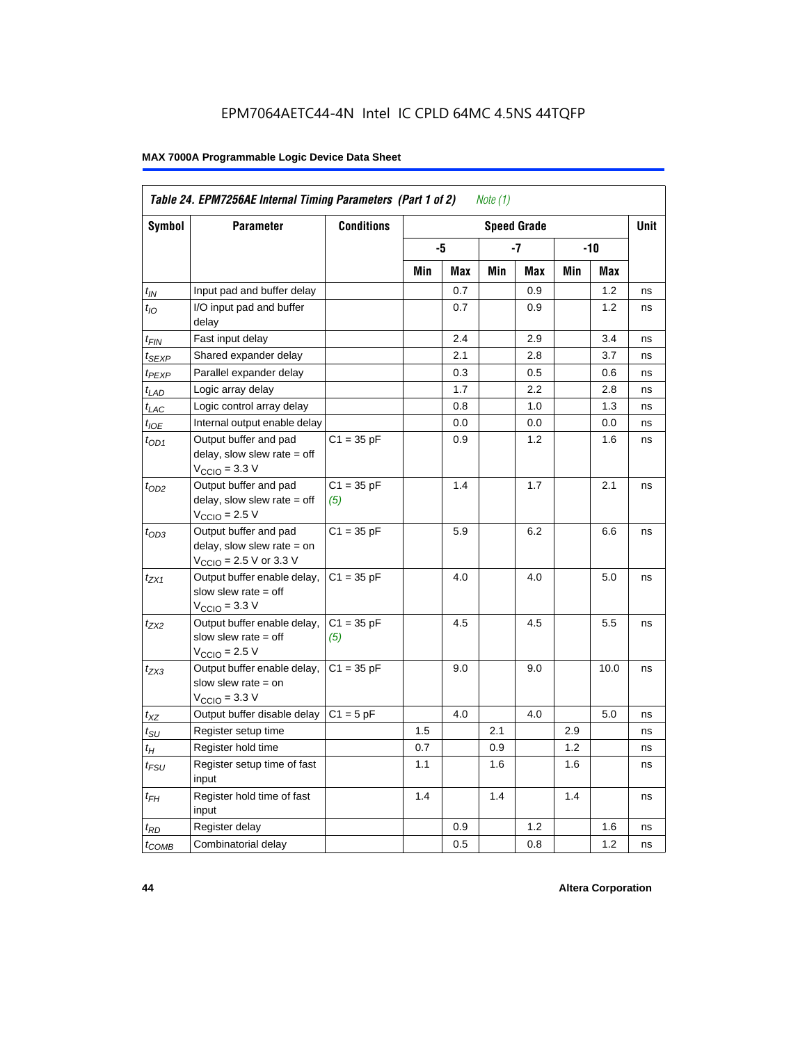EPM7064AETC44-4N Intel IC CPLD 64MC 4.5NS 44TQFP

**Table 24. EPM7256AE Internal Timing Parameters (Part 1 of 2)** *Note (1)*

| Symbol | Parameter | Conditions | Speed Grade | | | | | | Unit |
|---|---|---|---|---|---|---|---|---|---|
| | | | -5 | | -7 | | -10 | | |
| | | | Min | Max | Min | Max | Min | Max | |
| $t_{IN}$ | Input pad and buffer delay | | | 0.7 | | 0.9 | | 1.2 | ns |
| $t_{IO}$ | I/O input pad and buffer delay | | | 0.7 | | 0.9 | | 1.2 | ns |
| $t_{FIN}$ | Fast input delay | | | 2.4 | | 2.9 | | 3.4 | ns |
| $t_{SEXP}$ | Shared expander delay | | | 2.1 | | 2.8 | | 3.7 | ns |
| $t_{PEXP}$ | Parallel expander delay | | | 0.3 | | 0.5 | | 0.6 | ns |
| $t_{LAD}$ | Logic array delay | | | 1.7 | | 2.2 | | 2.8 | ns |
| $t_{LAC}$ | Logic control array delay | | | 0.8 | | 1.0 | | 1.3 | ns |
| $t_{IOE}$ | Internal output enable delay | | | 0.0 | | 0.0 | | 0.0 | ns |
| $t_{OD1}$ | Output buffer and pad delay, slow slew rate = off $V_{CCIO}$ = 3.3 V | C1 = 35 pF | | 0.9 | | 1.2 | | 1.6 | ns |
| $t_{OD2}$ | Output buffer and pad delay, slow slew rate = off $V_{CCIO}$ = 2.5 V | C1 = 35 pF *(5)* | | 1.4 | | 1.7 | | 2.1 | ns |
| $t_{OD3}$ | Output buffer and pad delay, slow slew rate = on $V_{CCIO}$ = 2.5 V or 3.3 V | C1 = 35 pF | | 5.9 | | 6.2 | | 6.6 | ns |
| $t_{ZX1}$ | Output buffer enable delay, slow slew rate = off $V_{CCIO}$ = 3.3 V | C1 = 35 pF | | 4.0 | | 4.0 | | 5.0 | ns |
| $t_{ZX2}$ | Output buffer enable delay, slow slew rate = off $V_{CCIO}$ = 2.5 V | C1 = 35 pF *(5)* | | 4.5 | | 4.5 | | 5.5 | ns |
| $t_{ZX3}$ | Output buffer enable delay, slow slew rate = on $V_{CCIO}$ = 3.3 V | C1 = 35 pF | | 9.0 | | 9.0 | | 10.0 | ns |
| $t_{XZ}$ | Output buffer disable delay | C1 = 5 pF | | 4.0 | | 4.0 | | 5.0 | ns |
| $t_{SU}$ | Register setup time | | 1.5 | | 2.1 | | 2.9 | | ns |
| $t_{H}$ | Register hold time | | 0.7 | | 0.9 | | 1.2 | | ns |
| $t_{FSU}$ | Register setup time of fast input | | 1.1 | | 1.6 | | 1.6 | | ns |
| $t_{FH}$ | Register hold time of fast input | | 1.4 | | 1.4 | | 1.4 | | ns |
| $t_{RD}$ | Register delay | | | 0.9 | | 1.2 | | 1.6 | ns |
| $t_{COMB}$ | Combinatorial delay | | | 0.5 | | 0.8 | | 1.2 | ns |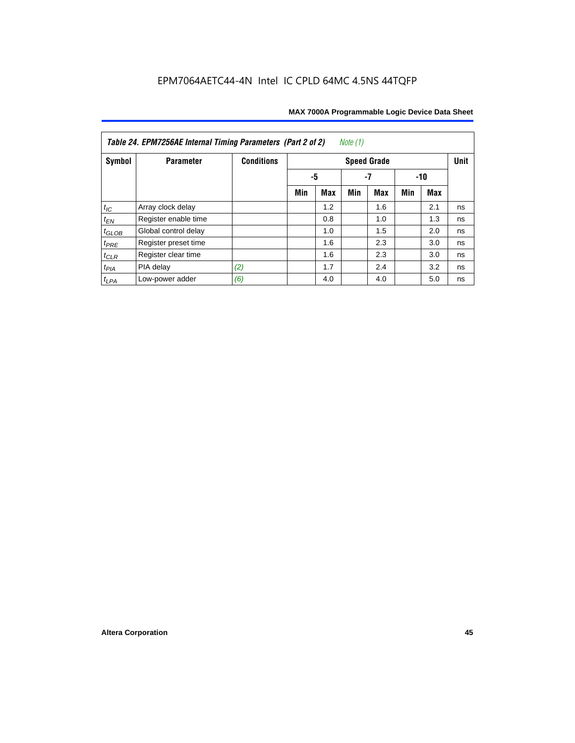EPM7064AETC44-4N Intel IC CPLD 64MC 4.5NS 44TQFP

| *Table 24. EPM7256AE Internal Timing Parameters (Part 2 of 2) Note (1)* | | | | | | | | | |
|---|---|---|---|---|---|---|---|---|---|
| **Symbol** | **Parameter** | **Conditions** | **Speed Grade** | | | | | | **Unit** |
| | | | **-5** | | **-7** | | **-10** | | |
| | | | **Min** | **Max** | **Min** | **Max** | **Min** | **Max** | |
| $t_{IC}$ | Array clock delay | | | 1.2 | | 1.6 | | 2.1 | ns |
| $t_{EN}$ | Register enable time | | | 0.8 | | 1.0 | | 1.3 | ns |
| $t_{GLOB}$ | Global control delay | | | 1.0 | | 1.5 | | 2.0 | ns |
| $t_{PRE}$ | Register preset time | | | 1.6 | | 2.3 | | 3.0 | ns |
| $t_{CLR}$ | Register clear time | | | 1.6 | | 2.3 | | 3.0 | ns |
| $t_{PIA}$ | PIA delay | (2) | | 1.7 | | 2.4 | | 3.2 | ns |
| $t_{LPA}$ | Low-power adder | (6) | | 4.0 | | 4.0 | | 5.0 | ns |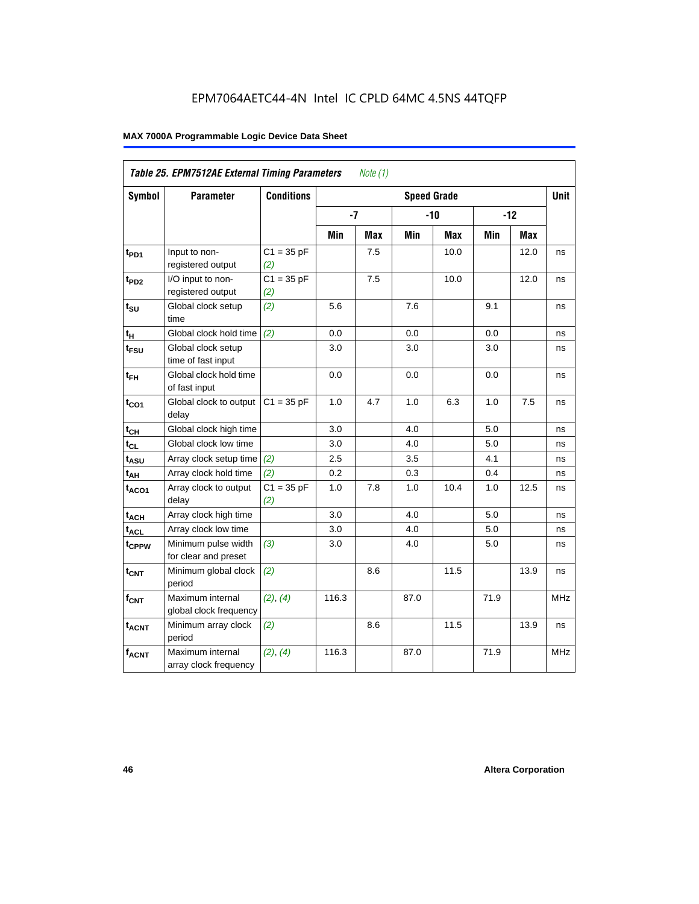| *Table 25. EPM7512AE External Timing Parameters* *Note (1)* | | | | | | | | | |
|---|---|---|---|---|---|---|---|---|---|
| **Symbol** | **Parameter** | **Conditions** | **Speed Grade** | | | | | | **Unit** |
| | | | **-7** | | **-10** | | **-12** | | |
| | | | **Min** | **Max** | **Min** | **Max** | **Min** | **Max** | |
| $t_{PD1}$ | Input to non-registered output | C1 = 35 pF *(2)* | | 7.5 | | 10.0 | | 12.0 | ns |
| $t_{PD2}$ | I/O input to non-registered output | C1 = 35 pF *(2)* | | 7.5 | | 10.0 | | 12.0 | ns |
| $t_{SU}$ | Global clock setup time | *(2)* | 5.6 | | 7.6 | | 9.1 | | ns |
| $t_{H}$ | Global clock hold time | *(2)* | 0.0 | | 0.0 | | 0.0 | | ns |
| $t_{FSU}$ | Global clock setup time of fast input | | 3.0 | | 3.0 | | 3.0 | | ns |
| $t_{FH}$ | Global clock hold time of fast input | | 0.0 | | 0.0 | | 0.0 | | ns |
| $t_{CO1}$ | Global clock to output delay | C1 = 35 pF | 1.0 | 4.7 | 1.0 | 6.3 | 1.0 | 7.5 | ns |
| $t_{CH}$ | Global clock high time | | 3.0 | | 4.0 | | 5.0 | | ns |
| $t_{CL}$ | Global clock low time | | 3.0 | | 4.0 | | 5.0 | | ns |
| $t_{ASU}$ | Array clock setup time | *(2)* | 2.5 | | 3.5 | | 4.1 | | ns |
| $t_{AH}$ | Array clock hold time | *(2)* | 0.2 | | 0.3 | | 0.4 | | ns |
| $t_{ACO1}$ | Array clock to output delay | C1 = 35 pF *(2)* | 1.0 | 7.8 | 1.0 | 10.4 | 1.0 | 12.5 | ns |
| $t_{ACH}$ | Array clock high time | | 3.0 | | 4.0 | | 5.0 | | ns |
| $t_{ACL}$ | Array clock low time | | 3.0 | | 4.0 | | 5.0 | | ns |
| $t_{CPPW}$ | Minimum pulse width for clear and preset | *(3)* | 3.0 | | 4.0 | | 5.0 | | ns |
| $t_{CNT}$ | Minimum global clock period | *(2)* | | 8.6 | | 11.5 | | 13.9 | ns |
| $f_{CNT}$ | Maximum internal global clock frequency | *(2)*, *(4)* | 116.3 | | 87.0 | | 71.9 | | MHz |
| $t_{ACNT}$ | Minimum array clock period | *(2)* | | 8.6 | | 11.5 | | 13.9 | ns |
| $f_{ACNT}$ | Maximum internal array clock frequency | *(2)*, *(4)* | 116.3 | | 87.0 | | 71.9 | | MHz |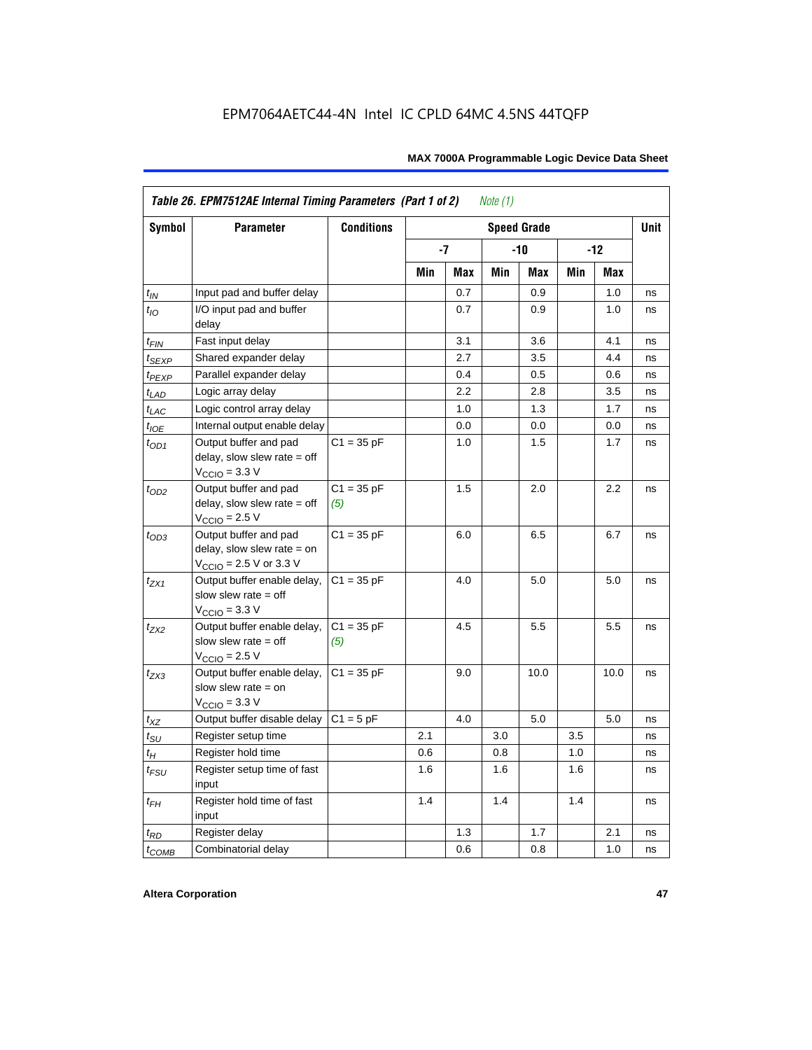EPM7064AETC44-4N Intel IC CPLD 64MC 4.5NS 44TQFP

| *Table 26. EPM7512AE Internal Timing Parameters (Part 1 of 2)* *Note (1)* | | | | | | | | | |
|---|---|---|---|---|---|---|---|---|---|
| **Symbol** | **Parameter** | **Conditions** | **Speed Grade** | | | | | | **Unit** |
| | | | **-7** | | **-10** | | **-12** | | |
| | | | **Min** | **Max** | **Min** | **Max** | **Min** | **Max** | |
| $t_{IN}$ | Input pad and buffer delay | | | 0.7 | | 0.9 | | 1.0 | ns |
| $t_{IO}$ | I/O input pad and buffer delay | | | 0.7 | | 0.9 | | 1.0 | ns |
| $t_{FIN}$ | Fast input delay | | | 3.1 | | 3.6 | | 4.1 | ns |
| $t_{SEXP}$ | Shared expander delay | | | 2.7 | | 3.5 | | 4.4 | ns |
| $t_{PEXP}$ | Parallel expander delay | | | 0.4 | | 0.5 | | 0.6 | ns |
| $t_{LAD}$ | Logic array delay | | | 2.2 | | 2.8 | | 3.5 | ns |
| $t_{LAC}$ | Logic control array delay | | | 1.0 | | 1.3 | | 1.7 | ns |
| $t_{IOE}$ | Internal output enable delay | | | 0.0 | | 0.0 | | 0.0 | ns |
| $t_{OD1}$ | Output buffer and pad delay, slow slew rate = off $V_{CCIO}$ = 3.3 V | C1 = 35 pF | | 1.0 | | 1.5 | | 1.7 | ns |
| $t_{OD2}$ | Output buffer and pad delay, slow slew rate = off $V_{CCIO}$ = 2.5 V | C1 = 35 pF *(5)* | | 1.5 | | 2.0 | | 2.2 | ns |
| $t_{OD3}$ | Output buffer and pad delay, slow slew rate = on $V_{CCIO}$ = 2.5 V or 3.3 V | C1 = 35 pF | | 6.0 | | 6.5 | | 6.7 | ns |
| $t_{ZX1}$ | Output buffer enable delay, slow slew rate = off $V_{CCIO}$ = 3.3 V | C1 = 35 pF | | 4.0 | | 5.0 | | 5.0 | ns |
| $t_{ZX2}$ | Output buffer enable delay, slow slew rate = off $V_{CCIO}$ = 2.5 V | C1 = 35 pF *(5)* | | 4.5 | | 5.5 | | 5.5 | ns |
| $t_{ZX3}$ | Output buffer enable delay, slow slew rate = on $V_{CCIO}$ = 3.3 V | C1 = 35 pF | | 9.0 | | 10.0 | | 10.0 | ns |
| $t_{XZ}$ | Output buffer disable delay | C1 = 5 pF | | 4.0 | | 5.0 | | 5.0 | ns |
| $t_{SU}$ | Register setup time | | 2.1 | | 3.0 | | 3.5 | | ns |
| $t_{H}$ | Register hold time | | 0.6 | | 0.8 | | 1.0 | | ns |
| $t_{FSU}$ | Register setup time of fast input | | 1.6 | | 1.6 | | 1.6 | | ns |
| $t_{FH}$ | Register hold time of fast input | | 1.4 | | 1.4 | | 1.4 | | ns |
| $t_{RD}$ | Register delay | | | 1.3 | | 1.7 | | 2.1 | ns |
| $t_{COMB}$ | Combinatorial delay | | | 0.6 | | 0.8 | | 1.0 | ns |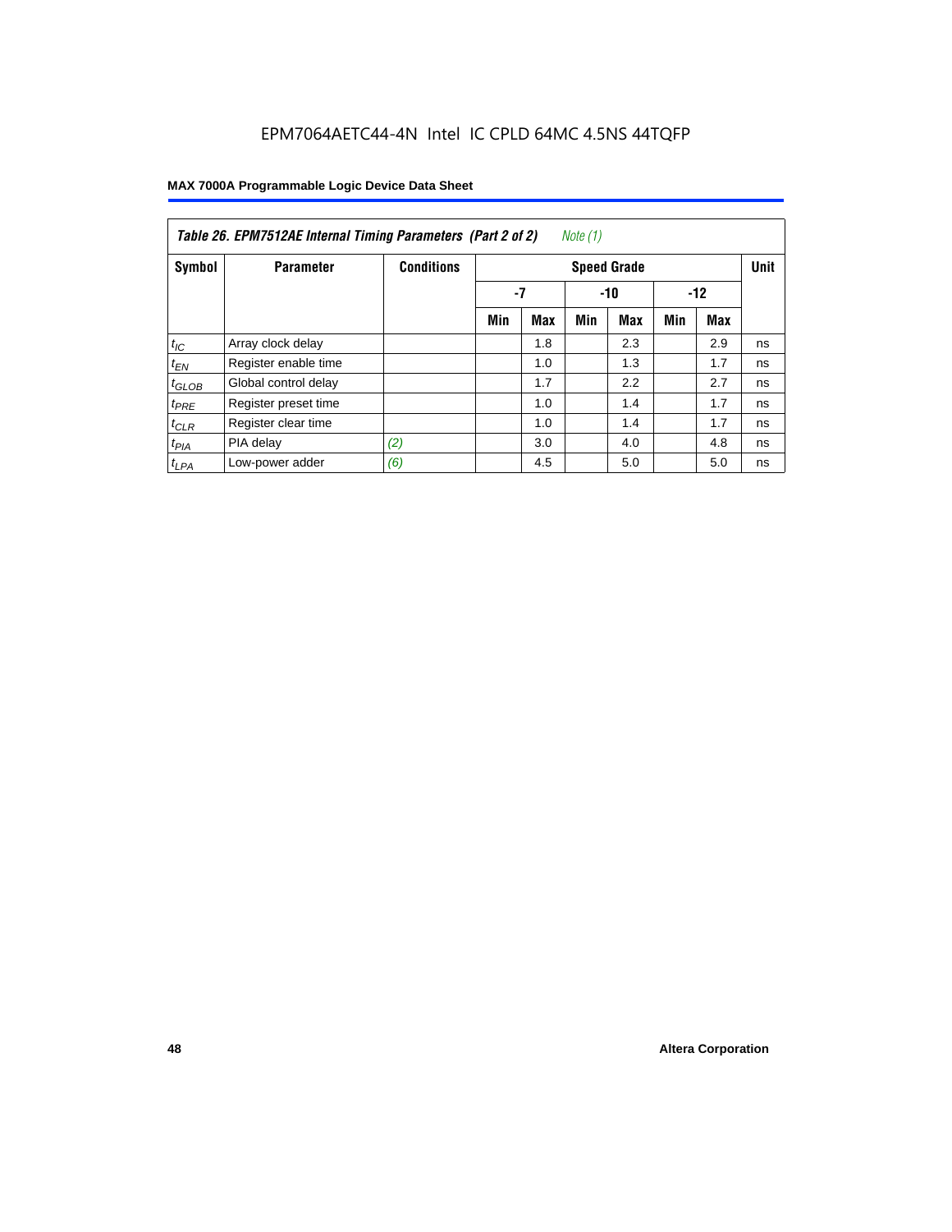**Table 26. EPM7512AE Internal Timing Parameters (Part 2 of 2)** *Note (1)*

| Symbol | Parameter | Conditions | Speed Grade | | | | | | Unit |
|---|---|---|---|---|---|---|---|---|---|
| | | | -7 | | -10 | | -12 | | |
| | | | Min | Max | Min | Max | Min | Max | |
| $t_{IC}$ | Array clock delay | | | 1.8 | | 2.3 | | 2.9 | ns |
| $t_{EN}$ | Register enable time | | | 1.0 | | 1.3 | | 1.7 | ns |
| $t_{GLOB}$ | Global control delay | | | 1.7 | | 2.2 | | 2.7 | ns |
| $t_{PRE}$ | Register preset time | | | 1.0 | | 1.4 | | 1.7 | ns |
| $t_{CLR}$ | Register clear time | | | 1.0 | | 1.4 | | 1.7 | ns |
| $t_{PIA}$ | PIA delay | *(2)* | | 3.0 | | 4.0 | | 4.8 | ns |
| $t_{LPA}$ | Low-power adder | *(6)* | | 4.5 | | 5.0 | | 5.0 | ns |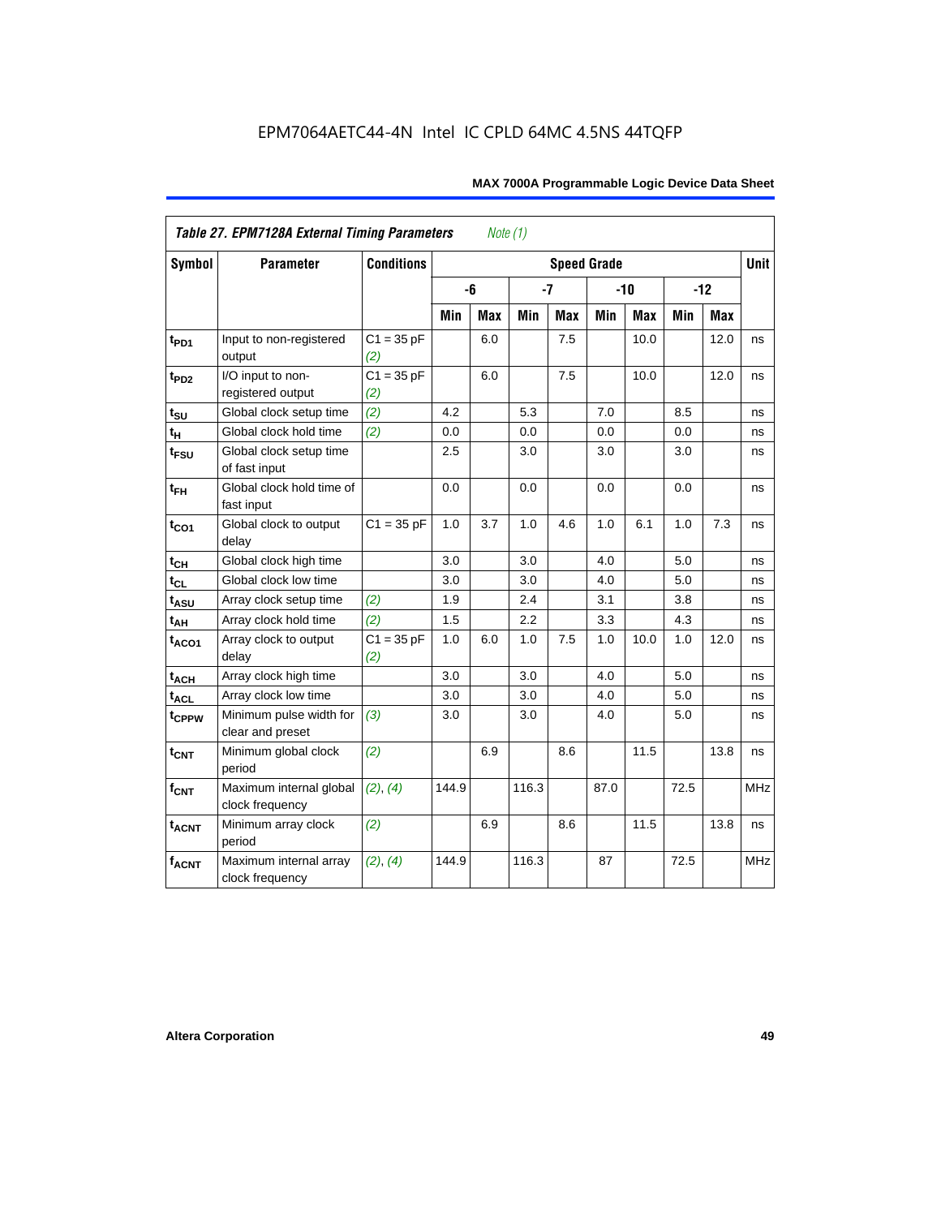**Table 27. EPM7128A External Timing Parameters** *Note (1)*

| Symbol | Parameter | Conditions | Speed Grade | | | | | | | | Unit |
|---|---|---|---|---|---|---|---|---|---|---|---|
| | | | -6 | | -7 | | -10 | | -12 | | |
| | | | Min | Max | Min | Max | Min | Max | Min | Max | |
| $t_{PD1}$ | Input to non-registered output | C1 = 35 pF (2) | | 6.0 | | 7.5 | | 10.0 | | 12.0 | ns |
| $t_{PD2}$ | I/O input to non-registered output | C1 = 35 pF (2) | | 6.0 | | 7.5 | | 10.0 | | 12.0 | ns |
| $t_{SU}$ | Global clock setup time | (2) | 4.2 | | 5.3 | | 7.0 | | 8.5 | | ns |
| $t_{H}$ | Global clock hold time | (2) | 0.0 | | 0.0 | | 0.0 | | 0.0 | | ns |
| $t_{FSU}$ | Global clock setup time of fast input | | 2.5 | | 3.0 | | 3.0 | | 3.0 | | ns |
| $t_{FH}$ | Global clock hold time of fast input | | 0.0 | | 0.0 | | 0.0 | | 0.0 | | ns |
| $t_{CO1}$ | Global clock to output delay | C1 = 35 pF | 1.0 | 3.7 | 1.0 | 4.6 | 1.0 | 6.1 | 1.0 | 7.3 | ns |
| $t_{CH}$ | Global clock high time | | 3.0 | | 3.0 | | 4.0 | | 5.0 | | ns |
| $t_{CL}$ | Global clock low time | | 3.0 | | 3.0 | | 4.0 | | 5.0 | | ns |
| $t_{ASU}$ | Array clock setup time | (2) | 1.9 | | 2.4 | | 3.1 | | 3.8 | | ns |
| $t_{AH}$ | Array clock hold time | (2) | 1.5 | | 2.2 | | 3.3 | | 4.3 | | ns |
| $t_{ACO1}$ | Array clock to output delay | C1 = 35 pF (2) | 1.0 | 6.0 | 1.0 | 7.5 | 1.0 | 10.0 | 1.0 | 12.0 | ns |
| $t_{ACH}$ | Array clock high time | | 3.0 | | 3.0 | | 4.0 | | 5.0 | | ns |
| $t_{ACL}$ | Array clock low time | | 3.0 | | 3.0 | | 4.0 | | 5.0 | | ns |
| $t_{CPPW}$ | Minimum pulse width for clear and preset | (3) | 3.0 | | 3.0 | | 4.0 | | 5.0 | | ns |
| $t_{CNT}$ | Minimum global clock period | (2) | | 6.9 | | 8.6 | | 11.5 | | 13.8 | ns |
| $f_{CNT}$ | Maximum internal global clock frequency | (2), (4) | 144.9 | | 116.3 | | 87.0 | | 72.5 | | MHz |
| $t_{ACNT}$ | Minimum array clock period | (2) | | 6.9 | | 8.6 | | 11.5 | | 13.8 | ns |
| $f_{ACNT}$ | Maximum internal array clock frequency | (2), (4) | 144.9 | | 116.3 | | 87 | | 72.5 | | MHz |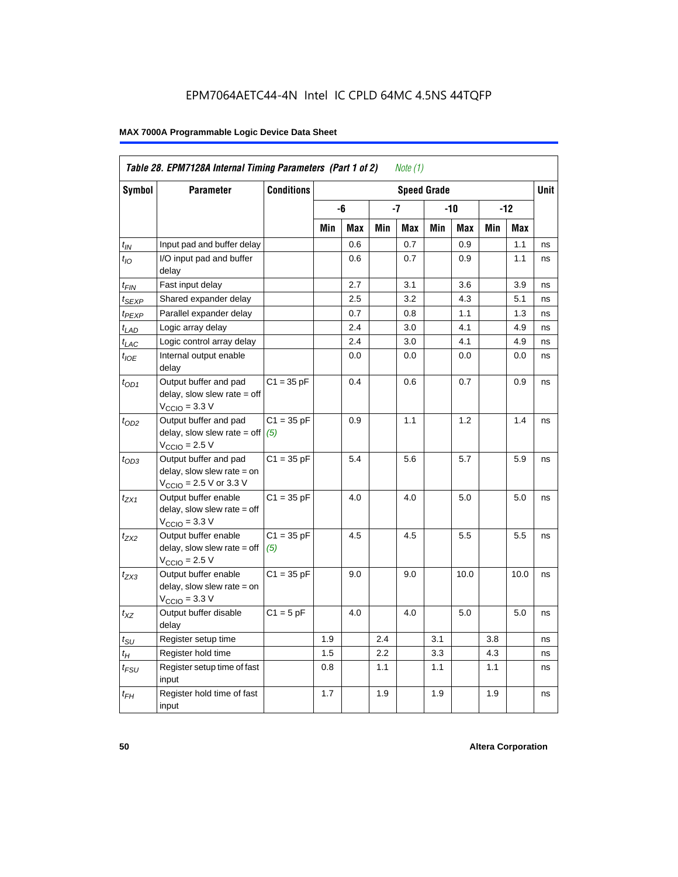EPM7064AETC44-4N Intel IC CPLD 64MC 4.5NS 44TQFP

**MAX 7000A Programmable Logic Device Data Sheet**

| *Table 28. EPM7128A Internal Timing Parameters (Part 1 of 2) Note (1)* | | | | | | | | | | | |
|---|---|---|---|---|---|---|---|---|---|---|---|
| **Symbol** | **Parameter** | **Conditions** | **Speed Grade** | | | | | | | | **Unit** |
| | | | **-6** | | **-7** | | **-10** | | **-12** | | |
| | | | **Min** | **Max** | **Min** | **Max** | **Min** | **Max** | **Min** | **Max** | |
| $t_{IN}$ | Input pad and buffer delay | | | 0.6 | | 0.7 | | 0.9 | | 1.1 | ns |
| $t_{IO}$ | I/O input pad and buffer delay | | | 0.6 | | 0.7 | | 0.9 | | 1.1 | ns |
| $t_{FIN}$ | Fast input delay | | | 2.7 | | 3.1 | | 3.6 | | 3.9 | ns |
| $t_{SEXP}$ | Shared expander delay | | | 2.5 | | 3.2 | | 4.3 | | 5.1 | ns |
| $t_{PEXP}$ | Parallel expander delay | | | 0.7 | | 0.8 | | 1.1 | | 1.3 | ns |
| $t_{LAD}$ | Logic array delay | | | 2.4 | | 3.0 | | 4.1 | | 4.9 | ns |
| $t_{LAC}$ | Logic control array delay | | | 2.4 | | 3.0 | | 4.1 | | 4.9 | ns |
| $t_{IOE}$ | Internal output enable delay | | | 0.0 | | 0.0 | | 0.0 | | 0.0 | ns |
| $t_{OD1}$ | Output buffer and pad delay, slow slew rate = off $V_{CCIO}$ = 3.3 V | C1 = 35 pF | | 0.4 | | 0.6 | | 0.7 | | 0.9 | ns |
| $t_{OD2}$ | Output buffer and pad delay, slow slew rate = off $V_{CCIO}$ = 2.5 V | C1 = 35 pF *(5)* | | 0.9 | | 1.1 | | 1.2 | | 1.4 | ns |
| $t_{OD3}$ | Output buffer and pad delay, slow slew rate = on $V_{CCIO}$ = 2.5 V or 3.3 V | C1 = 35 pF | | 5.4 | | 5.6 | | 5.7 | | 5.9 | ns |
| $t_{ZX1}$ | Output buffer enable delay, slow slew rate = off $V_{CCIO}$ = 3.3 V | C1 = 35 pF | | 4.0 | | 4.0 | | 5.0 | | 5.0 | ns |
| $t_{ZX2}$ | Output buffer enable delay, slow slew rate = off $V_{CCIO}$ = 2.5 V | C1 = 35 pF *(5)* | | 4.5 | | 4.5 | | 5.5 | | 5.5 | ns |
| $t_{ZX3}$ | Output buffer enable delay, slow slew rate = on $V_{CCIO}$ = 3.3 V | C1 = 35 pF | | 9.0 | | 9.0 | | 10.0 | | 10.0 | ns |
| $t_{XZ}$ | Output buffer disable delay | C1 = 5 pF | | 4.0 | | 4.0 | | 5.0 | | 5.0 | ns |
| $t_{SU}$ | Register setup time | | 1.9 | | 2.4 | | 3.1 | | 3.8 | | ns |
| $t_{H}$ | Register hold time | | 1.5 | | 2.2 | | 3.3 | | 4.3 | | ns |
| $t_{FSU}$ | Register setup time of fast input | | 0.8 | | 1.1 | | 1.1 | | 1.1 | | ns |
| $t_{FH}$ | Register hold time of fast input | | 1.7 | | 1.9 | | 1.9 | | 1.9 | | ns |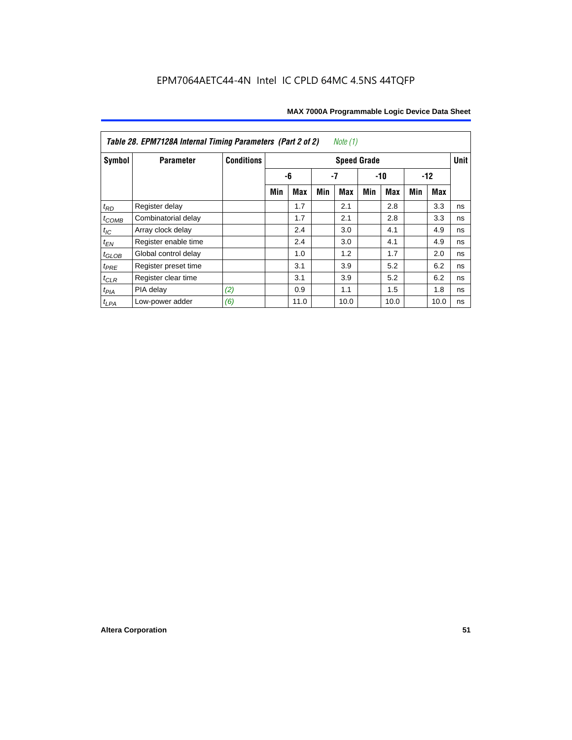EPM7064AETC44-4N Intel IC CPLD 64MC 4.5NS 44TQFP

**Table 28. EPM7128A Internal Timing Parameters (Part 2 of 2)** *Note (1)*

| Symbol | Parameter | Conditions | Speed Grade | | | | | | | | Unit |
|---|---|---|---|---|---|---|---|---|---|---|---|
| | | | -6 | | -7 | | -10 | | -12 | | |
| | | | Min | Max | Min | Max | Min | Max | Min | Max | |
| $t_{RD}$ | Register delay | | | 1.7 | | 2.1 | | 2.8 | | 3.3 | ns |
| $t_{COMB}$ | Combinatorial delay | | | 1.7 | | 2.1 | | 2.8 | | 3.3 | ns |
| $t_{IC}$ | Array clock delay | | | 2.4 | | 3.0 | | 4.1 | | 4.9 | ns |
| $t_{EN}$ | Register enable time | | | 2.4 | | 3.0 | | 4.1 | | 4.9 | ns |
| $t_{GLOB}$ | Global control delay | | | 1.0 | | 1.2 | | 1.7 | | 2.0 | ns |
| $t_{PRE}$ | Register preset time | | | 3.1 | | 3.9 | | 5.2 | | 6.2 | ns |
| $t_{CLR}$ | Register clear time | | | 3.1 | | 3.9 | | 5.2 | | 6.2 | ns |
| $t_{PIA}$ | PIA delay | *(2)* | | 0.9 | | 1.1 | | 1.5 | | 1.8 | ns |
| $t_{LPA}$ | Low-power adder | *(6)* | | 11.0 | | 10.0 | | 10.0 | | 10.0 | ns |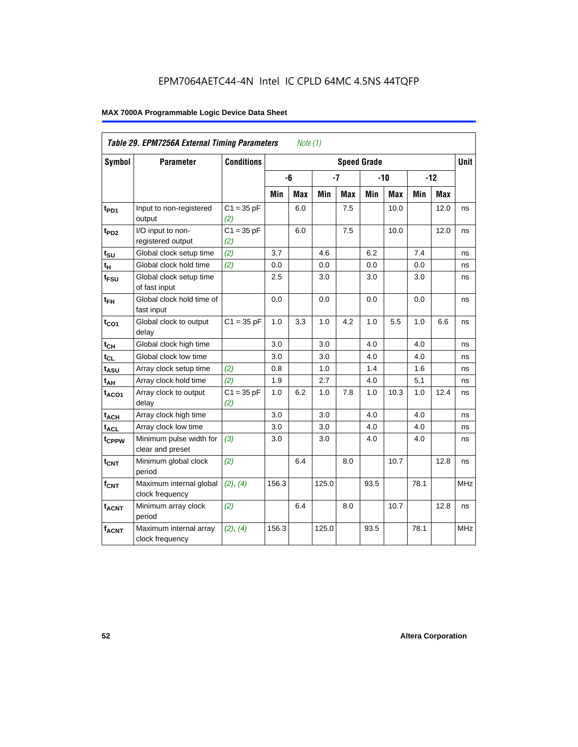EPM7064AETC44-4N Intel IC CPLD 64MC 4.5NS 44TQFP

**MAX 7000A Programmable Logic Device Data Sheet**

| *Table 29. EPM7256A External Timing Parameters* *Note (1)* | | | | | | | | | | | |
|---|---|---|---|---|---|---|---|---|---|---|---|
| **Symbol** | **Parameter** | **Conditions** | **Speed Grade** | | | | | | | | **Unit** |
| | | | **-6** | | **-7** | | **-10** | | **-12** | | |
| | | | **Min** | **Max** | **Min** | **Max** | **Min** | **Max** | **Min** | **Max** | |
| $t_{PD1}$ | Input to non-registered output | C1 = 35 pF *(2)* | | 6.0 | | 7.5 | | 10.0 | | 12.0 | ns |
| $t_{PD2}$ | I/O input to non-registered output | C1 = 35 pF *(2)* | | 6.0 | | 7.5 | | 10.0 | | 12.0 | ns |
| $t_{SU}$ | Global clock setup time | *(2)* | 3.7 | | 4.6 | | 6.2 | | 7.4 | | ns |
| $t_H$ | Global clock hold time | *(2)* | 0.0 | | 0.0 | | 0.0 | | 0.0 | | ns |
| $t_{FSU}$ | Global clock setup time of fast input | | 2.5 | | 3.0 | | 3.0 | | 3.0 | | ns |
| $t_{FH}$ | Global clock hold time of fast input | | 0.0 | | 0.0 | | 0.0 | | 0.0 | | ns |
| $t_{CO1}$ | Global clock to output delay | C1 = 35 pF | 1.0 | 3.3 | 1.0 | 4.2 | 1.0 | 5.5 | 1.0 | 6.6 | ns |
| $t_{CH}$ | Global clock high time | | 3.0 | | 3.0 | | 4.0 | | 4.0 | | ns |
| $t_{CL}$ | Global clock low time | | 3.0 | | 3.0 | | 4.0 | | 4.0 | | ns |
| $t_{ASU}$ | Array clock setup time | *(2)* | 0.8 | | 1.0 | | 1.4 | | 1.6 | | ns |
| $t_{AH}$ | Array clock hold time | *(2)* | 1.9 | | 2.7 | | 4.0 | | 5.1 | | ns |
| $t_{ACO1}$ | Array clock to output delay | C1 = 35 pF *(2)* | 1.0 | 6.2 | 1.0 | 7.8 | 1.0 | 10.3 | 1.0 | 12.4 | ns |
| $t_{ACH}$ | Array clock high time | | 3.0 | | 3.0 | | 4.0 | | 4.0 | | ns |
| $t_{ACL}$ | Array clock low time | | 3.0 | | 3.0 | | 4.0 | | 4.0 | | ns |
| $t_{CPPW}$ | Minimum pulse width for clear and preset | *(3)* | 3.0 | | 3.0 | | 4.0 | | 4.0 | | ns |
| $t_{CNT}$ | Minimum global clock period | *(2)* | | 6.4 | | 8.0 | | 10.7 | | 12.8 | ns |
| $f_{CNT}$ | Maximum internal global clock frequency | *(2)*, *(4)* | 156.3 | | 125.0 | | 93.5 | | 78.1 | | MHz |
| $t_{ACNT}$ | Minimum array clock period | *(2)* | | 6.4 | | 8.0 | | 10.7 | | 12.8 | ns |
| $f_{ACNT}$ | Maximum internal array clock frequency | *(2)*, *(4)* | 156.3 | | 125.0 | | 93.5 | | 78.1 | | MHz |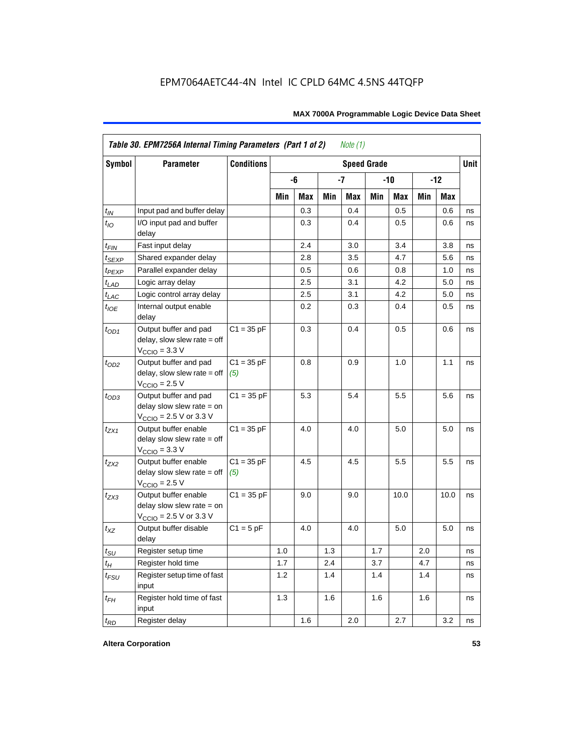EPM7064AETC44-4N Intel IC CPLD 64MC 4.5NS 44TQFP

| Table 30. EPM7256A Internal Timing Parameters (Part 1 of 2) *Note (1)* | | | | | | | | | | | |
|---|---|---|---|---|---|---|---|---|---|---|---|
| **Symbol** | **Parameter** | **Conditions** | **Speed Grade** | | | | | | | | **Unit** |
| | | | **-6** | | **-7** | | **-10** | | **-12** | | |
| | | | **Min** | **Max** | **Min** | **Max** | **Min** | **Max** | **Min** | **Max** | |
| $t_{IN}$ | Input pad and buffer delay | | | 0.3 | | 0.4 | | 0.5 | | 0.6 | ns |
| $t_{IO}$ | I/O input pad and buffer delay | | | 0.3 | | 0.4 | | 0.5 | | 0.6 | ns |
| $t_{FIN}$ | Fast input delay | | | 2.4 | | 3.0 | | 3.4 | | 3.8 | ns |
| $t_{SEXP}$ | Shared expander delay | | | 2.8 | | 3.5 | | 4.7 | | 5.6 | ns |
| $t_{PEXP}$ | Parallel expander delay | | | 0.5 | | 0.6 | | 0.8 | | 1.0 | ns |
| $t_{LAD}$ | Logic array delay | | | 2.5 | | 3.1 | | 4.2 | | 5.0 | ns |
| $t_{LAC}$ | Logic control array delay | | | 2.5 | | 3.1 | | 4.2 | | 5.0 | ns |
| $t_{IOE}$ | Internal output enable delay | | | 0.2 | | 0.3 | | 0.4 | | 0.5 | ns |
| $t_{OD1}$ | Output buffer and pad delay, slow slew rate = off $V_{CCIO}$ = 3.3 V | C1 = 35 pF | | 0.3 | | 0.4 | | 0.5 | | 0.6 | ns |
| $t_{OD2}$ | Output buffer and pad delay, slow slew rate = off $V_{CCIO}$ = 2.5 V | C1 = 35 pF *(5)* | | 0.8 | | 0.9 | | 1.0 | | 1.1 | ns |
| $t_{OD3}$ | Output buffer and pad delay slow slew rate = on $V_{CCIO}$ = 2.5 V or 3.3 V | C1 = 35 pF | | 5.3 | | 5.4 | | 5.5 | | 5.6 | ns |
| $t_{ZX1}$ | Output buffer enable delay slow slew rate = off $V_{CCIO}$ = 3.3 V | C1 = 35 pF | | 4.0 | | 4.0 | | 5.0 | | 5.0 | ns |
| $t_{ZX2}$ | Output buffer enable delay slow slew rate = off $V_{CCIO}$ = 2.5 V | C1 = 35 pF *(5)* | | 4.5 | | 4.5 | | 5.5 | | 5.5 | ns |
| $t_{ZX3}$ | Output buffer enable delay slow slew rate = on $V_{CCIO}$ = 2.5 V or 3.3 V | C1 = 35 pF | | 9.0 | | 9.0 | | 10.0 | | 10.0 | ns |
| $t_{XZ}$ | Output buffer disable delay | C1 = 5 pF | | 4.0 | | 4.0 | | 5.0 | | 5.0 | ns |
| $t_{SU}$ | Register setup time | | 1.0 | | 1.3 | | 1.7 | | 2.0 | | ns |
| $t_{H}$ | Register hold time | | 1.7 | | 2.4 | | 3.7 | | 4.7 | | ns |
| $t_{FSU}$ | Register setup time of fast input | | 1.2 | | 1.4 | | 1.4 | | 1.4 | | ns |
| $t_{FH}$ | Register hold time of fast input | | 1.3 | | 1.6 | | 1.6 | | 1.6 | | ns |
| $t_{RD}$ | Register delay | | | 1.6 | | 2.0 | | 2.7 | | 3.2 | ns |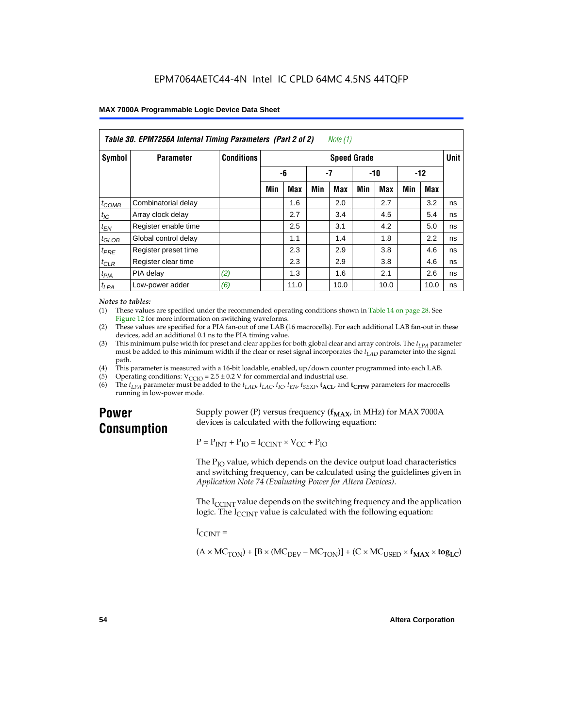**Table 30. EPM7256A Internal Timing Parameters (Part 2 of 2)** *Note (1)*

| Symbol | Parameter | Conditions | Speed Grade | | | | | | | | Unit |
|---|---|---|---|---|---|---|---|---|---|---|---|
| | | | -6 | | -7 | | -10 | | -12 | | |
| | | | Min | Max | Min | Max | Min | Max | Min | Max | |
| $t_{COMB}$ | Combinatorial delay | | | 1.6 | | 2.0 | | 2.7 | | 3.2 | ns |
| $t_{IC}$ | Array clock delay | | | 2.7 | | 3.4 | | 4.5 | | 5.4 | ns |
| $t_{EN}$ | Register enable time | | | 2.5 | | 3.1 | | 4.2 | | 5.0 | ns |
| $t_{GLOB}$ | Global control delay | | | 1.1 | | 1.4 | | 1.8 | | 2.2 | ns |
| $t_{PRE}$ | Register preset time | | | 2.3 | | 2.9 | | 3.8 | | 4.6 | ns |
| $t_{CLR}$ | Register clear time | | | 2.3 | | 2.9 | | 3.8 | | 4.6 | ns |
| $t_{PIA}$ | PIA delay | *(2)* | | 1.3 | | 1.6 | | 2.1 | | 2.6 | ns |
| $t_{LPA}$ | Low-power adder | *(6)* | | 11.0 | | 10.0 | | 10.0 | | 10.0 | ns |

*Notes to tables:*

(1) These values are specified under the recommended operating conditions shown in Table 14 on page 28. See Figure 12 for more information on switching waveforms.

(2) These values are specified for a PIA fan-out of one LAB (16 macrocells). For each additional LAB fan-out in these devices, add an additional 0.1 ns to the PIA timing value.

(3) This minimum pulse width for preset and clear applies for both global clear and array controls. The $t_{LPA}$ parameter must be added to this minimum width if the clear or reset signal incorporates the $t_{LAD}$ parameter into the signal path.

(4) This parameter is measured with a 16-bit loadable, enabled, up/down counter programmed into each LAB.

(5) Operating conditions: $V_{CCIO} = 2.5 \pm 0.2$ V for commercial and industrial use.

(6) The $t_{LPA}$ parameter must be added to the $t_{LAD}$, $t_{LAC}$, $t_{IC}$, $t_{EN}$, $t_{SEXP}$, $\mathbf{t_{ACL}}$, and $\mathbf{t_{CPPW}}$ parameters for macrocells running in low-power mode.

## Power Consumption

Supply power (P) versus frequency ($\mathbf{f_{MAX}}$, in MHz) for MAX 7000A devices is calculated with the following equation:

$$P = P_{INT} + P_{IO} = I_{CCINT} \times V_{CC} + P_{IO}$$

The $P_{IO}$ value, which depends on the device output load characteristics and switching frequency, can be calculated using the guidelines given in *Application Note 74 (Evaluating Power for Altera Devices)*.

The $I_{CCINT}$ value depends on the switching frequency and the application logic. The $I_{CCINT}$ value is calculated with the following equation:

$I_{CCINT} =$

$$(A \times MC_{TON}) + [B \times (MC_{DEV} - MC_{TON})] + (C \times MC_{USED} \times \mathbf{f_{MAX}} \times \mathbf{tog_{LC}})$$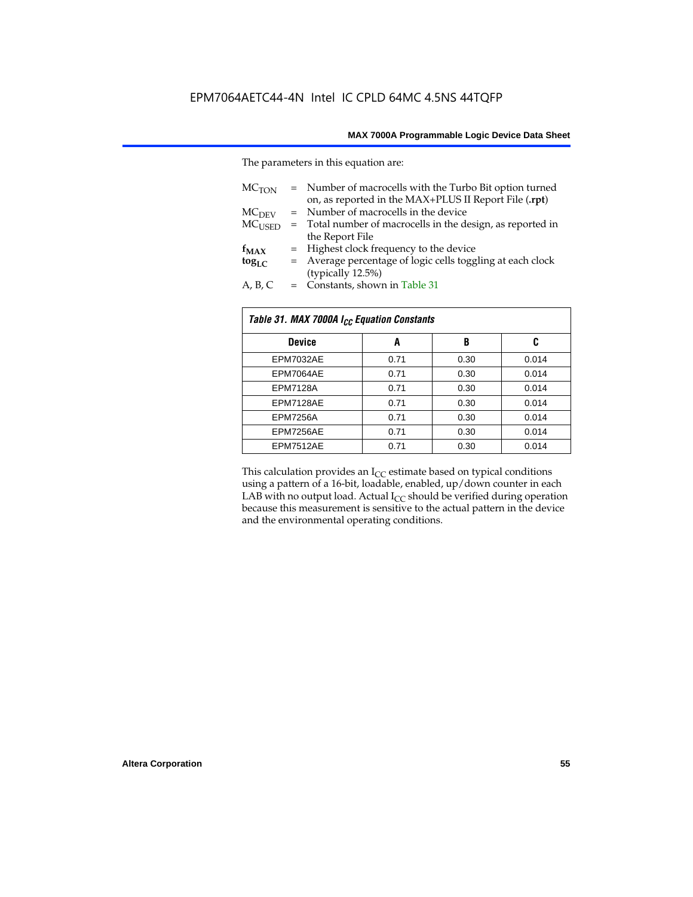The parameters in this equation are:

$MC_{TON}$ = Number of macrocells with the Turbo Bit option turned on, as reported in the MAX+PLUS II Report File (**.rpt**)
$MC_{DEV}$ = Number of macrocells in the device
$MC_{USED}$ = Total number of macrocells in the design, as reported in the Report File
$f_{MAX}$ = Highest clock frequency to the device
$tog_{LC}$ = Average percentage of logic cells toggling at each clock (typically 12.5%)
A, B, C = Constants, shown in Table 31

| *Table 31. MAX 7000A $I_{CC}$ Equation Constants* | | | |
|---|---|---|---|
| **Device** | **A** | **B** | **C** |
| EPM7032AE | 0.71 | 0.30 | 0.014 |
| EPM7064AE | 0.71 | 0.30 | 0.014 |
| EPM7128A | 0.71 | 0.30 | 0.014 |
| EPM7128AE | 0.71 | 0.30 | 0.014 |
| EPM7256A | 0.71 | 0.30 | 0.014 |
| EPM7256AE | 0.71 | 0.30 | 0.014 |
| EPM7512AE | 0.71 | 0.30 | 0.014 |

This calculation provides an $I_{CC}$ estimate based on typical conditions using a pattern of a 16-bit, loadable, enabled, up/down counter in each LAB with no output load. Actual $I_{CC}$ should be verified during operation because this measurement is sensitive to the actual pattern in the device and the environmental operating conditions.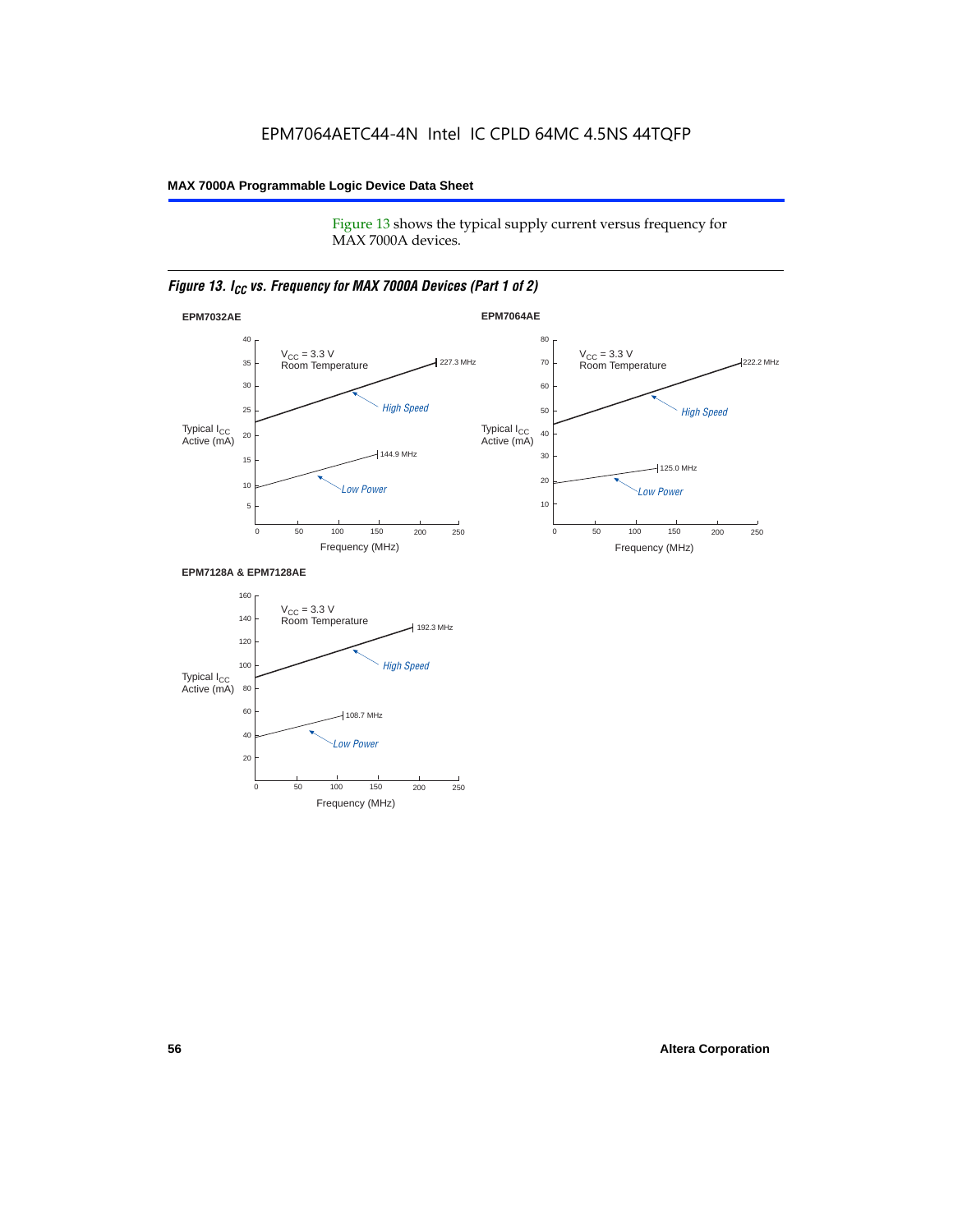Figure 13 shows the typical supply current versus frequency for MAX 7000A devices.

*Figure 13. $I_{CC}$ vs. Frequency for MAX 7000A Devices (Part 1 of 2)*

**EPM7032AE**

$V_{CC}$ = 3.3 V
Room Temperature

Typical $I_{CC}$ Active (mA)

High Speed: 227.3 MHz

Low Power: 144.9 MHz

Frequency (MHz)

**EPM7064AE**

$V_{CC}$ = 3.3 V
Room Temperature

Typical $I_{CC}$ Active (mA)

High Speed: 222.2 MHz

Low Power: 125.0 MHz

Frequency (MHz)

**EPM7128A & EPM7128AE**

$V_{CC}$ = 3.3 V
Room Temperature

Typical $I_{CC}$ Active (mA)

High Speed: 192.3 MHz

Low Power: 108.7 MHz

Frequency (MHz)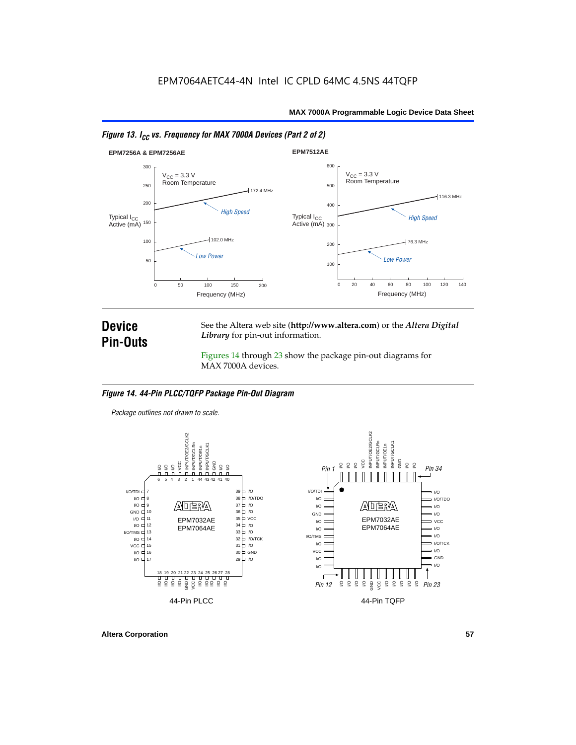EPM7064AETC44-4N Intel IC CPLD 64MC 4.5NS 44TQFP

*Figure 13. $I_{CC}$ vs. Frequency for MAX 7000A Devices (Part 2 of 2)*

EPM7256A & EPM7256AE

$V_{CC}$ = 3.3 V
Room Temperature

Typical $I_{CC}$ Active (mA)

High Speed — 172.4 MHz

Low Power — 102.0 MHz

Frequency (MHz)

EPM7512AE

$V_{CC}$ = 3.3 V
Room Temperature

Typical $I_{CC}$ Active (mA)

High Speed — 116.3 MHz

Low Power — 76.3 MHz

Frequency (MHz)

## Device Pin-Outs

See the Altera web site (**http://www.altera.com**) or the ***Altera Digital Library*** for pin-out information.

Figures 14 through 23 show the package pin-out diagrams for MAX 7000A devices.

*Figure 14. 44-Pin PLCC/TQFP Package Pin-Out Diagram*

*Package outlines not drawn to scale.*

EPM7032AE
EPM7064AE

44-Pin PLCC

EPM7032AE
EPM7064AE

44-Pin TQFP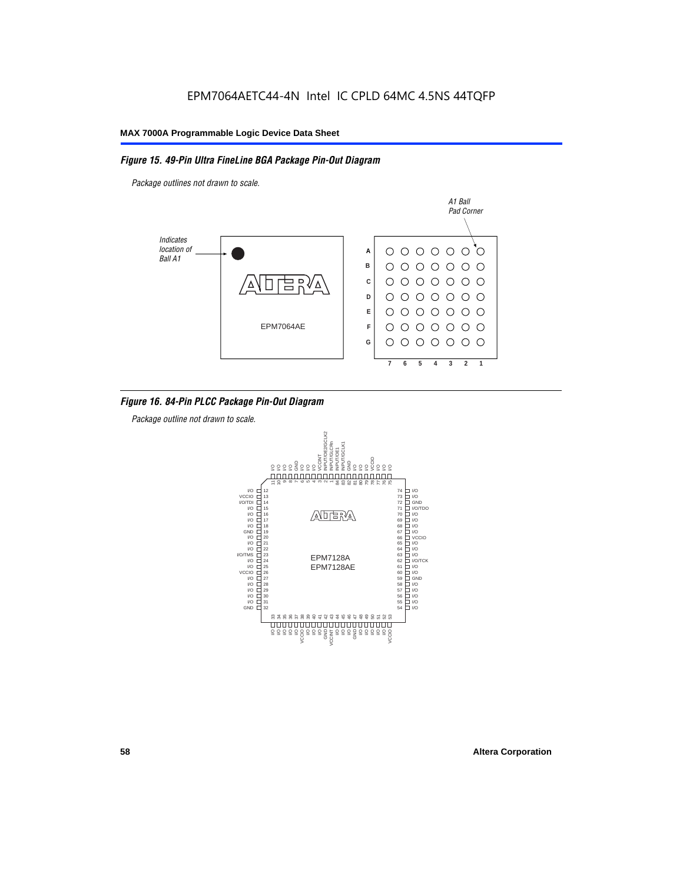EPM7064AETC44-4N Intel IC CPLD 64MC 4.5NS 44TQFP

*Figure 15. 49-Pin Ultra FineLine BGA Package Pin-Out Diagram*

*Package outlines not drawn to scale.*

*Indicates location of Ball A1*

*A1 Ball Pad Corner*

EPM7064AE

|   | 7 | 6 | 5 | 4 | 3 | 2 | 1 |
|---|---|---|---|---|---|---|---|
| A | ○ | ○ | ○ | ○ | ○ | ○ | ○ |
| B | ○ | ○ | ○ | ○ | ○ | ○ | ○ |
| C | ○ | ○ | ○ | ○ | ○ | ○ | ○ |
| D | ○ | ○ | ○ | ○ | ○ | ○ | ○ |
| E | ○ | ○ | ○ | ○ | ○ | ○ | ○ |
| F | ○ | ○ | ○ | ○ | ○ | ○ | ○ |
| G | ○ | ○ | ○ | ○ | ○ | ○ | ○ |

*Figure 16. 84-Pin PLCC Package Pin-Out Diagram*

*Package outline not drawn to scale.*

EPM7128A
EPM7128AE

| Pin | Function | Pin | Function | Pin | Function | Pin | Function |
|---|---|---|---|---|---|---|---|
| 1 | INPUT/GCLRn | 22 | I/O | 43 | VCCINT | 64 | I/O |
| 2 | INPUT/OE2/GCLK2 | 23 | I/O/TMS | 44 | I/O | 65 | I/O |
| 3 | VCCINT | 24 | I/O | 45 | I/O | 66 | VCCIO |
| 4 | I/O | 25 | I/O | 46 | I/O | 67 | I/O |
| 5 | I/O | 26 | VCCIO | 47 | GND | 68 | I/O |
| 6 | I/O | 27 | I/O | 48 | I/O | 69 | I/O |
| 7 | GND | 28 | I/O | 49 | I/O | 70 | I/O |
| 8 | I/O | 29 | I/O | 50 | I/O | 71 | I/O/TDO |
| 9 | I/O | 30 | I/O | 51 | I/O | 72 | GND |
| 10 | I/O | 31 | I/O | 52 | I/O | 73 | I/O |
| 11 | I/O | 32 | GND | 53 | VCCIO | 74 | I/O |
| 12 | I/O | 33 | I/O | 54 | I/O | 75 | I/O |
| 13 | VCCIO | 34 | I/O | 55 | I/O | 76 | I/O |
| 14 | I/O/TDI | 35 | I/O | 56 | I/O | 77 | I/O |
| 15 | I/O | 36 | I/O | 57 | I/O | 78 | VCCIO |
| 16 | I/O | 37 | I/O | 58 | I/O | 79 | I/O |
| 17 | I/O | 38 | VCCIO | 59 | GND | 80 | I/O |
| 18 | I/O | 39 | I/O | 60 | I/O | 81 | I/O |
| 19 | GND | 40 | I/O | 61 | I/O | 82 | GND |
| 20 | I/O | 41 | I/O | 62 | I/O/TCK | 83 | INPUT/GCLK1 |
| 21 | I/O | 42 | GND | 63 | I/O | 84 | INPUT/OE1 |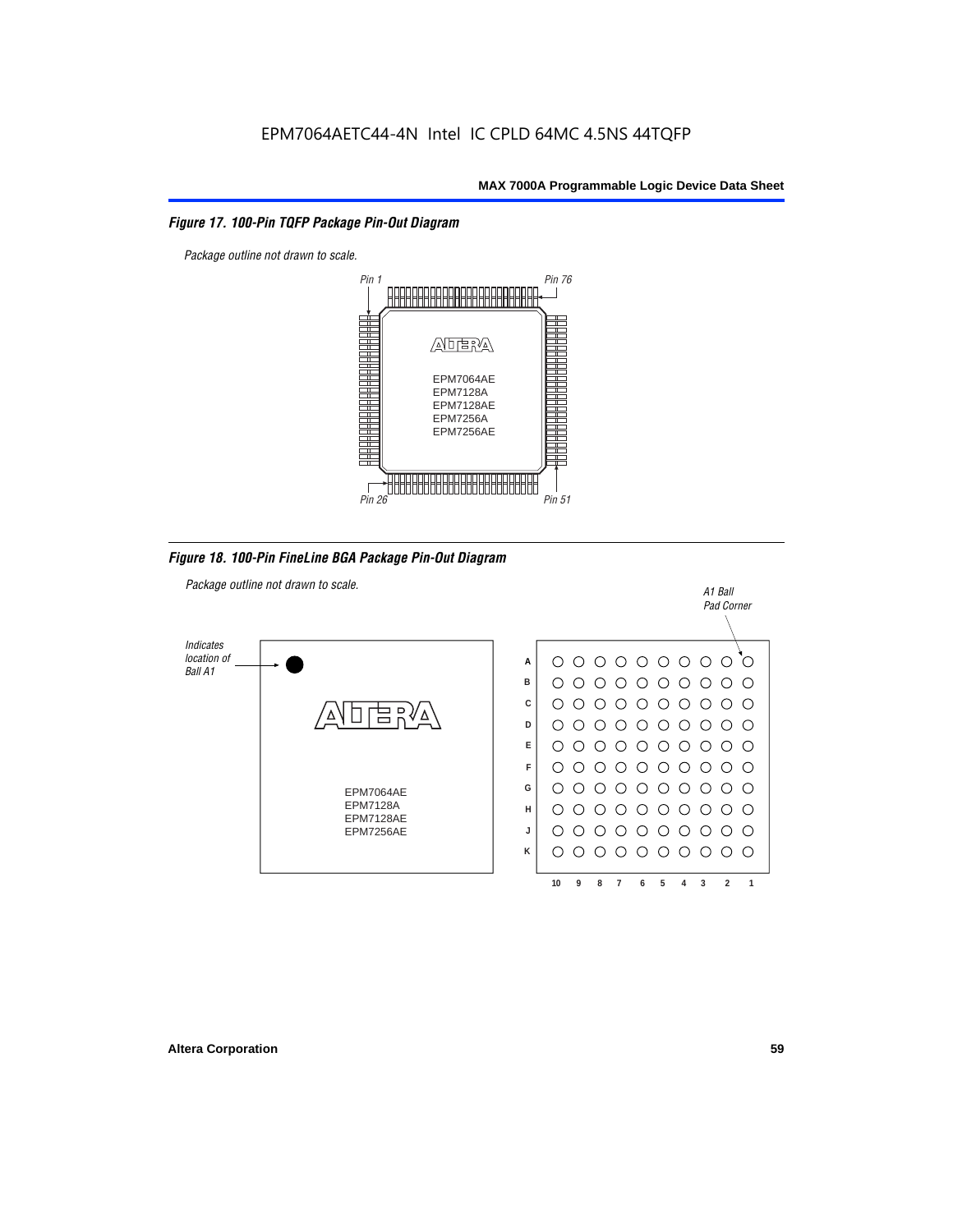EPM7064AETC44-4N Intel IC CPLD 64MC 4.5NS 44TQFP

### *Figure 17. 100-Pin TQFP Package Pin-Out Diagram*

*Package outline not drawn to scale.*

*Pin 1* *Pin 76*

EPM7064AE
EPM7128A
EPM7128AE
EPM7256A
EPM7256AE

*Pin 26* *Pin 51*

### *Figure 18. 100-Pin FineLine BGA Package Pin-Out Diagram*

*Package outline not drawn to scale.*

*Indicates location of Ball A1*

*A1 Ball Pad Corner*

EPM7064AE
EPM7128A
EPM7128AE
EPM7256AE

A B C D E F G H J K

10 9 8 7 6 5 4 3 2 1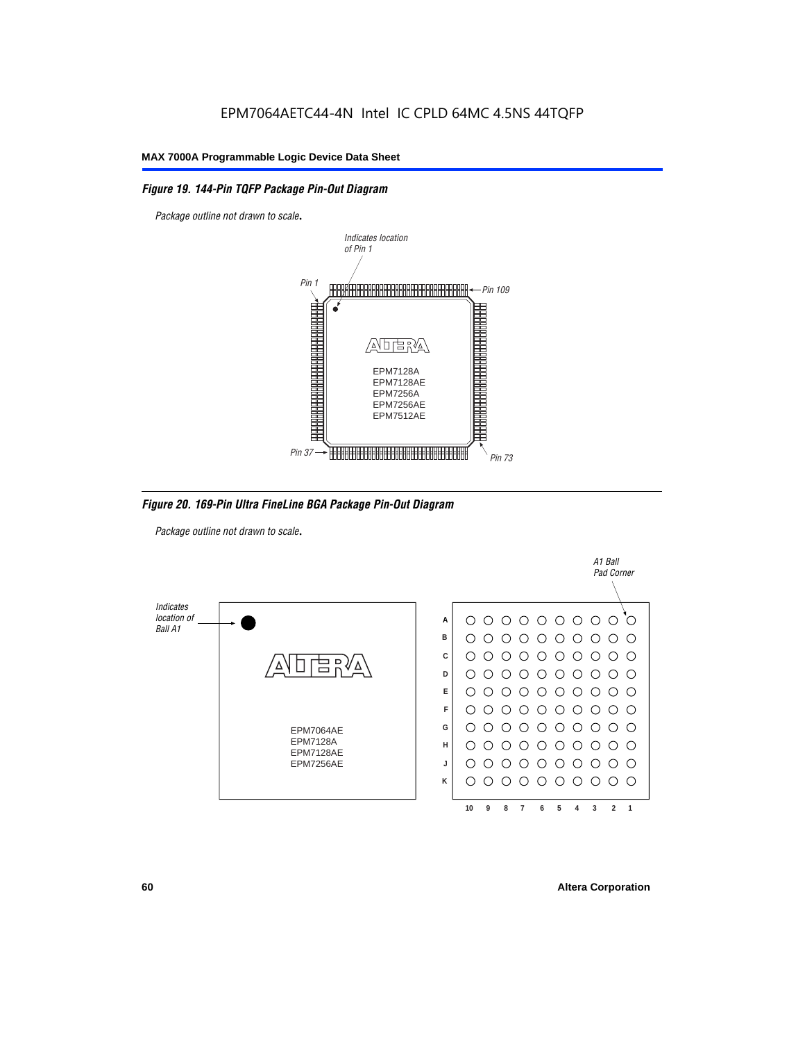### *Figure 19. 144-Pin TQFP Package Pin-Out Diagram*

*Package outline not drawn to scale.*

*Indicates location of Pin 1*

*Pin 1*

*Pin 109*

EPM7128A
EPM7128AE
EPM7256A
EPM7256AE
EPM7512AE

*Pin 37*

*Pin 73*

### *Figure 20. 169-Pin Ultra FineLine BGA Package Pin-Out Diagram*

*Package outline not drawn to scale.*

*Indicates location of Ball A1*

EPM7064AE
EPM7128A
EPM7128AE
EPM7256AE

*A1 Ball Pad Corner*

Rows: A, B, C, D, E, F, G, H, J, K

Columns: 10, 9, 8, 7, 6, 5, 4, 3, 2, 1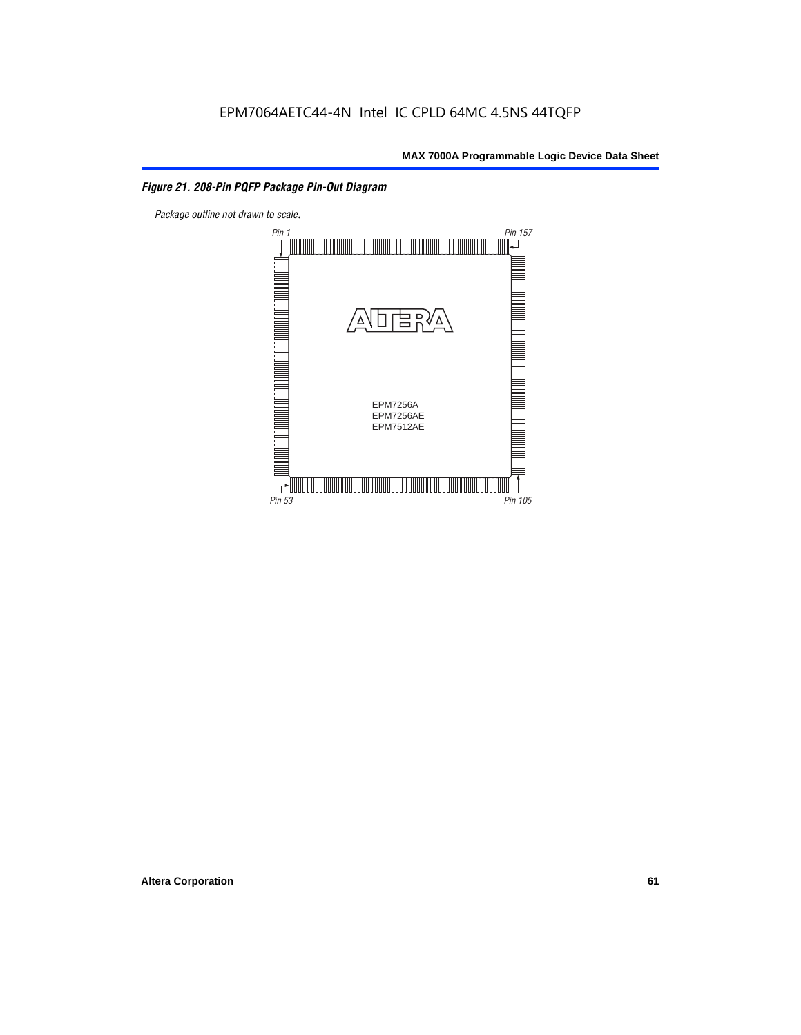### *Figure 21. 208-Pin PQFP Package Pin-Out Diagram*

*Package outline not drawn to scale.*

Pin 1

Pin 157

EPM7256A
EPM7256AE
EPM7512AE

Pin 53

Pin 105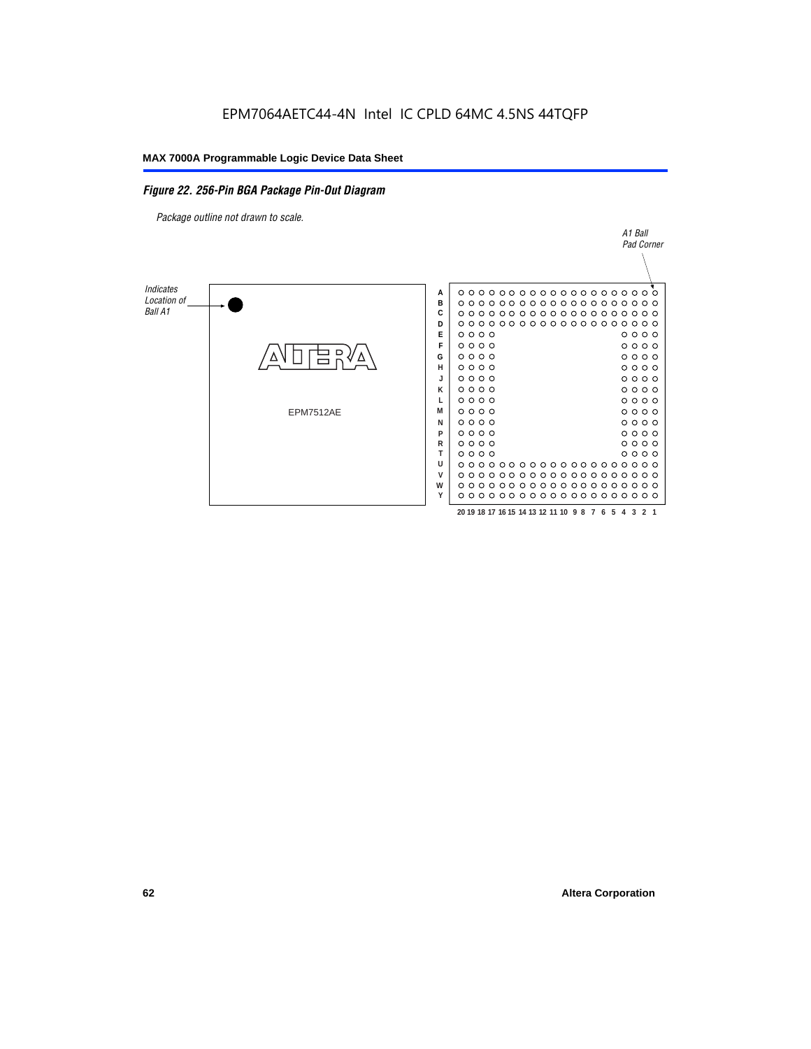EPM7064AETC44-4N Intel IC CPLD 64MC 4.5NS 44TQFP

*Figure 22. 256-Pin BGA Package Pin-Out Diagram*

*Package outline not drawn to scale.*

*A1 Ball Pad Corner*

*Indicates Location of Ball A1*

EPM7512AE

A B C D E F G H J K L M N P R T U V W Y

20 19 18 17 16 15 14 13 12 11 10 9 8 7 6 5 4 3 2 1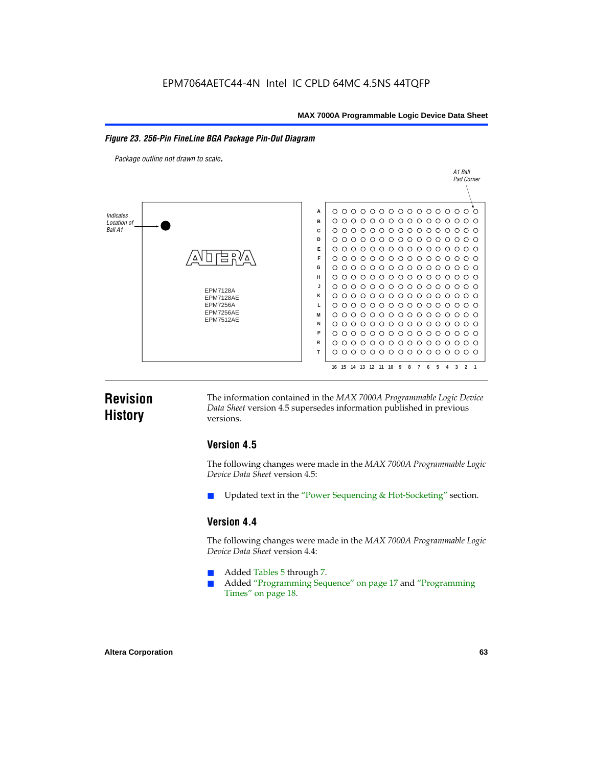EPM7064AETC44-4N Intel IC CPLD 64MC 4.5NS 44TQFP

*Figure 23. 256-Pin FineLine BGA Package Pin-Out Diagram*

*Package outline not drawn to scale.*

# Revision History

The information contained in the *MAX 7000A Programmable Logic Device Data Sheet* version 4.5 supersedes information published in previous versions.

## Version 4.5

The following changes were made in the *MAX 7000A Programmable Logic Device Data Sheet* version 4.5:

- Updated text in the "Power Sequencing & Hot-Socketing" section.

## Version 4.4

The following changes were made in the *MAX 7000A Programmable Logic Device Data Sheet* version 4.4:

- Added Tables 5 through 7.
- Added "Programming Sequence" on page 17 and "Programming Times" on page 18.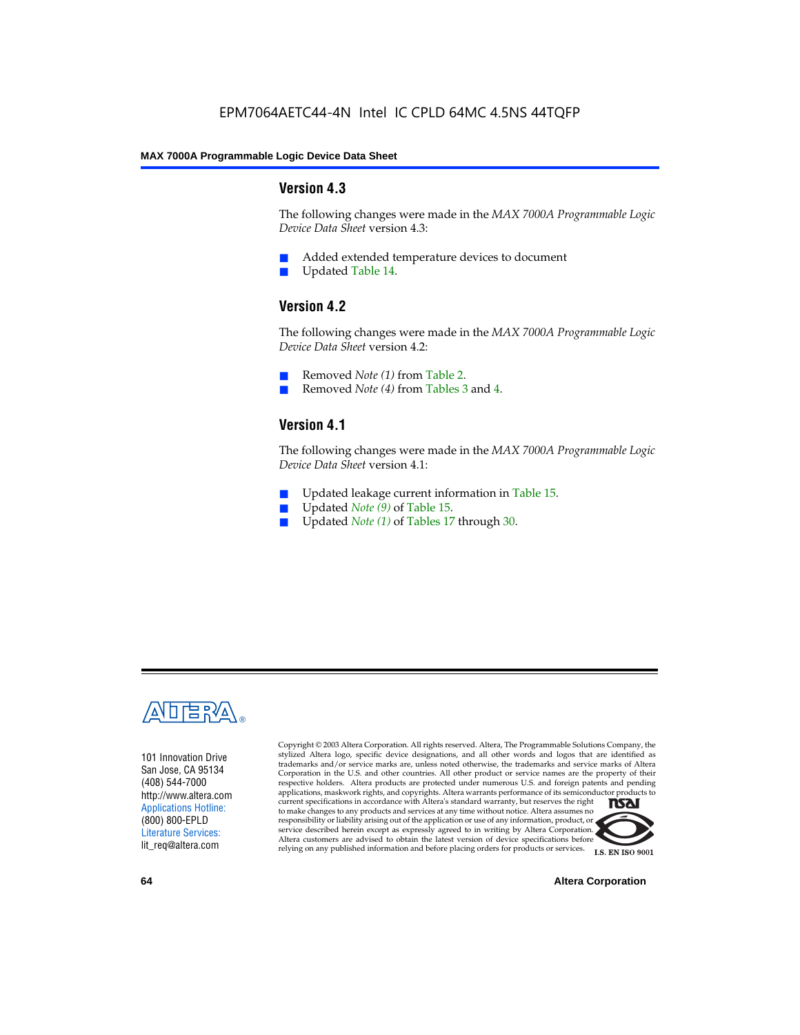## Version 4.3

The following changes were made in the *MAX 7000A Programmable Logic Device Data Sheet* version 4.3:

- Added extended temperature devices to document
- Updated Table 14.

## Version 4.2

The following changes were made in the *MAX 7000A Programmable Logic Device Data Sheet* version 4.2:

- Removed *Note (1)* from Table 2.
- Removed *Note (4)* from Tables 3 and 4.

## Version 4.1

The following changes were made in the *MAX 7000A Programmable Logic Device Data Sheet* version 4.1:

- Updated leakage current information in Table 15.
- Updated *Note (9)* of Table 15.
- Updated *Note (1)* of Tables 17 through 30.

101 Innovation Drive
San Jose, CA 95134
(408) 544-7000
http://www.altera.com
Applications Hotline:
(800) 800-EPLD
Literature Services:
lit_req@altera.com

Copyright © 2003 Altera Corporation. All rights reserved. Altera, The Programmable Solutions Company, the stylized Altera logo, specific device designations, and all other words and logos that are identified as trademarks and/or service marks are, unless noted otherwise, the trademarks and service marks of Altera Corporation in the U.S. and other countries. All other product or service names are the property of their respective holders. Altera products are protected under numerous U.S. and foreign patents and pending applications, maskwork rights, and copyrights. Altera warrants performance of its semiconductor products to current specifications in accordance with Altera's standard warranty, but reserves the right to make changes to any products and services at any time without notice. Altera assumes no responsibility or liability arising out of the application or use of any information, product, or service described herein except as expressly agreed to in writing by Altera Corporation. Altera customers are advised to obtain the latest version of device specifications before relying on any published information and before placing orders for products or services.

I.S. EN ISO 9001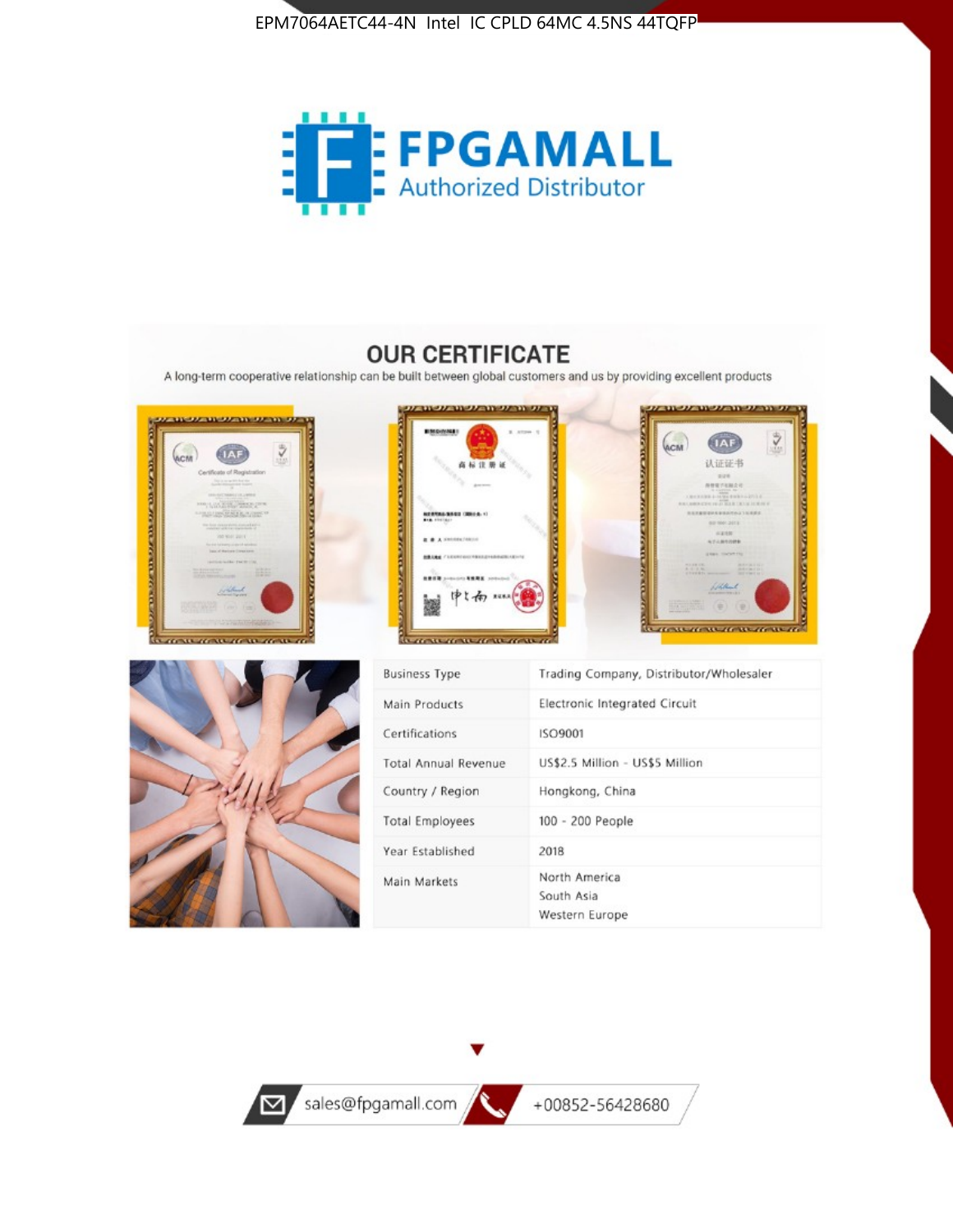# FPGAMALL

Authorized Distributor

## OUR CERTIFICATE

A long-term cooperative relationship can be built between global customers and us by providing excellent products

| | |
|---|---|
| Business Type | Trading Company, Distributor/Wholesaler |
| Main Products | Electronic Integrated Circuit |
| Certifications | ISO9001 |
| Total Annual Revenue | US$2.5 Million - US$5 Million |
| Country / Region | Hongkong, China |
| Total Employees | 100 - 200 People |
| Year Established | 2018 |
| Main Markets | North America<br>South Asia<br>Western Europe |

sales@fpgamall.com

+00852-56428680